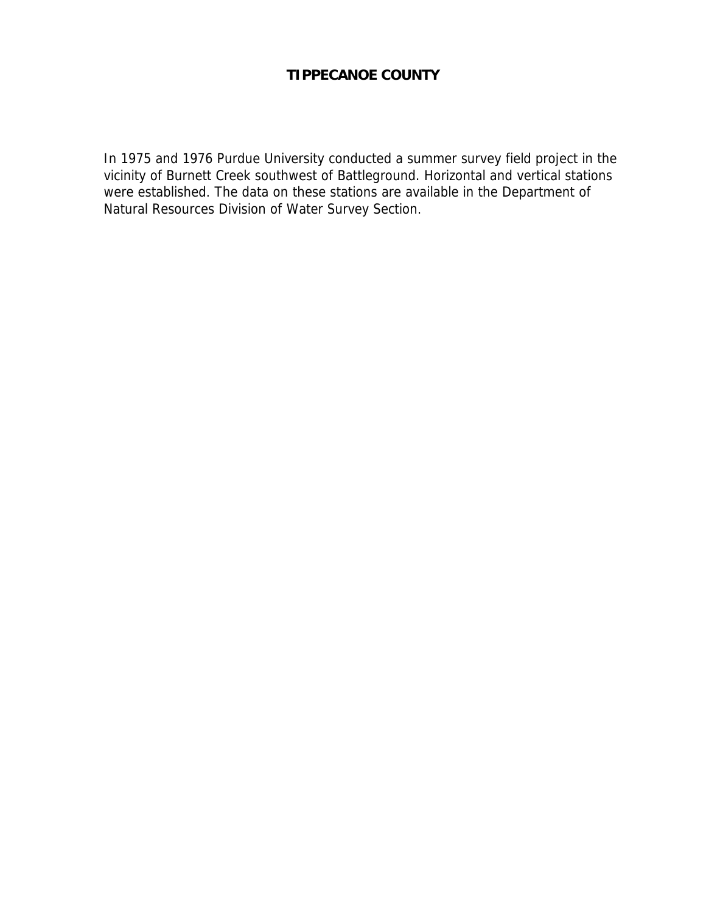# TIPPECANOE COUNTY

In 1975 and 1976 Purdue University conducted a summer survey field project in the vicinity of Burnett Creek southwest of Battleground. Horizontal and vertical stations were established. The data on these stations are available in the Department of Natural Resources Division of Water Survey Section.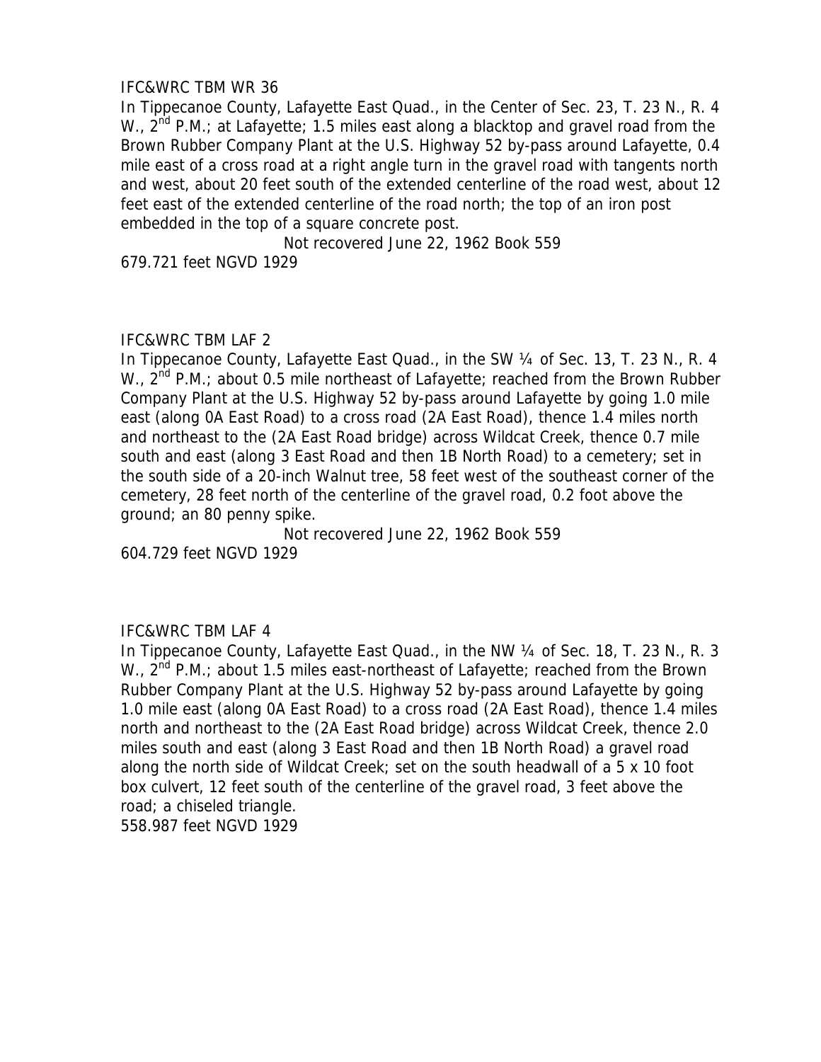IFC&WRC TBM WR 36

In Tippecanoe County, Lafayette East Quad., in the Center of Sec. 23, T. 23 N., R. 4 W., 2nd P.M.; at Lafayette; 1.5 miles east along a blacktop and gravel road from the Brown Rubber Company Plant at the U.S. Highway 52 by-pass around Lafayette, 0.4 mile east of a cross road at a right angle turn in the gravel road with tangents north and west, about 20 feet south of the extended centerline of the road west, about 12 feet east of the extended centerline of the road north; the top of an iron post embedded in the top of a square concrete post.

Not recovered June 22, 1962 Book 559

679.721 feet NGVD 1929

IFC&WRC TBM LAF 2

In Tippecanoe County, Lafayette East Quad., in the SW ¼ of Sec. 13, T. 23 N., R. 4 W., 2nd P.M.; about 0.5 mile northeast of Lafayette; reached from the Brown Rubber Company Plant at the U.S. Highway 52 by-pass around Lafayette by going 1.0 mile east (along 0A East Road) to a cross road (2A East Road), thence 1.4 miles north and northeast to the (2A East Road bridge) across Wildcat Creek, thence 0.7 mile south and east (along 3 East Road and then 1B North Road) to a cemetery; set in the south side of a 20-inch Walnut tree, 58 feet west of the southeast corner of the cemetery, 28 feet north of the centerline of the gravel road, 0.2 foot above the ground; an 80 penny spike.

Not recovered June 22, 1962 Book 559

604.729 feet NGVD 1929

IFC&WRC TBM LAF 4

In Tippecanoe County, Lafayette East Quad., in the NW ¼ of Sec. 18, T. 23 N., R. 3 W., 2nd P.M.; about 1.5 miles east-northeast of Lafayette; reached from the Brown Rubber Company Plant at the U.S. Highway 52 by-pass around Lafayette by going 1.0 mile east (along 0A East Road) to a cross road (2A East Road), thence 1.4 miles north and northeast to the (2A East Road bridge) across Wildcat Creek, thence 2.0 miles south and east (along 3 East Road and then 1B North Road) a gravel road along the north side of Wildcat Creek; set on the south headwall of a 5 x 10 foot box culvert, 12 feet south of the centerline of the gravel road, 3 feet above the road; a chiseled triangle.

558.987 feet NGVD 1929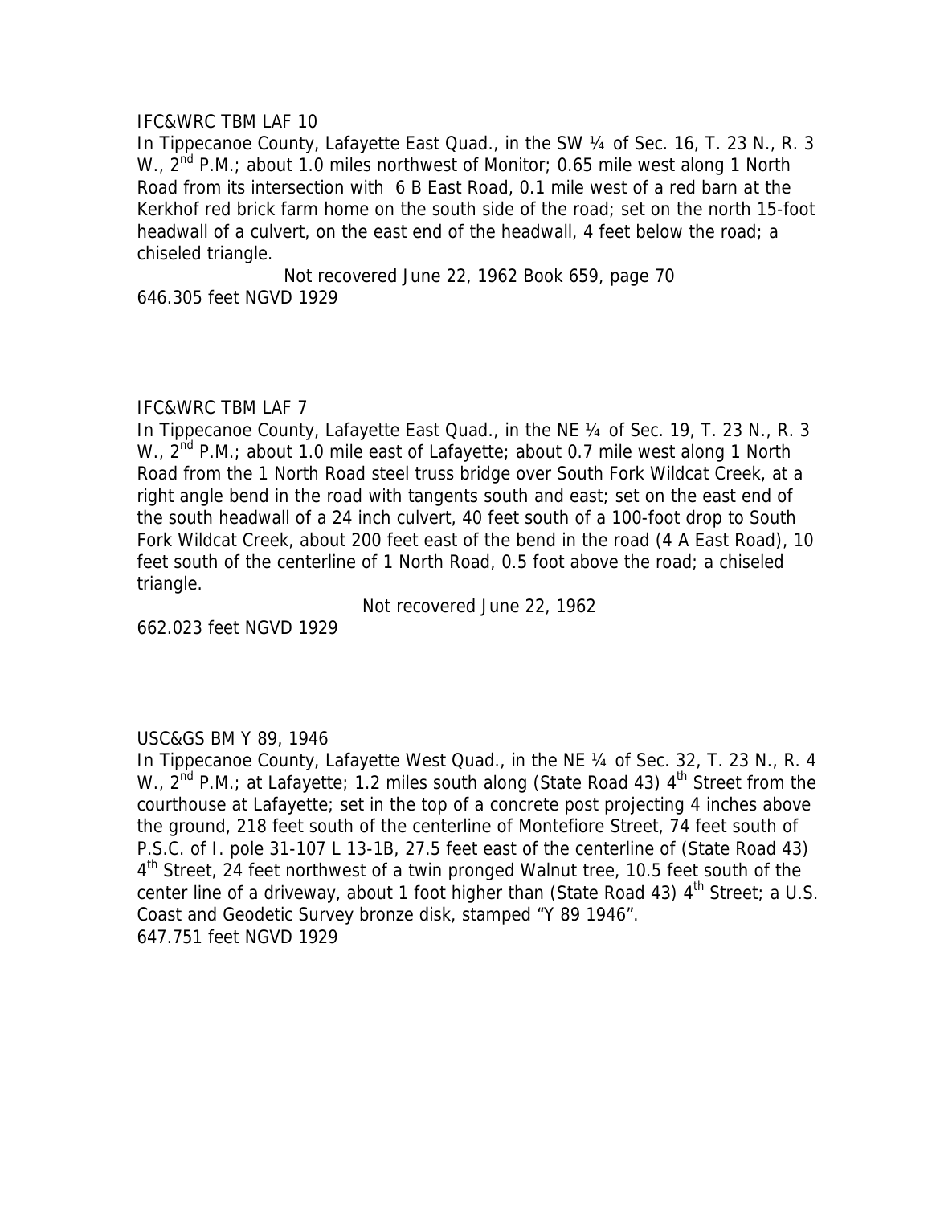IFC&WRC TBM LAF 10

In Tippecanoe County, Lafayette East Quad., in the SW ¼ of Sec. 16, T. 23 N., R. 3 W., 2nd P.M.; about 1.0 miles northwest of Monitor; 0.65 mile west along 1 North Road from its intersection with 6 B East Road, 0.1 mile west of a red barn at the Kerkhof red brick farm home on the south side of the road; set on the north 15-foot headwall of a culvert, on the east end of the headwall, 4 feet below the road; a chiseled triangle.

Not recovered June 22, 1962 Book 659, page 70

646.305 feet NGVD 1929

IFC&WRC TBM LAF 7

In Tippecanoe County, Lafayette East Quad., in the NE ¼ of Sec. 19, T. 23 N., R. 3 W., 2nd P.M.; about 1.0 mile east of Lafayette; about 0.7 mile west along 1 North Road from the 1 North Road steel truss bridge over South Fork Wildcat Creek, at a right angle bend in the road with tangents south and east; set on the east end of the south headwall of a 24 inch culvert, 40 feet south of a 100-foot drop to South Fork Wildcat Creek, about 200 feet east of the bend in the road (4 A East Road), 10 feet south of the centerline of 1 North Road, 0.5 foot above the road; a chiseled triangle.

Not recovered June 22, 1962

662.023 feet NGVD 1929

USC&GS BM Y 89, 1946

In Tippecanoe County, Lafayette West Quad., in the NE ¼ of Sec. 32, T. 23 N., R. 4 W., 2nd P.M.; at Lafayette; 1.2 miles south along (State Road 43) 4th Street from the courthouse at Lafayette; set in the top of a concrete post projecting 4 inches above the ground, 218 feet south of the centerline of Montefiore Street, 74 feet south of P.S.C. of I. pole 31-107 L 13-1B, 27.5 feet east of the centerline of (State Road 43) 4th Street, 24 feet northwest of a twin pronged Walnut tree, 10.5 feet south of the center line of a driveway, about 1 foot higher than (State Road 43) 4th Street; a U.S. Coast and Geodetic Survey bronze disk, stamped "Y 89 1946".

647.751 feet NGVD 1929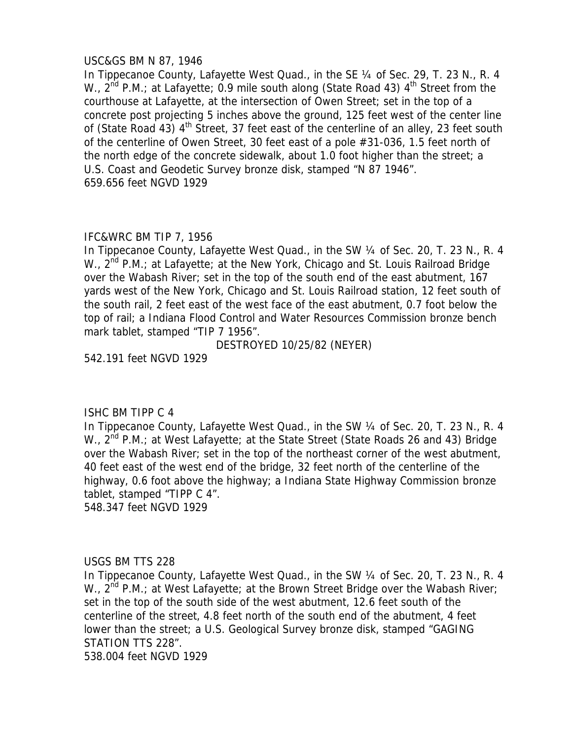USC&GS BM N 87, 1946

In Tippecanoe County, Lafayette West Quad., in the SE ¼ of Sec. 29, T. 23 N., R. 4 W., 2nd P.M.; at Lafayette; 0.9 mile south along (State Road 43) 4th Street from the courthouse at Lafayette, at the intersection of Owen Street; set in the top of a concrete post projecting 5 inches above the ground, 125 feet west of the center line of (State Road 43) 4th Street, 37 feet east of the centerline of an alley, 23 feet south of the centerline of Owen Street, 30 feet east of a pole #31-036, 1.5 feet north of the north edge of the concrete sidewalk, about 1.0 foot higher than the street; a U.S. Coast and Geodetic Survey bronze disk, stamped "N 87 1946".

659.656 feet NGVD 1929

IFC&WRC BM TIP 7, 1956

In Tippecanoe County, Lafayette West Quad., in the SW ¼ of Sec. 20, T. 23 N., R. 4 W., 2nd P.M.; at Lafayette; at the New York, Chicago and St. Louis Railroad Bridge over the Wabash River; set in the top of the south end of the east abutment, 167 yards west of the New York, Chicago and St. Louis Railroad station, 12 feet south of the south rail, 2 feet east of the west face of the east abutment, 0.7 foot below the top of rail; a Indiana Flood Control and Water Resources Commission bronze bench mark tablet, stamped "TIP 7 1956".

DESTROYED 10/25/82 (NEYER)

542.191 feet NGVD 1929

ISHC BM TIPP C 4

In Tippecanoe County, Lafayette West Quad., in the SW ¼ of Sec. 20, T. 23 N., R. 4 W., 2nd P.M.; at West Lafayette; at the State Street (State Roads 26 and 43) Bridge over the Wabash River; set in the top of the northeast corner of the west abutment, 40 feet east of the west end of the bridge, 32 feet north of the centerline of the highway, 0.6 foot above the highway; a Indiana State Highway Commission bronze tablet, stamped "TIPP C 4".

548.347 feet NGVD 1929

USGS BM TTS 228

In Tippecanoe County, Lafayette West Quad., in the SW ¼ of Sec. 20, T. 23 N., R. 4 W., 2nd P.M.; at West Lafayette; at the Brown Street Bridge over the Wabash River; set in the top of the south side of the west abutment, 12.6 feet south of the centerline of the street, 4.8 feet north of the south end of the abutment, 4 feet lower than the street; a U.S. Geological Survey bronze disk, stamped "GAGING STATION TTS 228".

538.004 feet NGVD 1929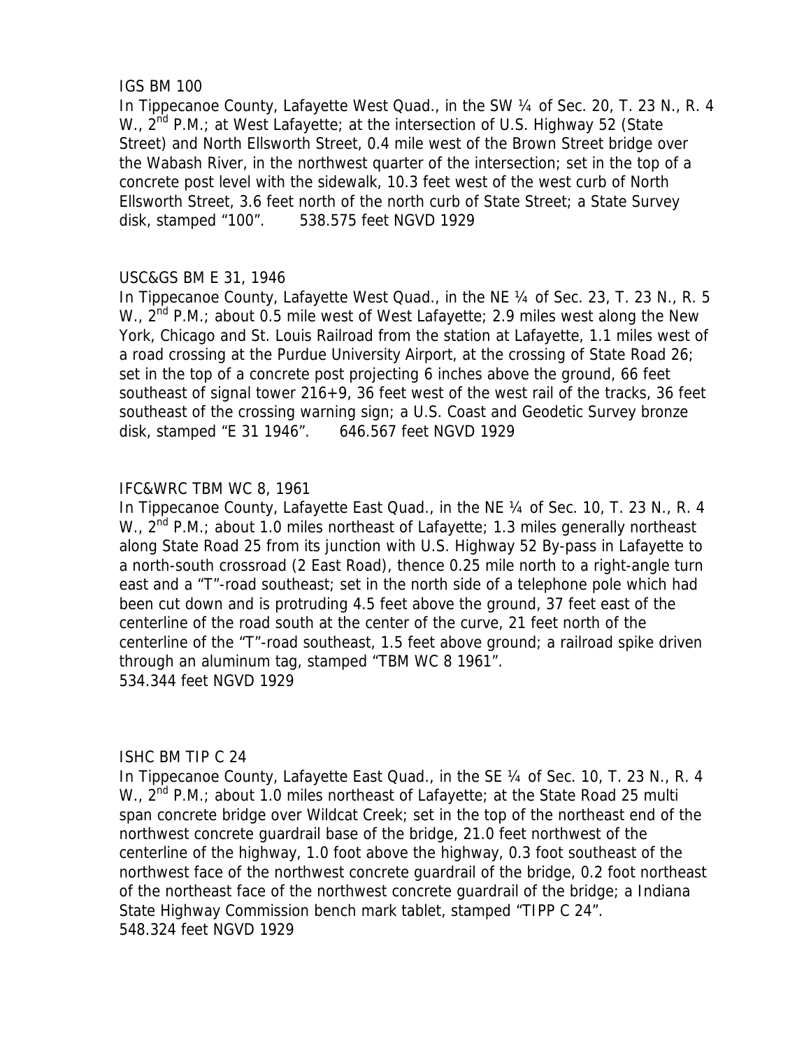IGS BM 100

In Tippecanoe County, Lafayette West Quad., in the SW ¼ of Sec. 20, T. 23 N., R. 4 W., 2nd P.M.; at West Lafayette; at the intersection of U.S. Highway 52 (State Street) and North Ellsworth Street, 0.4 mile west of the Brown Street bridge over the Wabash River, in the northwest quarter of the intersection; set in the top of a concrete post level with the sidewalk, 10.3 feet west of the west curb of North Ellsworth Street, 3.6 feet north of the north curb of State Street; a State Survey disk, stamped "100". 538.575 feet NGVD 1929

USC&GS BM E 31, 1946

In Tippecanoe County, Lafayette West Quad., in the NE ¼ of Sec. 23, T. 23 N., R. 5 W., 2nd P.M.; about 0.5 mile west of West Lafayette; 2.9 miles west along the New York, Chicago and St. Louis Railroad from the station at Lafayette, 1.1 miles west of a road crossing at the Purdue University Airport, at the crossing of State Road 26; set in the top of a concrete post projecting 6 inches above the ground, 66 feet southeast of signal tower 216+9, 36 feet west of the west rail of the tracks, 36 feet southeast of the crossing warning sign; a U.S. Coast and Geodetic Survey bronze disk, stamped "E 31 1946". 646.567 feet NGVD 1929

IFC&WRC TBM WC 8, 1961

In Tippecanoe County, Lafayette East Quad., in the NE ¼ of Sec. 10, T. 23 N., R. 4 W., 2nd P.M.; about 1.0 miles northeast of Lafayette; 1.3 miles generally northeast along State Road 25 from its junction with U.S. Highway 52 By-pass in Lafayette to a north-south crossroad (2 East Road), thence 0.25 mile north to a right-angle turn east and a "T"-road southeast; set in the north side of a telephone pole which had been cut down and is protruding 4.5 feet above the ground, 37 feet east of the centerline of the road south at the center of the curve, 21 feet north of the centerline of the "T"-road southeast, 1.5 feet above ground; a railroad spike driven through an aluminum tag, stamped "TBM WC 8 1961".
534.344 feet NGVD 1929

ISHC BM TIP C 24

In Tippecanoe County, Lafayette East Quad., in the SE ¼ of Sec. 10, T. 23 N., R. 4 W., 2nd P.M.; about 1.0 miles northeast of Lafayette; at the State Road 25 multi span concrete bridge over Wildcat Creek; set in the top of the northeast end of the northwest concrete guardrail base of the bridge, 21.0 feet northwest of the centerline of the highway, 1.0 foot above the highway, 0.3 foot southeast of the northwest face of the northwest concrete guardrail of the bridge, 0.2 foot northeast of the northeast face of the northwest concrete guardrail of the bridge; a Indiana State Highway Commission bench mark tablet, stamped "TIPP C 24".
548.324 feet NGVD 1929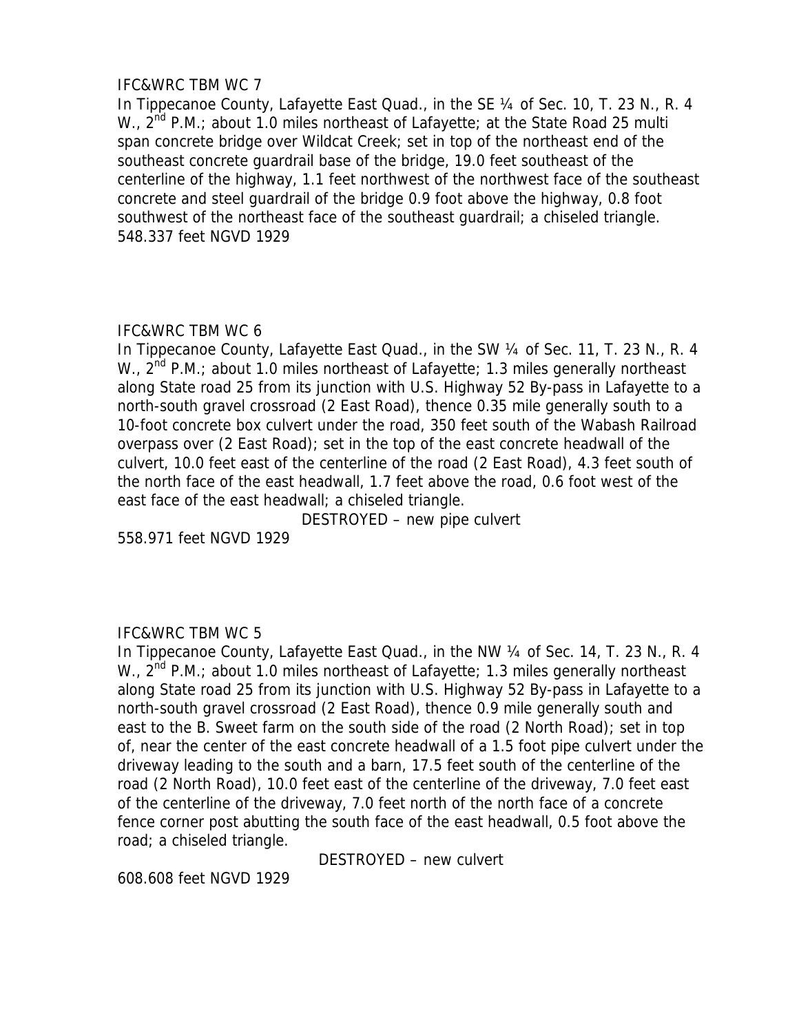IFC&WRC TBM WC 7

In Tippecanoe County, Lafayette East Quad., in the SE ¼ of Sec. 10, T. 23 N., R. 4 W., 2nd P.M.; about 1.0 miles northeast of Lafayette; at the State Road 25 multi span concrete bridge over Wildcat Creek; set in top of the northeast end of the southeast concrete guardrail base of the bridge, 19.0 feet southeast of the centerline of the highway, 1.1 feet northwest of the northwest face of the southeast concrete and steel guardrail of the bridge 0.9 foot above the highway, 0.8 foot southwest of the northeast face of the southeast guardrail; a chiseled triangle.

548.337 feet NGVD 1929

IFC&WRC TBM WC 6

In Tippecanoe County, Lafayette East Quad., in the SW ¼ of Sec. 11, T. 23 N., R. 4 W., 2nd P.M.; about 1.0 miles northeast of Lafayette; 1.3 miles generally northeast along State road 25 from its junction with U.S. Highway 52 By-pass in Lafayette to a north-south gravel crossroad (2 East Road), thence 0.35 mile generally south to a 10-foot concrete box culvert under the road, 350 feet south of the Wabash Railroad overpass over (2 East Road); set in the top of the east concrete headwall of the culvert, 10.0 feet east of the centerline of the road (2 East Road), 4.3 feet south of the north face of the east headwall, 1.7 feet above the road, 0.6 foot west of the east face of the east headwall; a chiseled triangle.

DESTROYED – new pipe culvert

558.971 feet NGVD 1929

IFC&WRC TBM WC 5

In Tippecanoe County, Lafayette East Quad., in the NW ¼ of Sec. 14, T. 23 N., R. 4 W., 2nd P.M.; about 1.0 miles northeast of Lafayette; 1.3 miles generally northeast along State road 25 from its junction with U.S. Highway 52 By-pass in Lafayette to a north-south gravel crossroad (2 East Road), thence 0.9 mile generally south and east to the B. Sweet farm on the south side of the road (2 North Road); set in top of, near the center of the east concrete headwall of a 1.5 foot pipe culvert under the driveway leading to the south and a barn, 17.5 feet south of the centerline of the road (2 North Road), 10.0 feet east of the centerline of the driveway, 7.0 feet east of the centerline of the driveway, 7.0 feet north of the north face of a concrete fence corner post abutting the south face of the east headwall, 0.5 foot above the road; a chiseled triangle.

DESTROYED – new culvert

608.608 feet NGVD 1929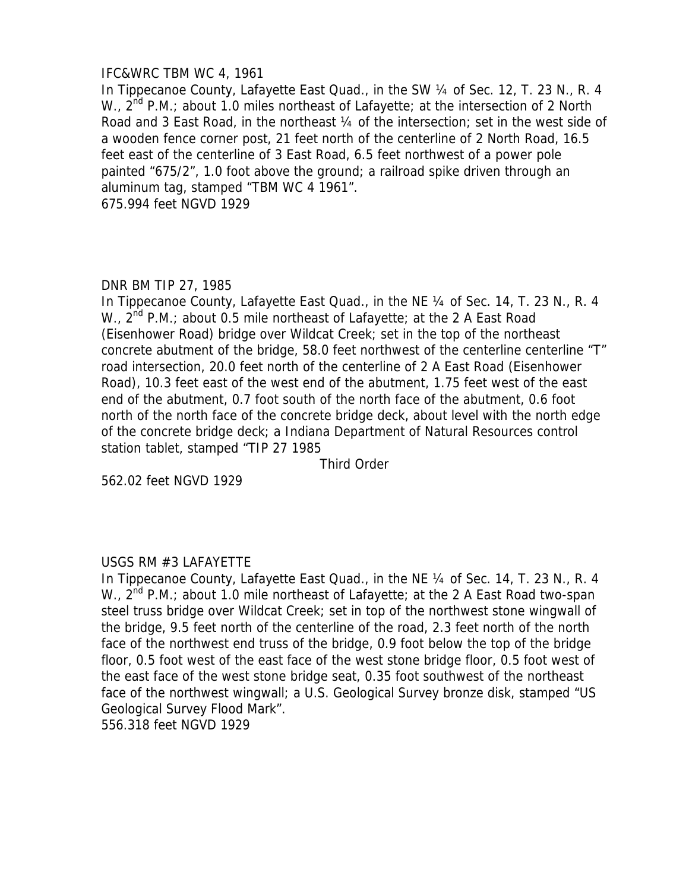IFC&WRC TBM WC 4, 1961

In Tippecanoe County, Lafayette East Quad., in the SW ¼ of Sec. 12, T. 23 N., R. 4 W., 2nd P.M.; about 1.0 miles northeast of Lafayette; at the intersection of 2 North Road and 3 East Road, in the northeast ¼ of the intersection; set in the west side of a wooden fence corner post, 21 feet north of the centerline of 2 North Road, 16.5 feet east of the centerline of 3 East Road, 6.5 feet northwest of a power pole painted "675/2", 1.0 foot above the ground; a railroad spike driven through an aluminum tag, stamped "TBM WC 4 1961".

675.994 feet NGVD 1929

DNR BM TIP 27, 1985

In Tippecanoe County, Lafayette East Quad., in the NE ¼ of Sec. 14, T. 23 N., R. 4 W., 2nd P.M.; about 0.5 mile northeast of Lafayette; at the 2 A East Road (Eisenhower Road) bridge over Wildcat Creek; set in the top of the northeast concrete abutment of the bridge, 58.0 feet northwest of the centerline centerline "T" road intersection, 20.0 feet north of the centerline of 2 A East Road (Eisenhower Road), 10.3 feet east of the west end of the abutment, 1.75 feet west of the east end of the abutment, 0.7 foot south of the north face of the abutment, 0.6 foot north of the north face of the concrete bridge deck, about level with the north edge of the concrete bridge deck; a Indiana Department of Natural Resources control station tablet, stamped "TIP 27 1985

Third Order

562.02 feet NGVD 1929

USGS RM #3 LAFAYETTE

In Tippecanoe County, Lafayette East Quad., in the NE ¼ of Sec. 14, T. 23 N., R. 4 W., 2nd P.M.; about 1.0 mile northeast of Lafayette; at the 2 A East Road two-span steel truss bridge over Wildcat Creek; set in top of the northwest stone wingwall of the bridge, 9.5 feet north of the centerline of the road, 2.3 feet north of the north face of the northwest end truss of the bridge, 0.9 foot below the top of the bridge floor, 0.5 foot west of the east face of the west stone bridge floor, 0.5 foot west of the east face of the west stone bridge seat, 0.35 foot southwest of the northeast face of the northwest wingwall; a U.S. Geological Survey bronze disk, stamped "US Geological Survey Flood Mark".

556.318 feet NGVD 1929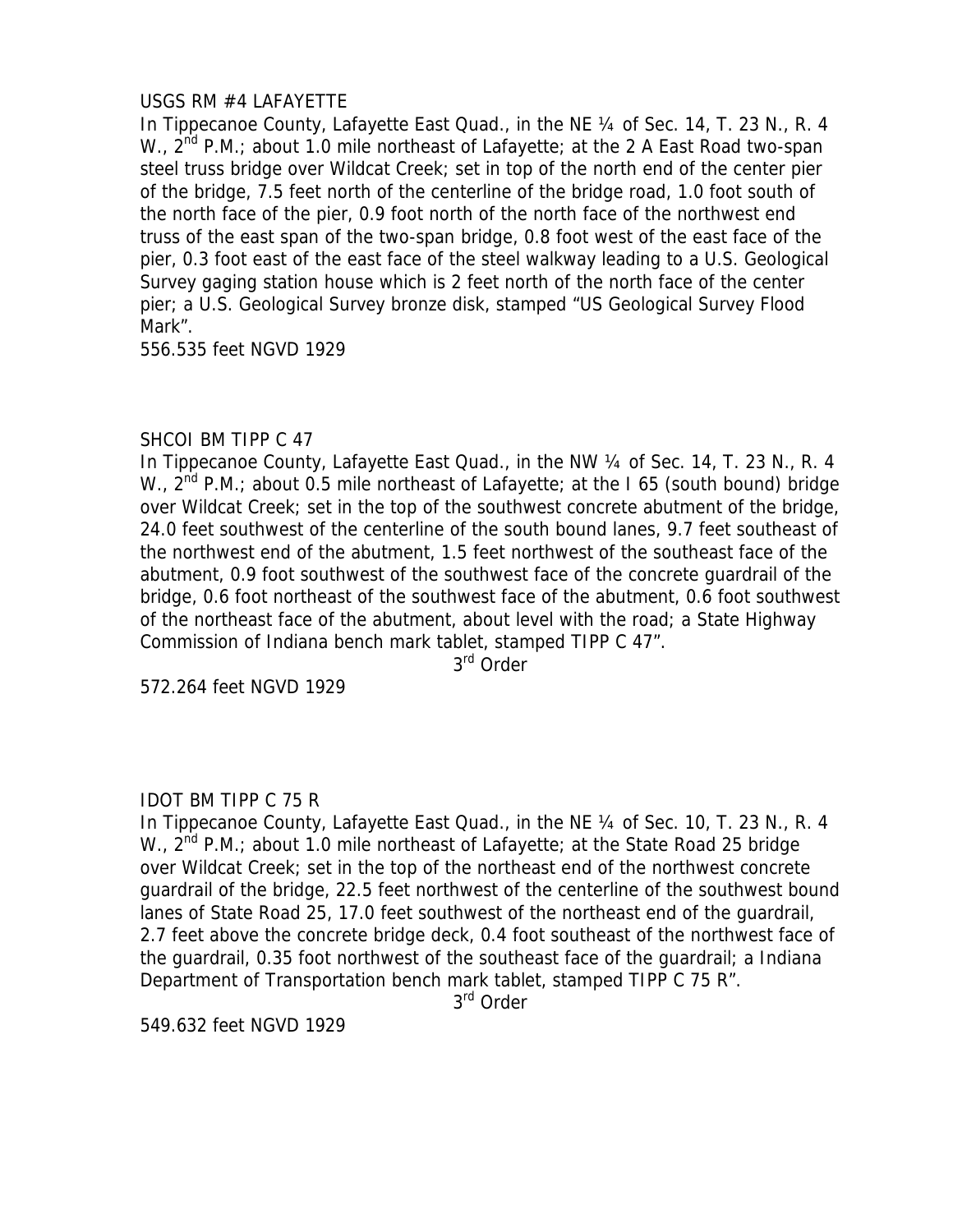USGS RM #4 LAFAYETTE

In Tippecanoe County, Lafayette East Quad., in the NE ¼ of Sec. 14, T. 23 N., R. 4 W., 2nd P.M.; about 1.0 mile northeast of Lafayette; at the 2 A East Road two-span steel truss bridge over Wildcat Creek; set in top of the north end of the center pier of the bridge, 7.5 feet north of the centerline of the bridge road, 1.0 foot south of the north face of the pier, 0.9 foot north of the north face of the northwest end truss of the east span of the two-span bridge, 0.8 foot west of the east face of the pier, 0.3 foot east of the east face of the steel walkway leading to a U.S. Geological Survey gaging station house which is 2 feet north of the north face of the center pier; a U.S. Geological Survey bronze disk, stamped "US Geological Survey Flood Mark".

556.535 feet NGVD 1929

SHCOI BM TIPP C 47

In Tippecanoe County, Lafayette East Quad., in the NW ¼ of Sec. 14, T. 23 N., R. 4 W., 2nd P.M.; about 0.5 mile northeast of Lafayette; at the I 65 (south bound) bridge over Wildcat Creek; set in the top of the southwest concrete abutment of the bridge, 24.0 feet southwest of the centerline of the south bound lanes, 9.7 feet southeast of the northwest end of the abutment, 1.5 feet northwest of the southeast face of the abutment, 0.9 foot southwest of the southwest face of the concrete guardrail of the bridge, 0.6 foot northeast of the southwest face of the abutment, 0.6 foot southwest of the northeast face of the abutment, about level with the road; a State Highway Commission of Indiana bench mark tablet, stamped TIPP C 47".

3rd Order

572.264 feet NGVD 1929

IDOT BM TIPP C 75 R

In Tippecanoe County, Lafayette East Quad., in the NE ¼ of Sec. 10, T. 23 N., R. 4 W., 2nd P.M.; about 1.0 mile northeast of Lafayette; at the State Road 25 bridge over Wildcat Creek; set in the top of the northeast end of the northwest concrete guardrail of the bridge, 22.5 feet northwest of the centerline of the southwest bound lanes of State Road 25, 17.0 feet southwest of the northeast end of the guardrail, 2.7 feet above the concrete bridge deck, 0.4 foot southeast of the northwest face of the guardrail, 0.35 foot northwest of the southeast face of the guardrail; a Indiana Department of Transportation bench mark tablet, stamped TIPP C 75 R".

3rd Order

549.632 feet NGVD 1929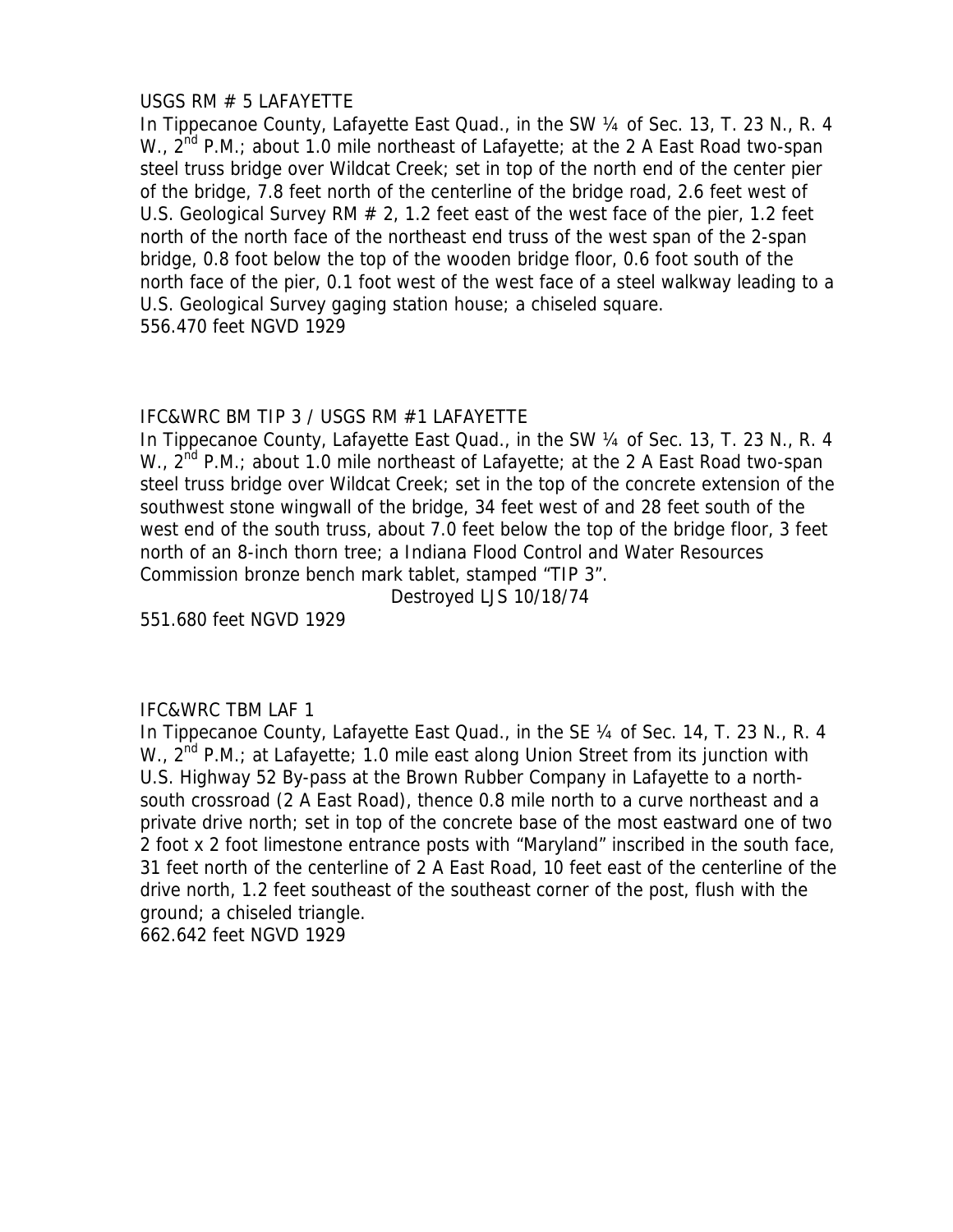USGS RM # 5 LAFAYETTE

In Tippecanoe County, Lafayette East Quad., in the SW ¼ of Sec. 13, T. 23 N., R. 4 W., 2nd P.M.; about 1.0 mile northeast of Lafayette; at the 2 A East Road two-span steel truss bridge over Wildcat Creek; set in top of the north end of the center pier of the bridge, 7.8 feet north of the centerline of the bridge road, 2.6 feet west of U.S. Geological Survey RM # 2, 1.2 feet east of the west face of the pier, 1.2 feet north of the north face of the northeast end truss of the west span of the 2-span bridge, 0.8 foot below the top of the wooden bridge floor, 0.6 foot south of the north face of the pier, 0.1 foot west of the west face of a steel walkway leading to a U.S. Geological Survey gaging station house; a chiseled square.

556.470 feet NGVD 1929

IFC&WRC BM TIP 3 / USGS RM #1 LAFAYETTE

In Tippecanoe County, Lafayette East Quad., in the SW ¼ of Sec. 13, T. 23 N., R. 4 W., 2nd P.M.; about 1.0 mile northeast of Lafayette; at the 2 A East Road two-span steel truss bridge over Wildcat Creek; set in the top of the concrete extension of the southwest stone wingwall of the bridge, 34 feet west of and 28 feet south of the west end of the south truss, about 7.0 feet below the top of the bridge floor, 3 feet north of an 8-inch thorn tree; a Indiana Flood Control and Water Resources Commission bronze bench mark tablet, stamped "TIP 3".

Destroyed LJS 10/18/74

551.680 feet NGVD 1929

IFC&WRC TBM LAF 1

In Tippecanoe County, Lafayette East Quad., in the SE ¼ of Sec. 14, T. 23 N., R. 4 W., 2nd P.M.; at Lafayette; 1.0 mile east along Union Street from its junction with U.S. Highway 52 By-pass at the Brown Rubber Company in Lafayette to a north-south crossroad (2 A East Road), thence 0.8 mile north to a curve northeast and a private drive north; set in top of the concrete base of the most eastward one of two 2 foot x 2 foot limestone entrance posts with "Maryland" inscribed in the south face, 31 feet north of the centerline of 2 A East Road, 10 feet east of the centerline of the drive north, 1.2 feet southeast of the southeast corner of the post, flush with the ground; a chiseled triangle.

662.642 feet NGVD 1929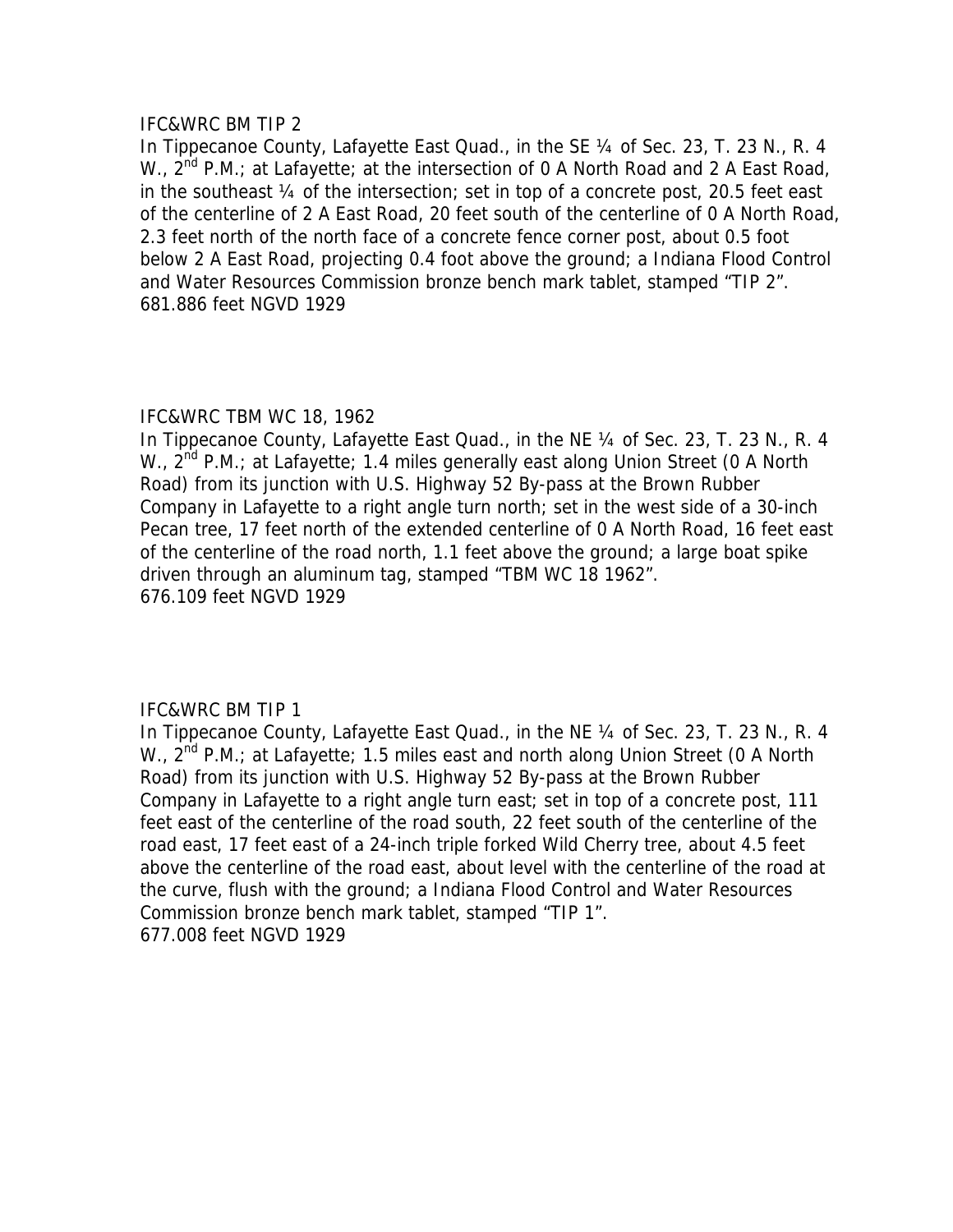IFC&WRC BM TIP 2

In Tippecanoe County, Lafayette East Quad., in the SE ¼ of Sec. 23, T. 23 N., R. 4 W., 2nd P.M.; at Lafayette; at the intersection of 0 A North Road and 2 A East Road, in the southeast ¼ of the intersection; set in top of a concrete post, 20.5 feet east of the centerline of 2 A East Road, 20 feet south of the centerline of 0 A North Road, 2.3 feet north of the north face of a concrete fence corner post, about 0.5 foot below 2 A East Road, projecting 0.4 foot above the ground; a Indiana Flood Control and Water Resources Commission bronze bench mark tablet, stamped "TIP 2".
681.886 feet NGVD 1929

IFC&WRC TBM WC 18, 1962

In Tippecanoe County, Lafayette East Quad., in the NE ¼ of Sec. 23, T. 23 N., R. 4 W., 2nd P.M.; at Lafayette; 1.4 miles generally east along Union Street (0 A North Road) from its junction with U.S. Highway 52 By-pass at the Brown Rubber Company in Lafayette to a right angle turn north; set in the west side of a 30-inch Pecan tree, 17 feet north of the extended centerline of 0 A North Road, 16 feet east of the centerline of the road north, 1.1 feet above the ground; a large boat spike driven through an aluminum tag, stamped "TBM WC 18 1962".
676.109 feet NGVD 1929

IFC&WRC BM TIP 1

In Tippecanoe County, Lafayette East Quad., in the NE ¼ of Sec. 23, T. 23 N., R. 4 W., 2nd P.M.; at Lafayette; 1.5 miles east and north along Union Street (0 A North Road) from its junction with U.S. Highway 52 By-pass at the Brown Rubber Company in Lafayette to a right angle turn east; set in top of a concrete post, 111 feet east of the centerline of the road south, 22 feet south of the centerline of the road east, 17 feet east of a 24-inch triple forked Wild Cherry tree, about 4.5 feet above the centerline of the road east, about level with the centerline of the road at the curve, flush with the ground; a Indiana Flood Control and Water Resources Commission bronze bench mark tablet, stamped "TIP 1".
677.008 feet NGVD 1929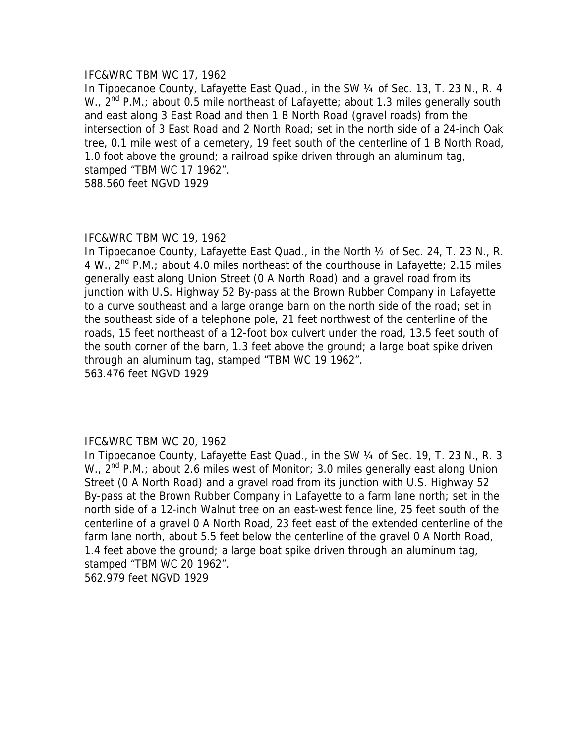IFC&WRC TBM WC 17, 1962

In Tippecanoe County, Lafayette East Quad., in the SW ¼ of Sec. 13, T. 23 N., R. 4 W., 2nd P.M.; about 0.5 mile northeast of Lafayette; about 1.3 miles generally south and east along 3 East Road and then 1 B North Road (gravel roads) from the intersection of 3 East Road and 2 North Road; set in the north side of a 24-inch Oak tree, 0.1 mile west of a cemetery, 19 feet south of the centerline of 1 B North Road, 1.0 foot above the ground; a railroad spike driven through an aluminum tag, stamped "TBM WC 17 1962".

588.560 feet NGVD 1929

IFC&WRC TBM WC 19, 1962

In Tippecanoe County, Lafayette East Quad., in the North ½ of Sec. 24, T. 23 N., R. 4 W., 2nd P.M.; about 4.0 miles northeast of the courthouse in Lafayette; 2.15 miles generally east along Union Street (0 A North Road) and a gravel road from its junction with U.S. Highway 52 By-pass at the Brown Rubber Company in Lafayette to a curve southeast and a large orange barn on the north side of the road; set in the southeast side of a telephone pole, 21 feet northwest of the centerline of the roads, 15 feet northeast of a 12-foot box culvert under the road, 13.5 feet south of the south corner of the barn, 1.3 feet above the ground; a large boat spike driven through an aluminum tag, stamped "TBM WC 19 1962".

563.476 feet NGVD 1929

IFC&WRC TBM WC 20, 1962

In Tippecanoe County, Lafayette East Quad., in the SW ¼ of Sec. 19, T. 23 N., R. 3 W., 2nd P.M.; about 2.6 miles west of Monitor; 3.0 miles generally east along Union Street (0 A North Road) and a gravel road from its junction with U.S. Highway 52 By-pass at the Brown Rubber Company in Lafayette to a farm lane north; set in the north side of a 12-inch Walnut tree on an east-west fence line, 25 feet south of the centerline of a gravel 0 A North Road, 23 feet east of the extended centerline of the farm lane north, about 5.5 feet below the centerline of the gravel 0 A North Road, 1.4 feet above the ground; a large boat spike driven through an aluminum tag, stamped "TBM WC 20 1962".

562.979 feet NGVD 1929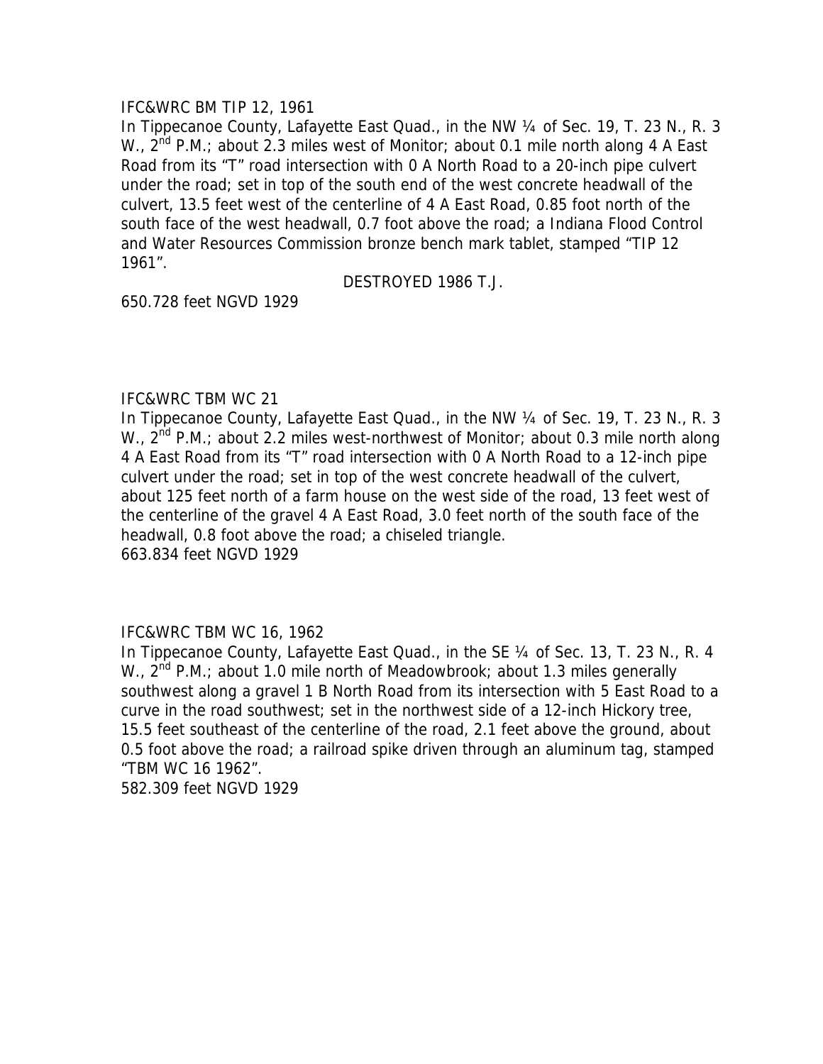IFC&WRC BM TIP 12, 1961

In Tippecanoe County, Lafayette East Quad., in the NW ¼ of Sec. 19, T. 23 N., R. 3 W., 2nd P.M.; about 2.3 miles west of Monitor; about 0.1 mile north along 4 A East Road from its "T" road intersection with 0 A North Road to a 20-inch pipe culvert under the road; set in top of the south end of the west concrete headwall of the culvert, 13.5 feet west of the centerline of 4 A East Road, 0.85 foot north of the south face of the west headwall, 0.7 foot above the road; a Indiana Flood Control and Water Resources Commission bronze bench mark tablet, stamped "TIP 12 1961".

DESTROYED 1986 T.J.

650.728 feet NGVD 1929

IFC&WRC TBM WC 21

In Tippecanoe County, Lafayette East Quad., in the NW ¼ of Sec. 19, T. 23 N., R. 3 W., 2nd P.M.; about 2.2 miles west-northwest of Monitor; about 0.3 mile north along 4 A East Road from its "T" road intersection with 0 A North Road to a 12-inch pipe culvert under the road; set in top of the west concrete headwall of the culvert, about 125 feet north of a farm house on the west side of the road, 13 feet west of the centerline of the gravel 4 A East Road, 3.0 feet north of the south face of the headwall, 0.8 foot above the road; a chiseled triangle.

663.834 feet NGVD 1929

IFC&WRC TBM WC 16, 1962

In Tippecanoe County, Lafayette East Quad., in the SE ¼ of Sec. 13, T. 23 N., R. 4 W., 2nd P.M.; about 1.0 mile north of Meadowbrook; about 1.3 miles generally southwest along a gravel 1 B North Road from its intersection with 5 East Road to a curve in the road southwest; set in the northwest side of a 12-inch Hickory tree, 15.5 feet southeast of the centerline of the road, 2.1 feet above the ground, about 0.5 foot above the road; a railroad spike driven through an aluminum tag, stamped "TBM WC 16 1962".

582.309 feet NGVD 1929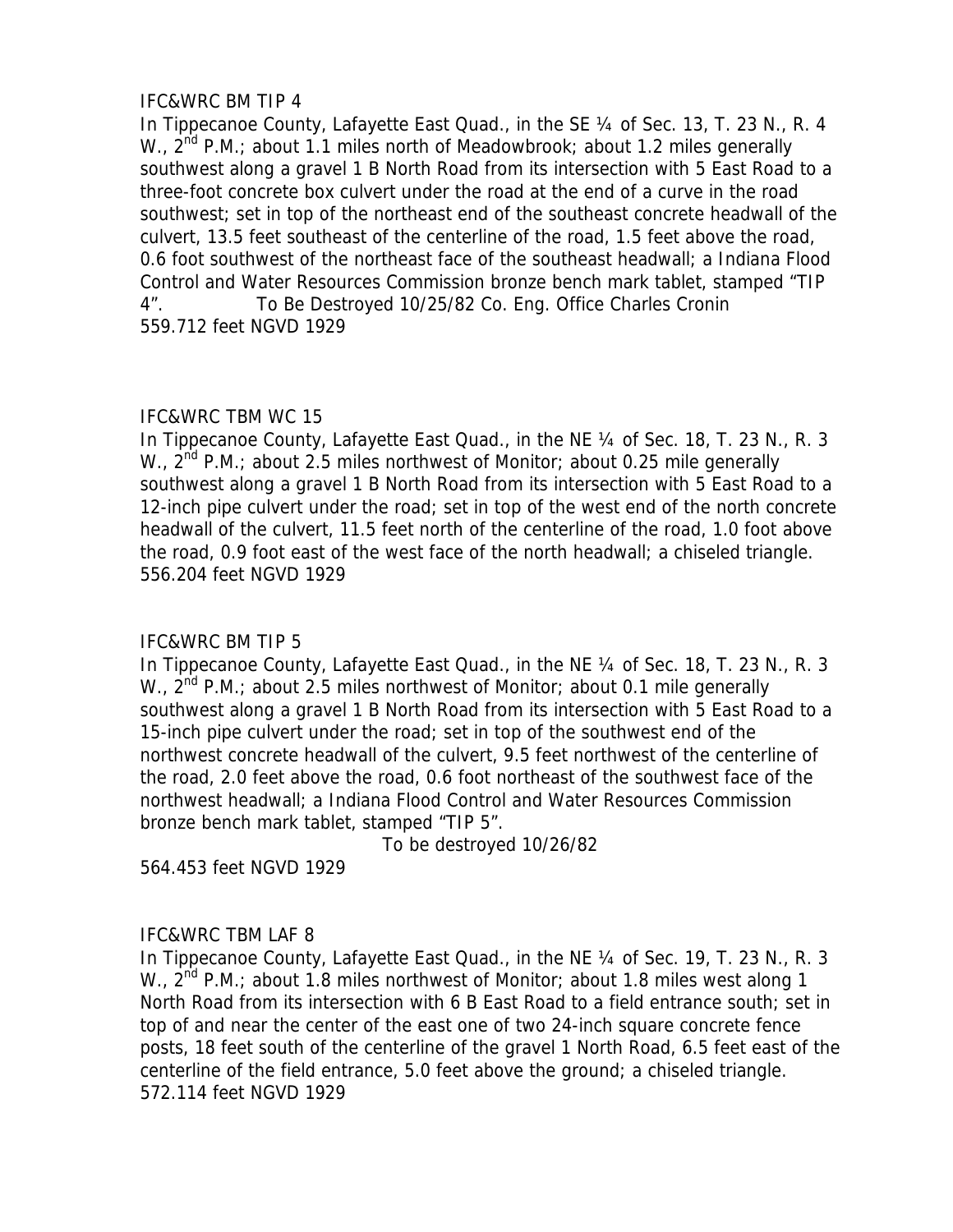IFC&WRC BM TIP 4

In Tippecanoe County, Lafayette East Quad., in the SE ¼ of Sec. 13, T. 23 N., R. 4 W., 2nd P.M.; about 1.1 miles north of Meadowbrook; about 1.2 miles generally southwest along a gravel 1 B North Road from its intersection with 5 East Road to a three-foot concrete box culvert under the road at the end of a curve in the road southwest; set in top of the northeast end of the southeast concrete headwall of the culvert, 13.5 feet southeast of the centerline of the road, 1.5 feet above the road, 0.6 foot southwest of the northeast face of the southeast headwall; a Indiana Flood Control and Water Resources Commission bronze bench mark tablet, stamped "TIP 4". To Be Destroyed 10/25/82 Co. Eng. Office Charles Cronin

559.712 feet NGVD 1929

IFC&WRC TBM WC 15

In Tippecanoe County, Lafayette East Quad., in the NE ¼ of Sec. 18, T. 23 N., R. 3 W., 2nd P.M.; about 2.5 miles northwest of Monitor; about 0.25 mile generally southwest along a gravel 1 B North Road from its intersection with 5 East Road to a 12-inch pipe culvert under the road; set in top of the west end of the north concrete headwall of the culvert, 11.5 feet north of the centerline of the road, 1.0 foot above the road, 0.9 foot east of the west face of the north headwall; a chiseled triangle.

556.204 feet NGVD 1929

IFC&WRC BM TIP 5

In Tippecanoe County, Lafayette East Quad., in the NE ¼ of Sec. 18, T. 23 N., R. 3 W., 2nd P.M.; about 2.5 miles northwest of Monitor; about 0.1 mile generally southwest along a gravel 1 B North Road from its intersection with 5 East Road to a 15-inch pipe culvert under the road; set in top of the southwest end of the northwest concrete headwall of the culvert, 9.5 feet northwest of the centerline of the road, 2.0 feet above the road, 0.6 foot northeast of the southwest face of the northwest headwall; a Indiana Flood Control and Water Resources Commission bronze bench mark tablet, stamped "TIP 5".

To be destroyed 10/26/82

564.453 feet NGVD 1929

IFC&WRC TBM LAF 8

In Tippecanoe County, Lafayette East Quad., in the NE ¼ of Sec. 19, T. 23 N., R. 3 W., 2nd P.M.; about 1.8 miles northwest of Monitor; about 1.8 miles west along 1 North Road from its intersection with 6 B East Road to a field entrance south; set in top of and near the center of the east one of two 24-inch square concrete fence posts, 18 feet south of the centerline of the gravel 1 North Road, 6.5 feet east of the centerline of the field entrance, 5.0 feet above the ground; a chiseled triangle.

572.114 feet NGVD 1929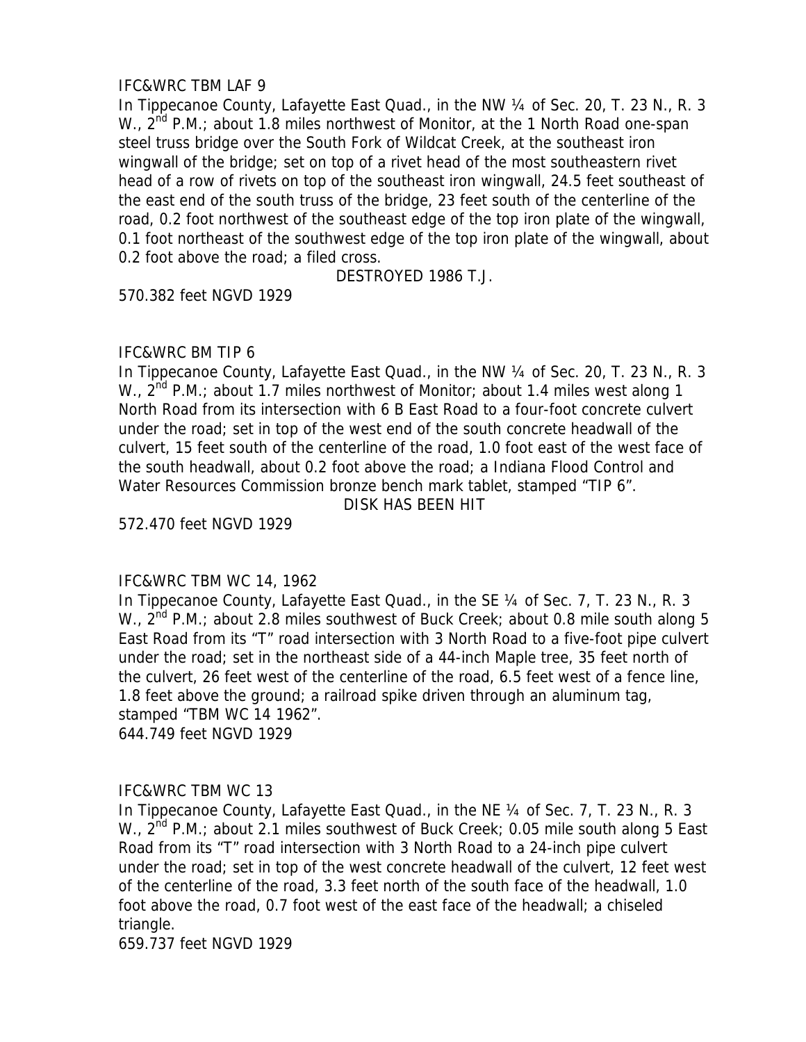IFC&WRC TBM LAF 9

In Tippecanoe County, Lafayette East Quad., in the NW ¼ of Sec. 20, T. 23 N., R. 3 W., 2nd P.M.; about 1.8 miles northwest of Monitor, at the 1 North Road one-span steel truss bridge over the South Fork of Wildcat Creek, at the southeast iron wingwall of the bridge; set on top of a rivet head of the most southeastern rivet head of a row of rivets on top of the southeast iron wingwall, 24.5 feet southeast of the east end of the south truss of the bridge, 23 feet south of the centerline of the road, 0.2 foot northwest of the southeast edge of the top iron plate of the wingwall, 0.1 foot northeast of the southwest edge of the top iron plate of the wingwall, about 0.2 foot above the road; a filed cross.

DESTROYED 1986 T.J.

570.382 feet NGVD 1929

IFC&WRC BM TIP 6

In Tippecanoe County, Lafayette East Quad., in the NW ¼ of Sec. 20, T. 23 N., R. 3 W., 2nd P.M.; about 1.7 miles northwest of Monitor; about 1.4 miles west along 1 North Road from its intersection with 6 B East Road to a four-foot concrete culvert under the road; set in top of the west end of the south concrete headwall of the culvert, 15 feet south of the centerline of the road, 1.0 foot east of the west face of the south headwall, about 0.2 foot above the road; a Indiana Flood Control and Water Resources Commission bronze bench mark tablet, stamped "TIP 6".

DISK HAS BEEN HIT

572.470 feet NGVD 1929

IFC&WRC TBM WC 14, 1962

In Tippecanoe County, Lafayette East Quad., in the SE ¼ of Sec. 7, T. 23 N., R. 3 W., 2nd P.M.; about 2.8 miles southwest of Buck Creek; about 0.8 mile south along 5 East Road from its "T" road intersection with 3 North Road to a five-foot pipe culvert under the road; set in the northeast side of a 44-inch Maple tree, 35 feet north of the culvert, 26 feet west of the centerline of the road, 6.5 feet west of a fence line, 1.8 feet above the ground; a railroad spike driven through an aluminum tag, stamped "TBM WC 14 1962".

644.749 feet NGVD 1929

IFC&WRC TBM WC 13

In Tippecanoe County, Lafayette East Quad., in the NE ¼ of Sec. 7, T. 23 N., R. 3 W., 2nd P.M.; about 2.1 miles southwest of Buck Creek; 0.05 mile south along 5 East Road from its "T" road intersection with 3 North Road to a 24-inch pipe culvert under the road; set in top of the west concrete headwall of the culvert, 12 feet west of the centerline of the road, 3.3 feet north of the south face of the headwall, 1.0 foot above the road, 0.7 foot west of the east face of the headwall; a chiseled triangle.

659.737 feet NGVD 1929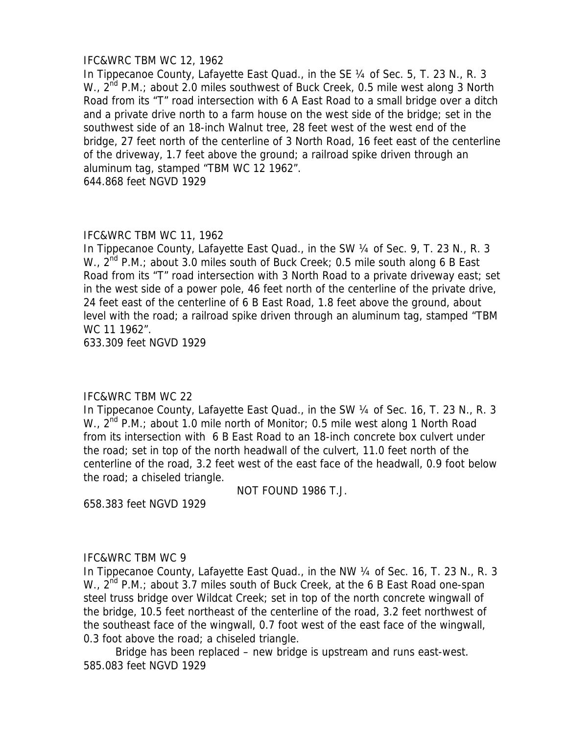IFC&WRC TBM WC 12, 1962

In Tippecanoe County, Lafayette East Quad., in the SE ¼ of Sec. 5, T. 23 N., R. 3 W., 2nd P.M.; about 2.0 miles southwest of Buck Creek, 0.5 mile west along 3 North Road from its "T" road intersection with 6 A East Road to a small bridge over a ditch and a private drive north to a farm house on the west side of the bridge; set in the southwest side of an 18-inch Walnut tree, 28 feet west of the west end of the bridge, 27 feet north of the centerline of 3 North Road, 16 feet east of the centerline of the driveway, 1.7 feet above the ground; a railroad spike driven through an aluminum tag, stamped "TBM WC 12 1962".

644.868 feet NGVD 1929

IFC&WRC TBM WC 11, 1962

In Tippecanoe County, Lafayette East Quad., in the SW ¼ of Sec. 9, T. 23 N., R. 3 W., 2nd P.M.; about 3.0 miles south of Buck Creek; 0.5 mile south along 6 B East Road from its "T" road intersection with 3 North Road to a private driveway east; set in the west side of a power pole, 46 feet north of the centerline of the private drive, 24 feet east of the centerline of 6 B East Road, 1.8 feet above the ground, about level with the road; a railroad spike driven through an aluminum tag, stamped "TBM WC 11 1962".

633.309 feet NGVD 1929

IFC&WRC TBM WC 22

In Tippecanoe County, Lafayette East Quad., in the SW ¼ of Sec. 16, T. 23 N., R. 3 W., 2nd P.M.; about 1.0 mile north of Monitor; 0.5 mile west along 1 North Road from its intersection with 6 B East Road to an 18-inch concrete box culvert under the road; set in top of the north headwall of the culvert, 11.0 feet north of the centerline of the road, 3.2 feet west of the east face of the headwall, 0.9 foot below the road; a chiseled triangle.

NOT FOUND 1986 T.J.

658.383 feet NGVD 1929

IFC&WRC TBM WC 9

In Tippecanoe County, Lafayette East Quad., in the NW ¼ of Sec. 16, T. 23 N., R. 3 W., 2nd P.M.; about 3.7 miles south of Buck Creek, at the 6 B East Road one-span steel truss bridge over Wildcat Creek; set in top of the north concrete wingwall of the bridge, 10.5 feet northeast of the centerline of the road, 3.2 feet northwest of the southeast face of the wingwall, 0.7 foot west of the east face of the wingwall, 0.3 foot above the road; a chiseled triangle.

Bridge has been replaced – new bridge is upstream and runs east-west.

585.083 feet NGVD 1929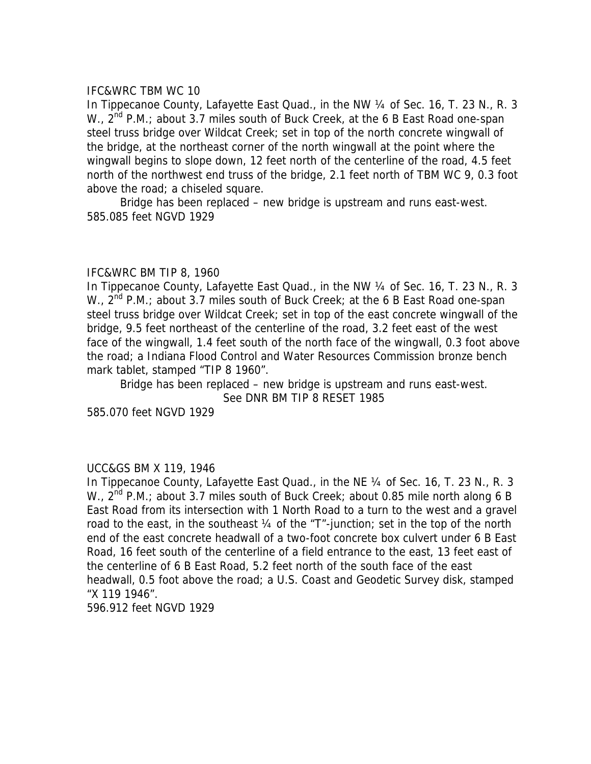IFC&WRC TBM WC 10

In Tippecanoe County, Lafayette East Quad., in the NW ¼ of Sec. 16, T. 23 N., R. 3 W., 2nd P.M.; about 3.7 miles south of Buck Creek, at the 6 B East Road one-span steel truss bridge over Wildcat Creek; set in top of the north concrete wingwall of the bridge, at the northeast corner of the north wingwall at the point where the wingwall begins to slope down, 12 feet north of the centerline of the road, 4.5 feet north of the northwest end truss of the bridge, 2.1 feet north of TBM WC 9, 0.3 foot above the road; a chiseled square.

Bridge has been replaced – new bridge is upstream and runs east-west.

585.085 feet NGVD 1929

IFC&WRC BM TIP 8, 1960

In Tippecanoe County, Lafayette East Quad., in the NW ¼ of Sec. 16, T. 23 N., R. 3 W., 2nd P.M.; about 3.7 miles south of Buck Creek; at the 6 B East Road one-span steel truss bridge over Wildcat Creek; set in top of the east concrete wingwall of the bridge, 9.5 feet northeast of the centerline of the road, 3.2 feet east of the west face of the wingwall, 1.4 feet south of the north face of the wingwall, 0.3 foot above the road; a Indiana Flood Control and Water Resources Commission bronze bench mark tablet, stamped "TIP 8 1960".

Bridge has been replaced – new bridge is upstream and runs east-west.

See DNR BM TIP 8 RESET 1985

585.070 feet NGVD 1929

UCC&GS BM X 119, 1946

In Tippecanoe County, Lafayette East Quad., in the NE ¼ of Sec. 16, T. 23 N., R. 3 W., 2nd P.M.; about 3.7 miles south of Buck Creek; about 0.85 mile north along 6 B East Road from its intersection with 1 North Road to a turn to the west and a gravel road to the east, in the southeast ¼ of the "T"-junction; set in the top of the north end of the east concrete headwall of a two-foot concrete box culvert under 6 B East Road, 16 feet south of the centerline of a field entrance to the east, 13 feet east of the centerline of 6 B East Road, 5.2 feet north of the south face of the east headwall, 0.5 foot above the road; a U.S. Coast and Geodetic Survey disk, stamped "X 119 1946".

596.912 feet NGVD 1929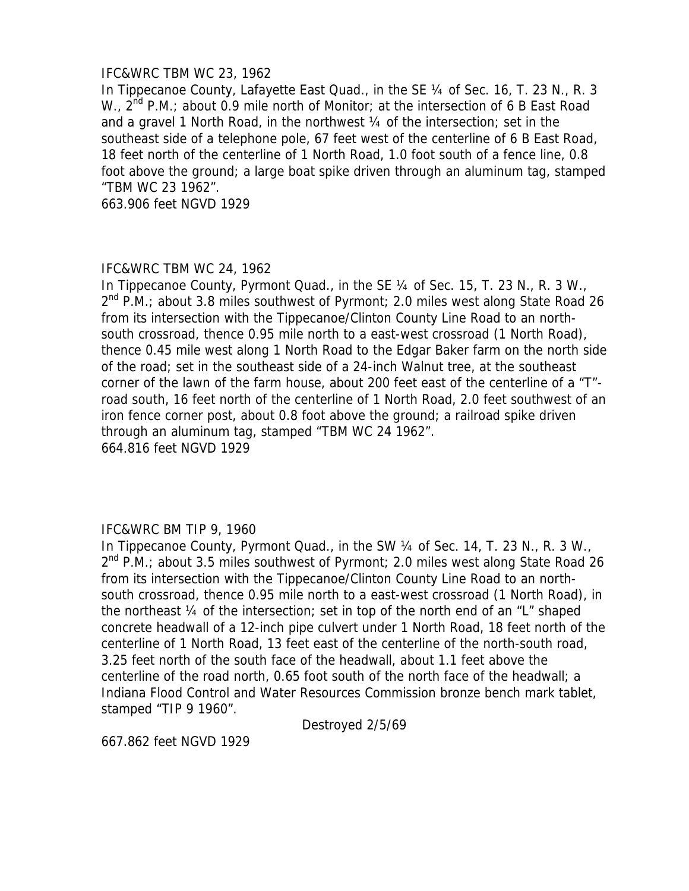IFC&WRC TBM WC 23, 1962

In Tippecanoe County, Lafayette East Quad., in the SE ¼ of Sec. 16, T. 23 N., R. 3 W., 2nd P.M.; about 0.9 mile north of Monitor; at the intersection of 6 B East Road and a gravel 1 North Road, in the northwest ¼ of the intersection; set in the southeast side of a telephone pole, 67 feet west of the centerline of 6 B East Road, 18 feet north of the centerline of 1 North Road, 1.0 foot south of a fence line, 0.8 foot above the ground; a large boat spike driven through an aluminum tag, stamped "TBM WC 23 1962".

663.906 feet NGVD 1929

IFC&WRC TBM WC 24, 1962

In Tippecanoe County, Pyrmont Quad., in the SE ¼ of Sec. 15, T. 23 N., R. 3 W., 2nd P.M.; about 3.8 miles southwest of Pyrmont; 2.0 miles west along State Road 26 from its intersection with the Tippecanoe/Clinton County Line Road to an north-south crossroad, thence 0.95 mile north to a east-west crossroad (1 North Road), thence 0.45 mile west along 1 North Road to the Edgar Baker farm on the north side of the road; set in the southeast side of a 24-inch Walnut tree, at the southeast corner of the lawn of the farm house, about 200 feet east of the centerline of a "T"-road south, 16 feet north of the centerline of 1 North Road, 2.0 feet southwest of an iron fence corner post, about 0.8 foot above the ground; a railroad spike driven through an aluminum tag, stamped "TBM WC 24 1962".

664.816 feet NGVD 1929

IFC&WRC BM TIP 9, 1960

In Tippecanoe County, Pyrmont Quad., in the SW ¼ of Sec. 14, T. 23 N., R. 3 W., 2nd P.M.; about 3.5 miles southwest of Pyrmont; 2.0 miles west along State Road 26 from its intersection with the Tippecanoe/Clinton County Line Road to an north-south crossroad, thence 0.95 mile north to a east-west crossroad (1 North Road), in the northeast ¼ of the intersection; set in top of the north end of an "L" shaped concrete headwall of a 12-inch pipe culvert under 1 North Road, 18 feet north of the centerline of 1 North Road, 13 feet east of the centerline of the north-south road, 3.25 feet north of the south face of the headwall, about 1.1 feet above the centerline of the road north, 0.65 foot south of the north face of the headwall; a Indiana Flood Control and Water Resources Commission bronze bench mark tablet, stamped "TIP 9 1960".

Destroyed 2/5/69

667.862 feet NGVD 1929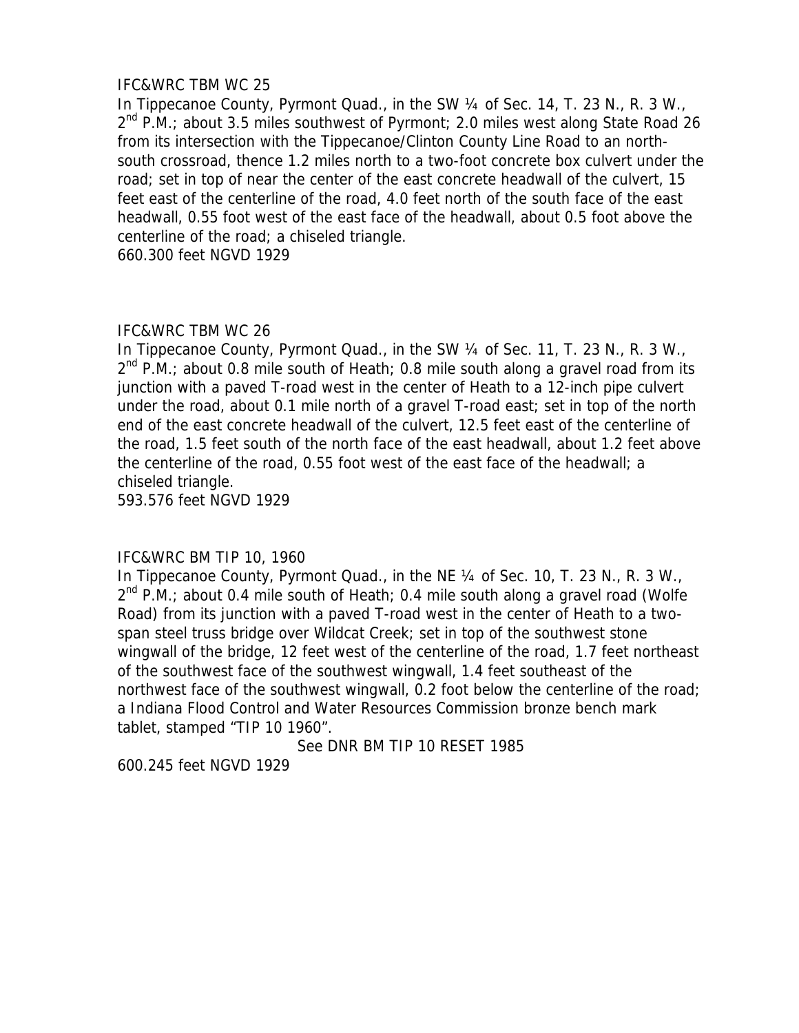IFC&WRC TBM WC 25

In Tippecanoe County, Pyrmont Quad., in the SW ¼ of Sec. 14, T. 23 N., R. 3 W., 2nd P.M.; about 3.5 miles southwest of Pyrmont; 2.0 miles west along State Road 26 from its intersection with the Tippecanoe/Clinton County Line Road to an north-south crossroad, thence 1.2 miles north to a two-foot concrete box culvert under the road; set in top of near the center of the east concrete headwall of the culvert, 15 feet east of the centerline of the road, 4.0 feet north of the south face of the east headwall, 0.55 foot west of the east face of the headwall, about 0.5 foot above the centerline of the road; a chiseled triangle.

660.300 feet NGVD 1929

IFC&WRC TBM WC 26

In Tippecanoe County, Pyrmont Quad., in the SW ¼ of Sec. 11, T. 23 N., R. 3 W., 2nd P.M.; about 0.8 mile south of Heath; 0.8 mile south along a gravel road from its junction with a paved T-road west in the center of Heath to a 12-inch pipe culvert under the road, about 0.1 mile north of a gravel T-road east; set in top of the north end of the east concrete headwall of the culvert, 12.5 feet east of the centerline of the road, 1.5 feet south of the north face of the east headwall, about 1.2 feet above the centerline of the road, 0.55 foot west of the east face of the headwall; a chiseled triangle.

593.576 feet NGVD 1929

IFC&WRC BM TIP 10, 1960

In Tippecanoe County, Pyrmont Quad., in the NE ¼ of Sec. 10, T. 23 N., R. 3 W., 2nd P.M.; about 0.4 mile south of Heath; 0.4 mile south along a gravel road (Wolfe Road) from its junction with a paved T-road west in the center of Heath to a two-span steel truss bridge over Wildcat Creek; set in top of the southwest stone wingwall of the bridge, 12 feet west of the centerline of the road, 1.7 feet northeast of the southwest face of the southwest wingwall, 1.4 feet southeast of the northwest face of the southwest wingwall, 0.2 foot below the centerline of the road; a Indiana Flood Control and Water Resources Commission bronze bench mark tablet, stamped "TIP 10 1960".

See DNR BM TIP 10 RESET 1985

600.245 feet NGVD 1929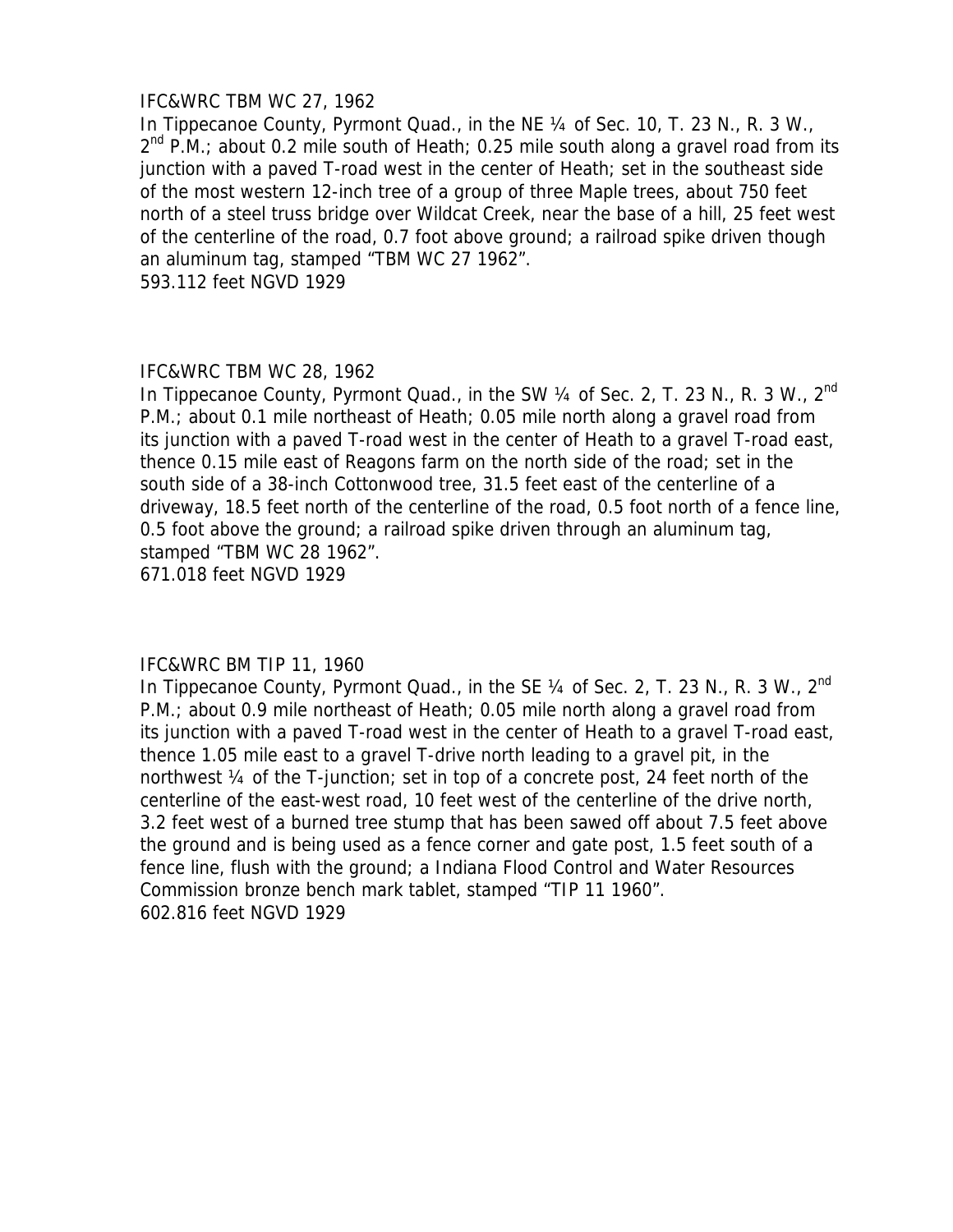IFC&WRC TBM WC 27, 1962

In Tippecanoe County, Pyrmont Quad., in the NE ¼ of Sec. 10, T. 23 N., R. 3 W., 2nd P.M.; about 0.2 mile south of Heath; 0.25 mile south along a gravel road from its junction with a paved T-road west in the center of Heath; set in the southeast side of the most western 12-inch tree of a group of three Maple trees, about 750 feet north of a steel truss bridge over Wildcat Creek, near the base of a hill, 25 feet west of the centerline of the road, 0.7 foot above ground; a railroad spike driven though an aluminum tag, stamped "TBM WC 27 1962".

593.112 feet NGVD 1929

IFC&WRC TBM WC 28, 1962

In Tippecanoe County, Pyrmont Quad., in the SW ¼ of Sec. 2, T. 23 N., R. 3 W., 2nd P.M.; about 0.1 mile northeast of Heath; 0.05 mile north along a gravel road from its junction with a paved T-road west in the center of Heath to a gravel T-road east, thence 0.15 mile east of Reagons farm on the north side of the road; set in the south side of a 38-inch Cottonwood tree, 31.5 feet east of the centerline of a driveway, 18.5 feet north of the centerline of the road, 0.5 foot north of a fence line, 0.5 foot above the ground; a railroad spike driven through an aluminum tag, stamped "TBM WC 28 1962".

671.018 feet NGVD 1929

IFC&WRC BM TIP 11, 1960

In Tippecanoe County, Pyrmont Quad., in the SE ¼ of Sec. 2, T. 23 N., R. 3 W., 2nd P.M.; about 0.9 mile northeast of Heath; 0.05 mile north along a gravel road from its junction with a paved T-road west in the center of Heath to a gravel T-road east, thence 1.05 mile east to a gravel T-drive north leading to a gravel pit, in the northwest ¼ of the T-junction; set in top of a concrete post, 24 feet north of the centerline of the east-west road, 10 feet west of the centerline of the drive north, 3.2 feet west of a burned tree stump that has been sawed off about 7.5 feet above the ground and is being used as a fence corner and gate post, 1.5 feet south of a fence line, flush with the ground; a Indiana Flood Control and Water Resources Commission bronze bench mark tablet, stamped "TIP 11 1960".

602.816 feet NGVD 1929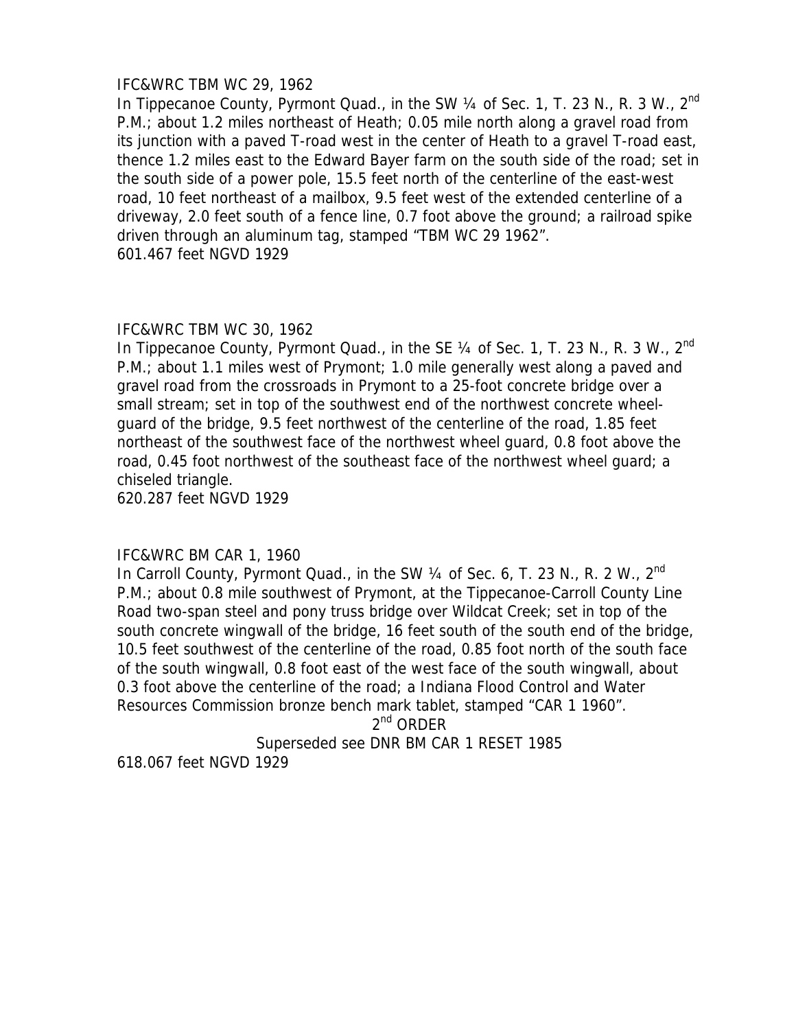IFC&WRC TBM WC 29, 1962

In Tippecanoe County, Pyrmont Quad., in the SW ¼ of Sec. 1, T. 23 N., R. 3 W., 2nd P.M.; about 1.2 miles northeast of Heath; 0.05 mile north along a gravel road from its junction with a paved T-road west in the center of Heath to a gravel T-road east, thence 1.2 miles east to the Edward Bayer farm on the south side of the road; set in the south side of a power pole, 15.5 feet north of the centerline of the east-west road, 10 feet northeast of a mailbox, 9.5 feet west of the extended centerline of a driveway, 2.0 feet south of a fence line, 0.7 foot above the ground; a railroad spike driven through an aluminum tag, stamped "TBM WC 29 1962".

601.467 feet NGVD 1929

IFC&WRC TBM WC 30, 1962

In Tippecanoe County, Pyrmont Quad., in the SE ¼ of Sec. 1, T. 23 N., R. 3 W., 2nd P.M.; about 1.1 miles west of Prymont; 1.0 mile generally west along a paved and gravel road from the crossroads in Prymont to a 25-foot concrete bridge over a small stream; set in top of the southwest end of the northwest concrete wheel-guard of the bridge, 9.5 feet northwest of the centerline of the road, 1.85 feet northeast of the southwest face of the northwest wheel guard, 0.8 foot above the road, 0.45 foot northwest of the southeast face of the northwest wheel guard; a chiseled triangle.

620.287 feet NGVD 1929

IFC&WRC BM CAR 1, 1960

In Carroll County, Pyrmont Quad., in the SW ¼ of Sec. 6, T. 23 N., R. 2 W., 2nd P.M.; about 0.8 mile southwest of Prymont, at the Tippecanoe-Carroll County Line Road two-span steel and pony truss bridge over Wildcat Creek; set in top of the south concrete wingwall of the bridge, 16 feet south of the south end of the bridge, 10.5 feet southwest of the centerline of the road, 0.85 foot north of the south face of the south wingwall, 0.8 foot east of the west face of the south wingwall, about 0.3 foot above the centerline of the road; a Indiana Flood Control and Water Resources Commission bronze bench mark tablet, stamped "CAR 1 1960".

2nd ORDER

Superseded see DNR BM CAR 1 RESET 1985

618.067 feet NGVD 1929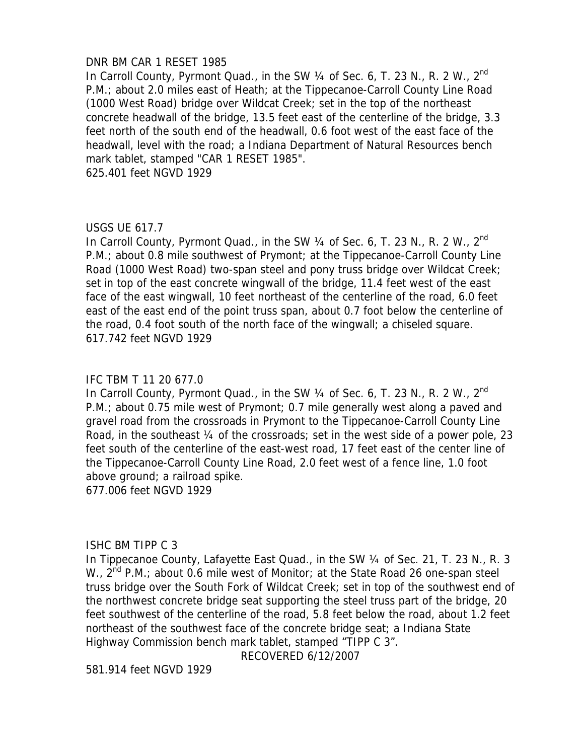DNR BM CAR 1 RESET 1985

In Carroll County, Pyrmont Quad., in the SW ¼ of Sec. 6, T. 23 N., R. 2 W., 2nd P.M.; about 2.0 miles east of Heath; at the Tippecanoe-Carroll County Line Road (1000 West Road) bridge over Wildcat Creek; set in the top of the northeast concrete headwall of the bridge, 13.5 feet east of the centerline of the bridge, 3.3 feet north of the south end of the headwall, 0.6 foot west of the east face of the headwall, level with the road; a Indiana Department of Natural Resources bench mark tablet, stamped "CAR 1 RESET 1985".

625.401 feet NGVD 1929

USGS UE 617.7

In Carroll County, Pyrmont Quad., in the SW ¼ of Sec. 6, T. 23 N., R. 2 W., 2nd P.M.; about 0.8 mile southwest of Prymont; at the Tippecanoe-Carroll County Line Road (1000 West Road) two-span steel and pony truss bridge over Wildcat Creek; set in top of the east concrete wingwall of the bridge, 11.4 feet west of the east face of the east wingwall, 10 feet northeast of the centerline of the road, 6.0 feet east of the east end of the point truss span, about 0.7 foot below the centerline of the road, 0.4 foot south of the north face of the wingwall; a chiseled square.

617.742 feet NGVD 1929

IFC TBM T 11 20 677.0

In Carroll County, Pyrmont Quad., in the SW ¼ of Sec. 6, T. 23 N., R. 2 W., 2nd P.M.; about 0.75 mile west of Prymont; 0.7 mile generally west along a paved and gravel road from the crossroads in Prymont to the Tippecanoe-Carroll County Line Road, in the southeast ¼ of the crossroads; set in the west side of a power pole, 23 feet south of the centerline of the east-west road, 17 feet east of the center line of the Tippecanoe-Carroll County Line Road, 2.0 feet west of a fence line, 1.0 foot above ground; a railroad spike.

677.006 feet NGVD 1929

ISHC BM TIPP C 3

In Tippecanoe County, Lafayette East Quad., in the SW ¼ of Sec. 21, T. 23 N., R. 3 W., 2nd P.M.; about 0.6 mile west of Monitor; at the State Road 26 one-span steel truss bridge over the South Fork of Wildcat Creek; set in top of the southwest end of the northwest concrete bridge seat supporting the steel truss part of the bridge, 20 feet southwest of the centerline of the road, 5.8 feet below the road, about 1.2 feet northeast of the southwest face of the concrete bridge seat; a Indiana State Highway Commission bench mark tablet, stamped "TIPP C 3".

RECOVERED 6/12/2007

581.914 feet NGVD 1929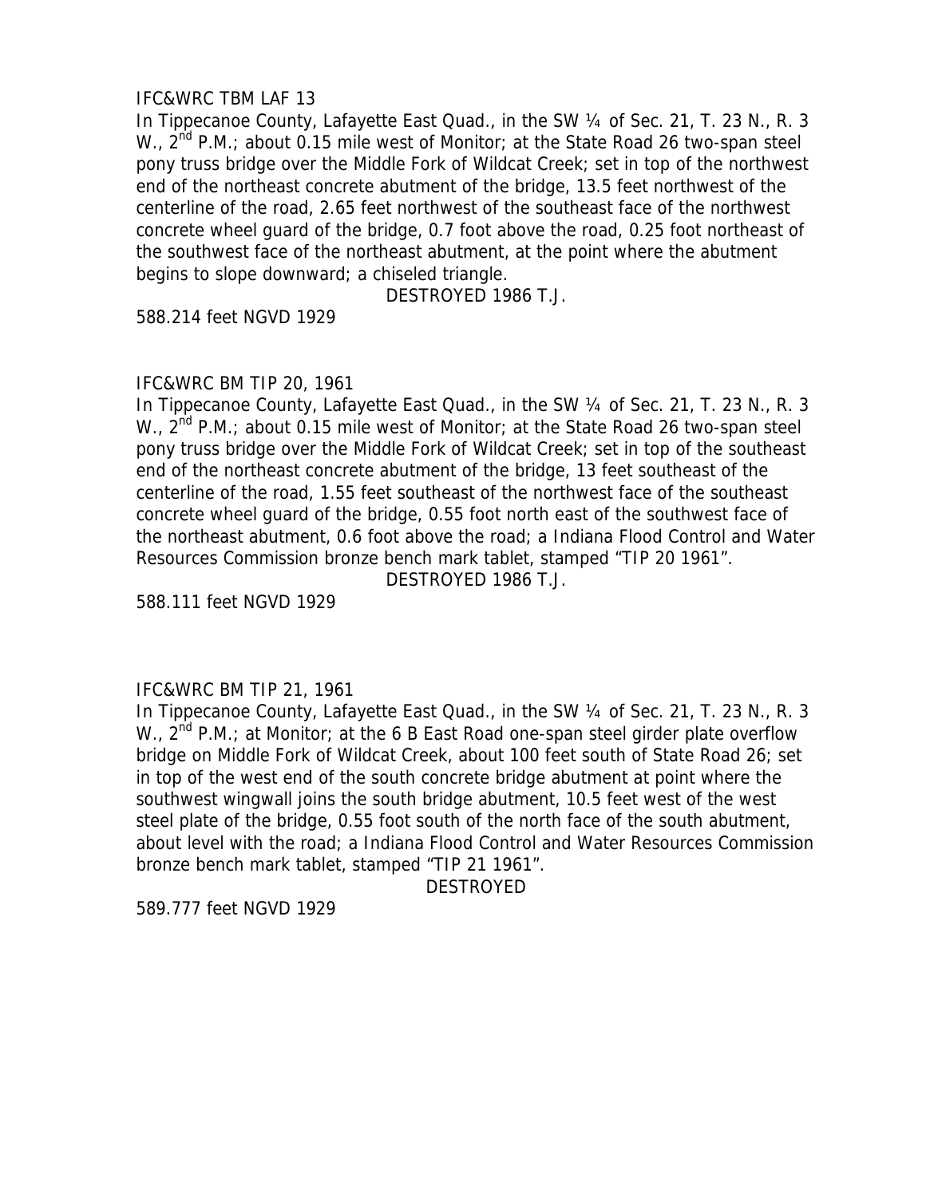IFC&WRC TBM LAF 13

In Tippecanoe County, Lafayette East Quad., in the SW ¼ of Sec. 21, T. 23 N., R. 3 W., 2nd P.M.; about 0.15 mile west of Monitor; at the State Road 26 two-span steel pony truss bridge over the Middle Fork of Wildcat Creek; set in top of the northwest end of the northeast concrete abutment of the bridge, 13.5 feet northwest of the centerline of the road, 2.65 feet northwest of the southeast face of the northwest concrete wheel guard of the bridge, 0.7 foot above the road, 0.25 foot northeast of the southwest face of the northeast abutment, at the point where the abutment begins to slope downward; a chiseled triangle.

DESTROYED 1986 T.J.

588.214 feet NGVD 1929

IFC&WRC BM TIP 20, 1961

In Tippecanoe County, Lafayette East Quad., in the SW ¼ of Sec. 21, T. 23 N., R. 3 W., 2nd P.M.; about 0.15 mile west of Monitor; at the State Road 26 two-span steel pony truss bridge over the Middle Fork of Wildcat Creek; set in top of the southeast end of the northeast concrete abutment of the bridge, 13 feet southeast of the centerline of the road, 1.55 feet southeast of the northwest face of the southeast concrete wheel guard of the bridge, 0.55 foot north east of the southwest face of the northeast abutment, 0.6 foot above the road; a Indiana Flood Control and Water Resources Commission bronze bench mark tablet, stamped "TIP 20 1961".

DESTROYED 1986 T.J.

588.111 feet NGVD 1929

IFC&WRC BM TIP 21, 1961

In Tippecanoe County, Lafayette East Quad., in the SW ¼ of Sec. 21, T. 23 N., R. 3 W., 2nd P.M.; at Monitor; at the 6 B East Road one-span steel girder plate overflow bridge on Middle Fork of Wildcat Creek, about 100 feet south of State Road 26; set in top of the west end of the south concrete bridge abutment at point where the southwest wingwall joins the south bridge abutment, 10.5 feet west of the west steel plate of the bridge, 0.55 foot south of the north face of the south abutment, about level with the road; a Indiana Flood Control and Water Resources Commission bronze bench mark tablet, stamped "TIP 21 1961".

DESTROYED

589.777 feet NGVD 1929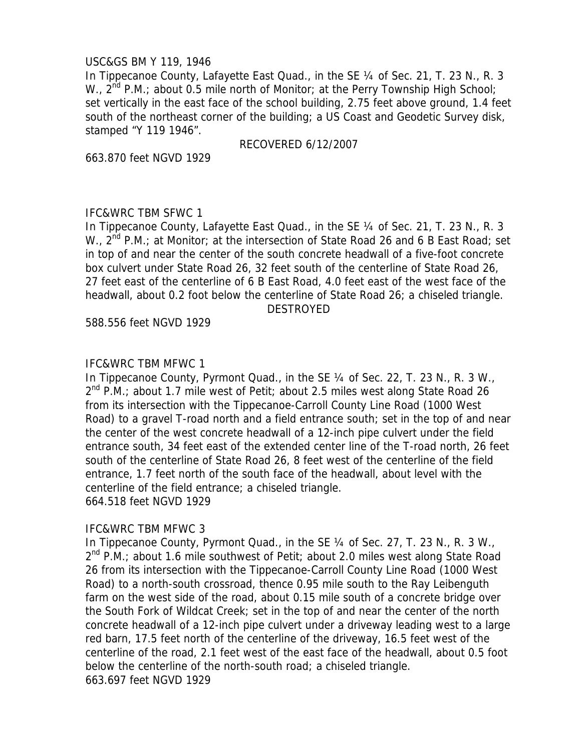USC&GS BM Y 119, 1946

In Tippecanoe County, Lafayette East Quad., in the SE ¼ of Sec. 21, T. 23 N., R. 3 W., 2nd P.M.; about 0.5 mile north of Monitor; at the Perry Township High School; set vertically in the east face of the school building, 2.75 feet above ground, 1.4 feet south of the northeast corner of the building; a US Coast and Geodetic Survey disk, stamped "Y 119 1946".

RECOVERED 6/12/2007

663.870 feet NGVD 1929

IFC&WRC TBM SFWC 1

In Tippecanoe County, Lafayette East Quad., in the SE ¼ of Sec. 21, T. 23 N., R. 3 W., 2nd P.M.; at Monitor; at the intersection of State Road 26 and 6 B East Road; set in top of and near the center of the south concrete headwall of a five-foot concrete box culvert under State Road 26, 32 feet south of the centerline of State Road 26, 27 feet east of the centerline of 6 B East Road, 4.0 feet east of the west face of the headwall, about 0.2 foot below the centerline of State Road 26; a chiseled triangle.

DESTROYED

588.556 feet NGVD 1929

IFC&WRC TBM MFWC 1

In Tippecanoe County, Pyrmont Quad., in the SE ¼ of Sec. 22, T. 23 N., R. 3 W., 2nd P.M.; about 1.7 mile west of Petit; about 2.5 miles west along State Road 26 from its intersection with the Tippecanoe-Carroll County Line Road (1000 West Road) to a gravel T-road north and a field entrance south; set in the top of and near the center of the west concrete headwall of a 12-inch pipe culvert under the field entrance south, 34 feet east of the extended center line of the T-road north, 26 feet south of the centerline of State Road 26, 8 feet west of the centerline of the field entrance, 1.7 feet north of the south face of the headwall, about level with the centerline of the field entrance; a chiseled triangle.

664.518 feet NGVD 1929

IFC&WRC TBM MFWC 3

In Tippecanoe County, Pyrmont Quad., in the SE ¼ of Sec. 27, T. 23 N., R. 3 W., 2nd P.M.; about 1.6 mile southwest of Petit; about 2.0 miles west along State Road 26 from its intersection with the Tippecanoe-Carroll County Line Road (1000 West Road) to a north-south crossroad, thence 0.95 mile south to the Ray Leibenguth farm on the west side of the road, about 0.15 mile south of a concrete bridge over the South Fork of Wildcat Creek; set in the top of and near the center of the north concrete headwall of a 12-inch pipe culvert under a driveway leading west to a large red barn, 17.5 feet north of the centerline of the driveway, 16.5 feet west of the centerline of the road, 2.1 feet west of the east face of the headwall, about 0.5 foot below the centerline of the north-south road; a chiseled triangle.

663.697 feet NGVD 1929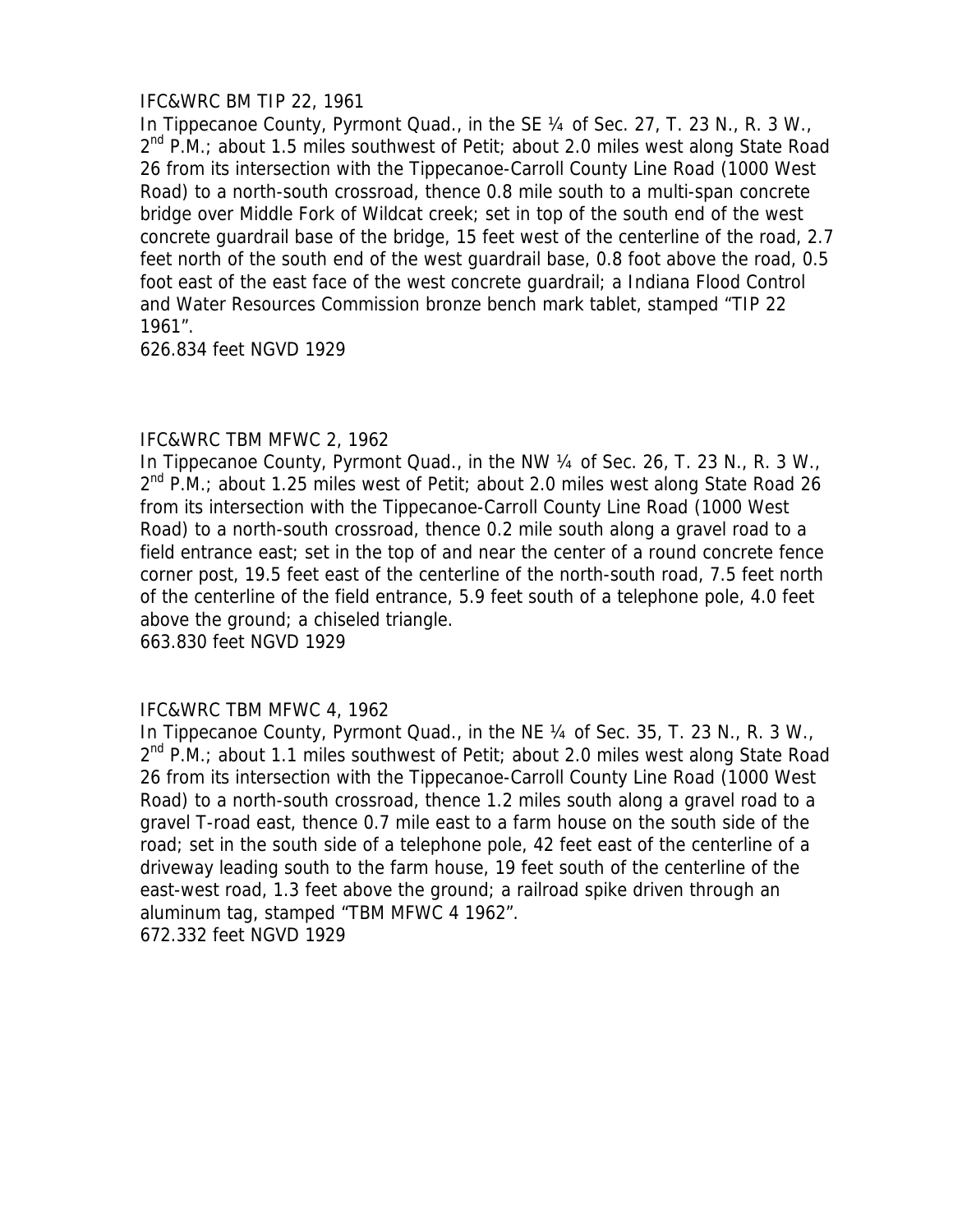IFC&WRC BM TIP 22, 1961

In Tippecanoe County, Pyrmont Quad., in the SE ¼ of Sec. 27, T. 23 N., R. 3 W., 2nd P.M.; about 1.5 miles southwest of Petit; about 2.0 miles west along State Road 26 from its intersection with the Tippecanoe-Carroll County Line Road (1000 West Road) to a north-south crossroad, thence 0.8 mile south to a multi-span concrete bridge over Middle Fork of Wildcat creek; set in top of the south end of the west concrete guardrail base of the bridge, 15 feet west of the centerline of the road, 2.7 feet north of the south end of the west guardrail base, 0.8 foot above the road, 0.5 foot east of the east face of the west concrete guardrail; a Indiana Flood Control and Water Resources Commission bronze bench mark tablet, stamped "TIP 22 1961".

626.834 feet NGVD 1929

IFC&WRC TBM MFWC 2, 1962

In Tippecanoe County, Pyrmont Quad., in the NW ¼ of Sec. 26, T. 23 N., R. 3 W., 2nd P.M.; about 1.25 miles west of Petit; about 2.0 miles west along State Road 26 from its intersection with the Tippecanoe-Carroll County Line Road (1000 West Road) to a north-south crossroad, thence 0.2 mile south along a gravel road to a field entrance east; set in the top of and near the center of a round concrete fence corner post, 19.5 feet east of the centerline of the north-south road, 7.5 feet north of the centerline of the field entrance, 5.9 feet south of a telephone pole, 4.0 feet above the ground; a chiseled triangle.

663.830 feet NGVD 1929

IFC&WRC TBM MFWC 4, 1962

In Tippecanoe County, Pyrmont Quad., in the NE ¼ of Sec. 35, T. 23 N., R. 3 W., 2nd P.M.; about 1.1 miles southwest of Petit; about 2.0 miles west along State Road 26 from its intersection with the Tippecanoe-Carroll County Line Road (1000 West Road) to a north-south crossroad, thence 1.2 miles south along a gravel road to a gravel T-road east, thence 0.7 mile east to a farm house on the south side of the road; set in the south side of a telephone pole, 42 feet east of the centerline of a driveway leading south to the farm house, 19 feet south of the centerline of the east-west road, 1.3 feet above the ground; a railroad spike driven through an aluminum tag, stamped "TBM MFWC 4 1962".

672.332 feet NGVD 1929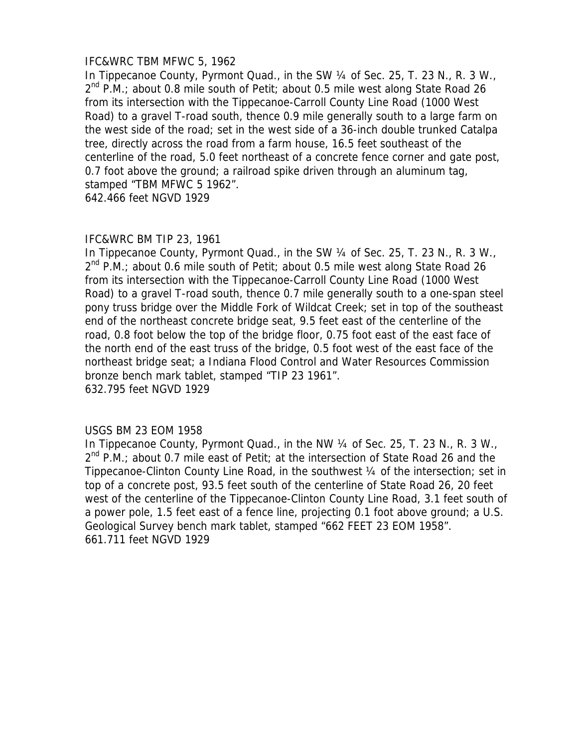IFC&WRC TBM MFWC 5, 1962

In Tippecanoe County, Pyrmont Quad., in the SW ¼ of Sec. 25, T. 23 N., R. 3 W., 2nd P.M.; about 0.8 mile south of Petit; about 0.5 mile west along State Road 26 from its intersection with the Tippecanoe-Carroll County Line Road (1000 West Road) to a gravel T-road south, thence 0.9 mile generally south to a large farm on the west side of the road; set in the west side of a 36-inch double trunked Catalpa tree, directly across the road from a farm house, 16.5 feet southeast of the centerline of the road, 5.0 feet northeast of a concrete fence corner and gate post, 0.7 foot above the ground; a railroad spike driven through an aluminum tag, stamped "TBM MFWC 5 1962".

642.466 feet NGVD 1929

IFC&WRC BM TIP 23, 1961

In Tippecanoe County, Pyrmont Quad., in the SW ¼ of Sec. 25, T. 23 N., R. 3 W., 2nd P.M.; about 0.6 mile south of Petit; about 0.5 mile west along State Road 26 from its intersection with the Tippecanoe-Carroll County Line Road (1000 West Road) to a gravel T-road south, thence 0.7 mile generally south to a one-span steel pony truss bridge over the Middle Fork of Wildcat Creek; set in top of the southeast end of the northeast concrete bridge seat, 9.5 feet east of the centerline of the road, 0.8 foot below the top of the bridge floor, 0.75 foot east of the east face of the north end of the east truss of the bridge, 0.5 foot west of the east face of the northeast bridge seat; a Indiana Flood Control and Water Resources Commission bronze bench mark tablet, stamped "TIP 23 1961".

632.795 feet NGVD 1929

USGS BM 23 EOM 1958

In Tippecanoe County, Pyrmont Quad., in the NW ¼ of Sec. 25, T. 23 N., R. 3 W., 2nd P.M.; about 0.7 mile east of Petit; at the intersection of State Road 26 and the Tippecanoe-Clinton County Line Road, in the southwest ¼ of the intersection; set in top of a concrete post, 93.5 feet south of the centerline of State Road 26, 20 feet west of the centerline of the Tippecanoe-Clinton County Line Road, 3.1 feet south of a power pole, 1.5 feet east of a fence line, projecting 0.1 foot above ground; a U.S. Geological Survey bench mark tablet, stamped "662 FEET 23 EOM 1958".

661.711 feet NGVD 1929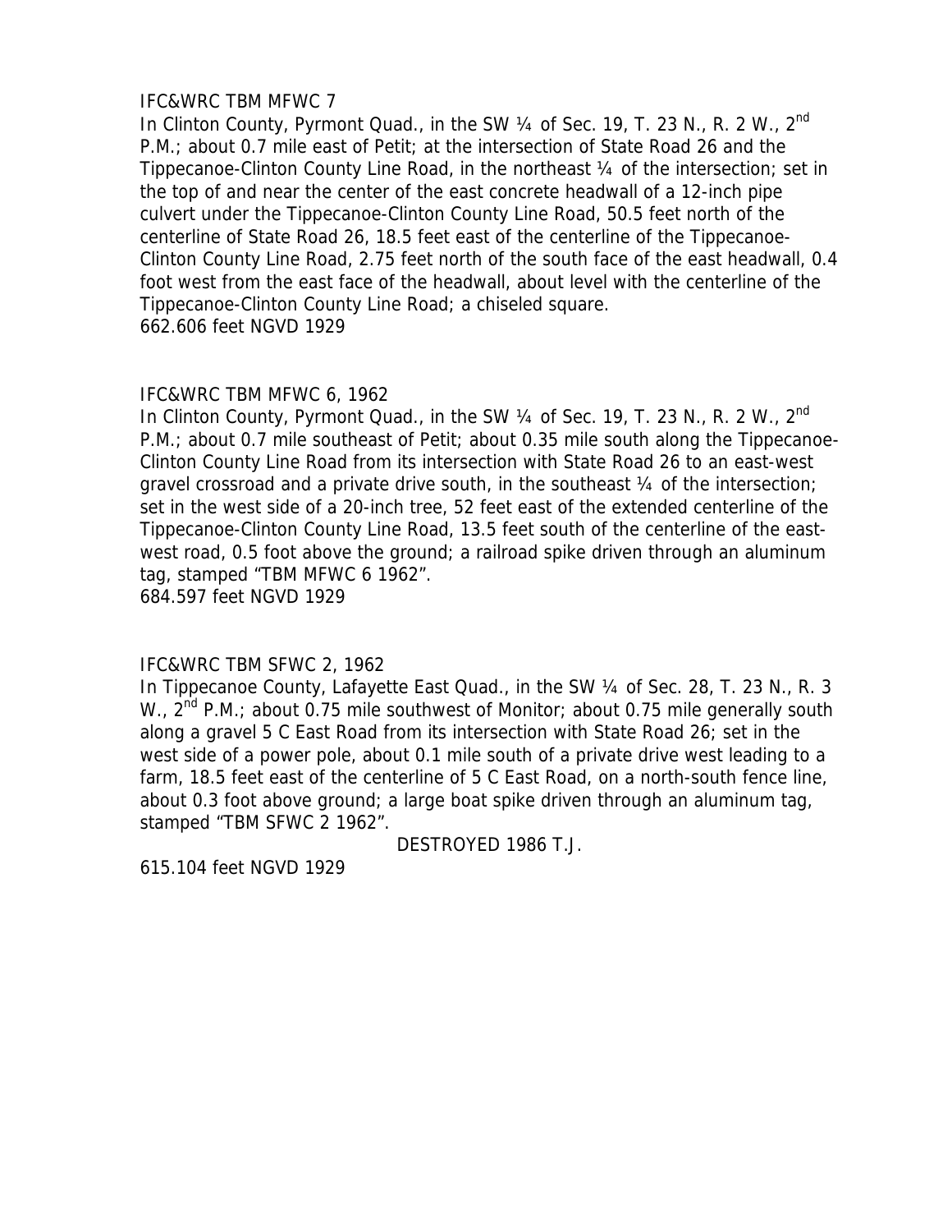IFC&WRC TBM MFWC 7

In Clinton County, Pyrmont Quad., in the SW ¼ of Sec. 19, T. 23 N., R. 2 W., 2nd P.M.; about 0.7 mile east of Petit; at the intersection of State Road 26 and the Tippecanoe-Clinton County Line Road, in the northeast ¼ of the intersection; set in the top of and near the center of the east concrete headwall of a 12-inch pipe culvert under the Tippecanoe-Clinton County Line Road, 50.5 feet north of the centerline of State Road 26, 18.5 feet east of the centerline of the Tippecanoe-Clinton County Line Road, 2.75 feet north of the south face of the east headwall, 0.4 foot west from the east face of the headwall, about level with the centerline of the Tippecanoe-Clinton County Line Road; a chiseled square.

662.606 feet NGVD 1929

IFC&WRC TBM MFWC 6, 1962

In Clinton County, Pyrmont Quad., in the SW ¼ of Sec. 19, T. 23 N., R. 2 W., 2nd P.M.; about 0.7 mile southeast of Petit; about 0.35 mile south along the Tippecanoe-Clinton County Line Road from its intersection with State Road 26 to an east-west gravel crossroad and a private drive south, in the southeast ¼ of the intersection; set in the west side of a 20-inch tree, 52 feet east of the extended centerline of the Tippecanoe-Clinton County Line Road, 13.5 feet south of the centerline of the east-west road, 0.5 foot above the ground; a railroad spike driven through an aluminum tag, stamped "TBM MFWC 6 1962".

684.597 feet NGVD 1929

IFC&WRC TBM SFWC 2, 1962

In Tippecanoe County, Lafayette East Quad., in the SW ¼ of Sec. 28, T. 23 N., R. 3 W., 2nd P.M.; about 0.75 mile southwest of Monitor; about 0.75 mile generally south along a gravel 5 C East Road from its intersection with State Road 26; set in the west side of a power pole, about 0.1 mile south of a private drive west leading to a farm, 18.5 feet east of the centerline of 5 C East Road, on a north-south fence line, about 0.3 foot above ground; a large boat spike driven through an aluminum tag, stamped "TBM SFWC 2 1962".

DESTROYED 1986 T.J.

615.104 feet NGVD 1929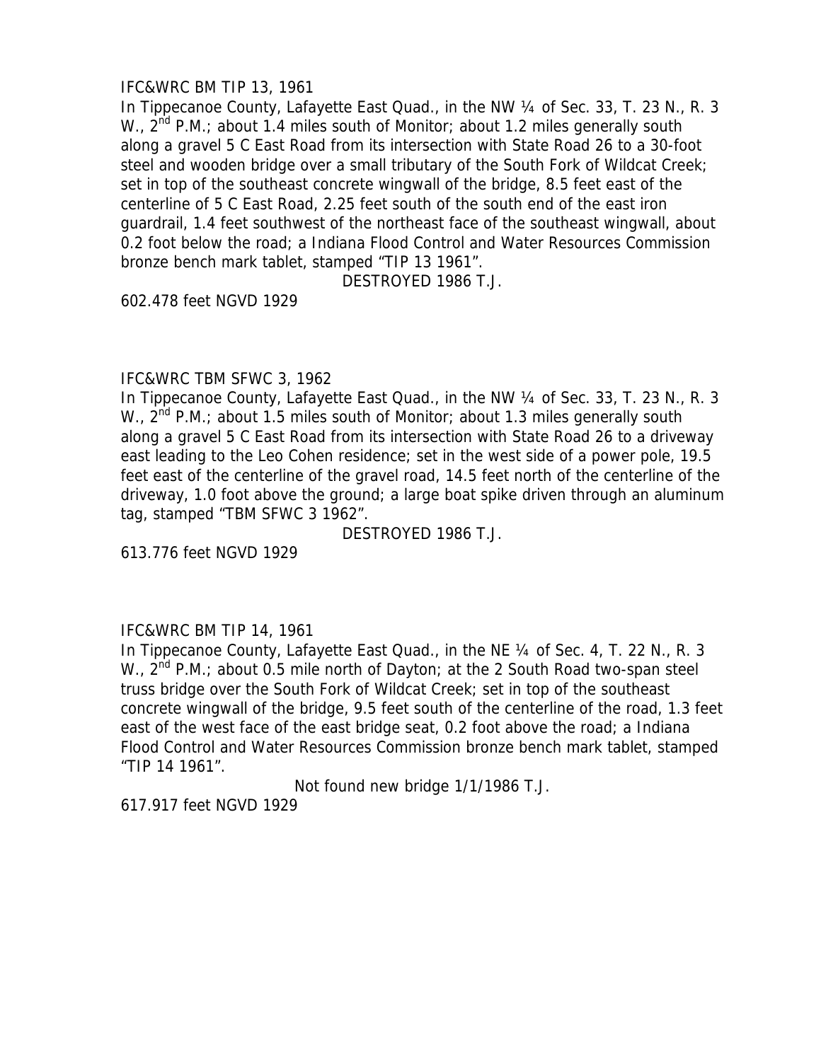IFC&WRC BM TIP 13, 1961

In Tippecanoe County, Lafayette East Quad., in the NW ¼ of Sec. 33, T. 23 N., R. 3 W., 2nd P.M.; about 1.4 miles south of Monitor; about 1.2 miles generally south along a gravel 5 C East Road from its intersection with State Road 26 to a 30-foot steel and wooden bridge over a small tributary of the South Fork of Wildcat Creek; set in top of the southeast concrete wingwall of the bridge, 8.5 feet east of the centerline of 5 C East Road, 2.25 feet south of the south end of the east iron guardrail, 1.4 feet southwest of the northeast face of the southeast wingwall, about 0.2 foot below the road; a Indiana Flood Control and Water Resources Commission bronze bench mark tablet, stamped "TIP 13 1961".

DESTROYED 1986 T.J.

602.478 feet NGVD 1929

IFC&WRC TBM SFWC 3, 1962

In Tippecanoe County, Lafayette East Quad., in the NW ¼ of Sec. 33, T. 23 N., R. 3 W., 2nd P.M.; about 1.5 miles south of Monitor; about 1.3 miles generally south along a gravel 5 C East Road from its intersection with State Road 26 to a driveway east leading to the Leo Cohen residence; set in the west side of a power pole, 19.5 feet east of the centerline of the gravel road, 14.5 feet north of the centerline of the driveway, 1.0 foot above the ground; a large boat spike driven through an aluminum tag, stamped "TBM SFWC 3 1962".

DESTROYED 1986 T.J.

613.776 feet NGVD 1929

IFC&WRC BM TIP 14, 1961

In Tippecanoe County, Lafayette East Quad., in the NE ¼ of Sec. 4, T. 22 N., R. 3 W., 2nd P.M.; about 0.5 mile north of Dayton; at the 2 South Road two-span steel truss bridge over the South Fork of Wildcat Creek; set in top of the southeast concrete wingwall of the bridge, 9.5 feet south of the centerline of the road, 1.3 feet east of the west face of the east bridge seat, 0.2 foot above the road; a Indiana Flood Control and Water Resources Commission bronze bench mark tablet, stamped "TIP 14 1961".

Not found new bridge 1/1/1986 T.J.

617.917 feet NGVD 1929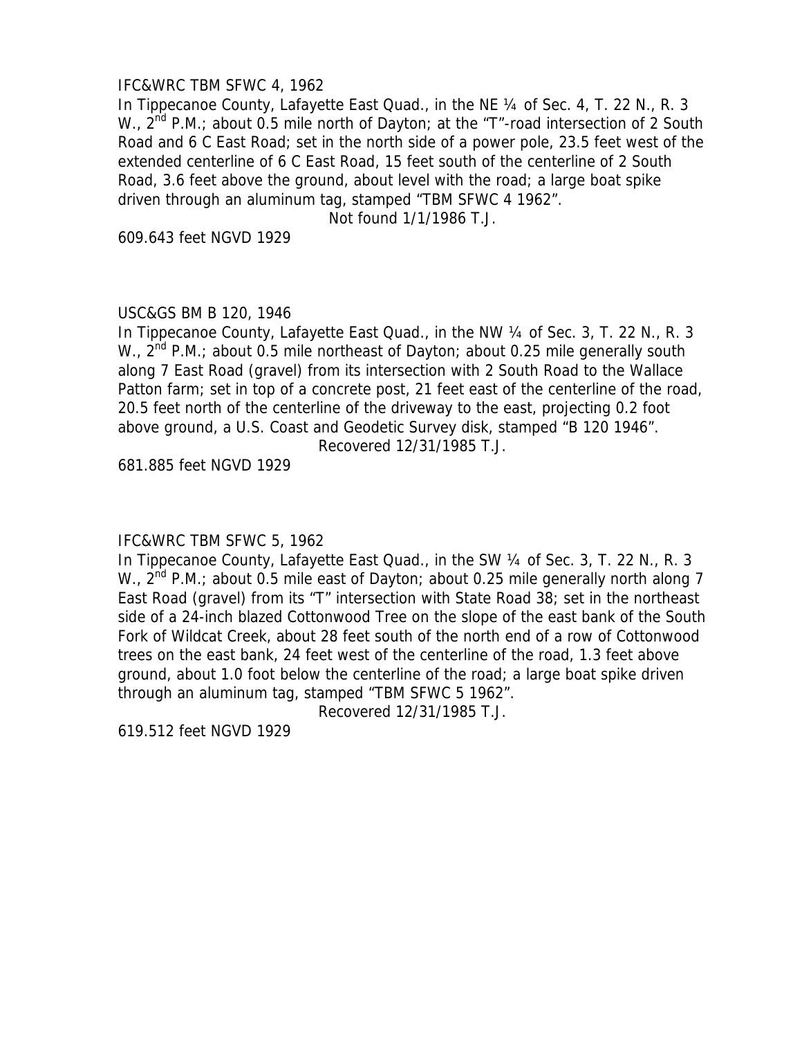IFC&WRC TBM SFWC 4, 1962

In Tippecanoe County, Lafayette East Quad., in the NE ¼ of Sec. 4, T. 22 N., R. 3 W., 2nd P.M.; about 0.5 mile north of Dayton; at the "T"-road intersection of 2 South Road and 6 C East Road; set in the north side of a power pole, 23.5 feet west of the extended centerline of 6 C East Road, 15 feet south of the centerline of 2 South Road, 3.6 feet above the ground, about level with the road; a large boat spike driven through an aluminum tag, stamped "TBM SFWC 4 1962".

Not found 1/1/1986 T.J.

609.643 feet NGVD 1929

USC&GS BM B 120, 1946

In Tippecanoe County, Lafayette East Quad., in the NW ¼ of Sec. 3, T. 22 N., R. 3 W., 2nd P.M.; about 0.5 mile northeast of Dayton; about 0.25 mile generally south along 7 East Road (gravel) from its intersection with 2 South Road to the Wallace Patton farm; set in top of a concrete post, 21 feet east of the centerline of the road, 20.5 feet north of the centerline of the driveway to the east, projecting 0.2 foot above ground, a U.S. Coast and Geodetic Survey disk, stamped "B 120 1946".

Recovered 12/31/1985 T.J.

681.885 feet NGVD 1929

IFC&WRC TBM SFWC 5, 1962

In Tippecanoe County, Lafayette East Quad., in the SW ¼ of Sec. 3, T. 22 N., R. 3 W., 2nd P.M.; about 0.5 mile east of Dayton; about 0.25 mile generally north along 7 East Road (gravel) from its "T" intersection with State Road 38; set in the northeast side of a 24-inch blazed Cottonwood Tree on the slope of the east bank of the South Fork of Wildcat Creek, about 28 feet south of the north end of a row of Cottonwood trees on the east bank, 24 feet west of the centerline of the road, 1.3 feet above ground, about 1.0 foot below the centerline of the road; a large boat spike driven through an aluminum tag, stamped "TBM SFWC 5 1962".

Recovered 12/31/1985 T.J.

619.512 feet NGVD 1929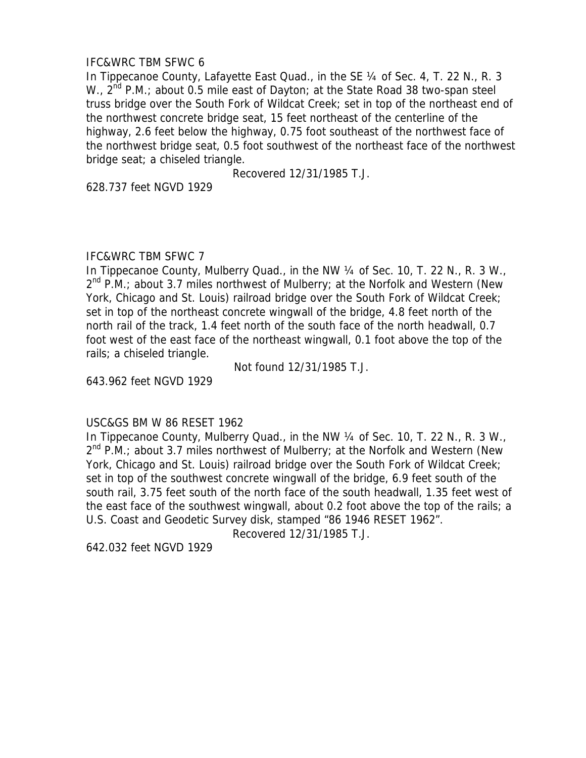IFC&WRC TBM SFWC 6

In Tippecanoe County, Lafayette East Quad., in the SE ¼ of Sec. 4, T. 22 N., R. 3 W., 2nd P.M.; about 0.5 mile east of Dayton; at the State Road 38 two-span steel truss bridge over the South Fork of Wildcat Creek; set in top of the northeast end of the northwest concrete bridge seat, 15 feet northeast of the centerline of the highway, 2.6 feet below the highway, 0.75 foot southeast of the northwest face of the northwest bridge seat, 0.5 foot southwest of the northeast face of the northwest bridge seat; a chiseled triangle.

Recovered 12/31/1985 T.J.

628.737 feet NGVD 1929

IFC&WRC TBM SFWC 7

In Tippecanoe County, Mulberry Quad., in the NW ¼ of Sec. 10, T. 22 N., R. 3 W., 2nd P.M.; about 3.7 miles northwest of Mulberry; at the Norfolk and Western (New York, Chicago and St. Louis) railroad bridge over the South Fork of Wildcat Creek; set in top of the northeast concrete wingwall of the bridge, 4.8 feet north of the north rail of the track, 1.4 feet north of the south face of the north headwall, 0.7 foot west of the east face of the northeast wingwall, 0.1 foot above the top of the rails; a chiseled triangle.

Not found 12/31/1985 T.J.

643.962 feet NGVD 1929

USC&GS BM W 86 RESET 1962

In Tippecanoe County, Mulberry Quad., in the NW ¼ of Sec. 10, T. 22 N., R. 3 W., 2nd P.M.; about 3.7 miles northwest of Mulberry; at the Norfolk and Western (New York, Chicago and St. Louis) railroad bridge over the South Fork of Wildcat Creek; set in top of the southwest concrete wingwall of the bridge, 6.9 feet south of the south rail, 3.75 feet south of the north face of the south headwall, 1.35 feet west of the east face of the southwest wingwall, about 0.2 foot above the top of the rails; a U.S. Coast and Geodetic Survey disk, stamped "86 1946 RESET 1962".

Recovered 12/31/1985 T.J.

642.032 feet NGVD 1929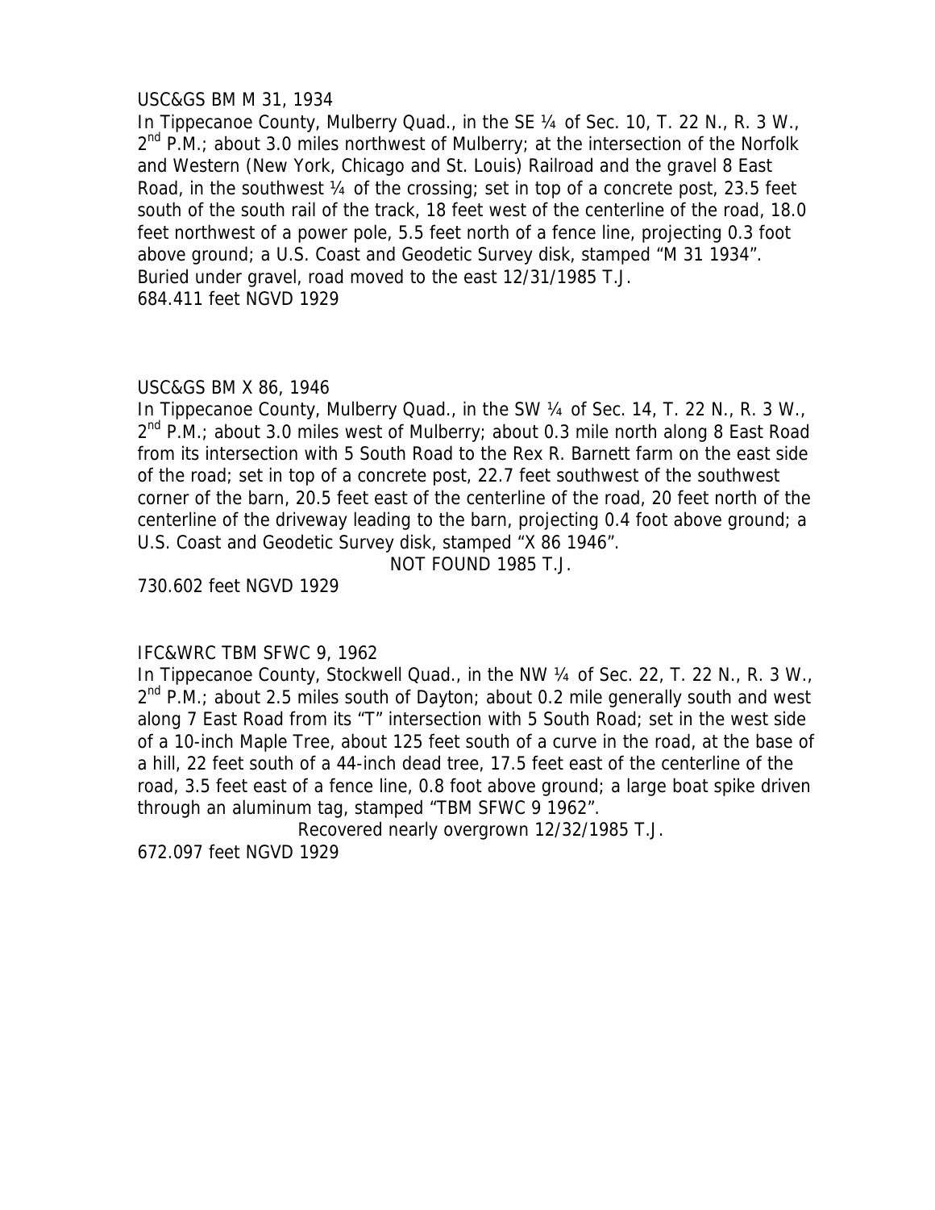USC&GS BM M 31, 1934

In Tippecanoe County, Mulberry Quad., in the SE ¼ of Sec. 10, T. 22 N., R. 3 W., 2nd P.M.; about 3.0 miles northwest of Mulberry; at the intersection of the Norfolk and Western (New York, Chicago and St. Louis) Railroad and the gravel 8 East Road, in the southwest ¼ of the crossing; set in top of a concrete post, 23.5 feet south of the south rail of the track, 18 feet west of the centerline of the road, 18.0 feet northwest of a power pole, 5.5 feet north of a fence line, projecting 0.3 foot above ground; a U.S. Coast and Geodetic Survey disk, stamped "M 31 1934". Buried under gravel, road moved to the east 12/31/1985 T.J.

684.411 feet NGVD 1929

USC&GS BM X 86, 1946

In Tippecanoe County, Mulberry Quad., in the SW ¼ of Sec. 14, T. 22 N., R. 3 W., 2nd P.M.; about 3.0 miles west of Mulberry; about 0.3 mile north along 8 East Road from its intersection with 5 South Road to the Rex R. Barnett farm on the east side of the road; set in top of a concrete post, 22.7 feet southwest of the southwest corner of the barn, 20.5 feet east of the centerline of the road, 20 feet north of the centerline of the driveway leading to the barn, projecting 0.4 foot above ground; a U.S. Coast and Geodetic Survey disk, stamped "X 86 1946".

NOT FOUND 1985 T.J.

730.602 feet NGVD 1929

IFC&WRC TBM SFWC 9, 1962

In Tippecanoe County, Stockwell Quad., in the NW ¼ of Sec. 22, T. 22 N., R. 3 W., 2nd P.M.; about 2.5 miles south of Dayton; about 0.2 mile generally south and west along 7 East Road from its "T" intersection with 5 South Road; set in the west side of a 10-inch Maple Tree, about 125 feet south of a curve in the road, at the base of a hill, 22 feet south of a 44-inch dead tree, 17.5 feet east of the centerline of the road, 3.5 feet east of a fence line, 0.8 foot above ground; a large boat spike driven through an aluminum tag, stamped "TBM SFWC 9 1962".

Recovered nearly overgrown 12/32/1985 T.J.

672.097 feet NGVD 1929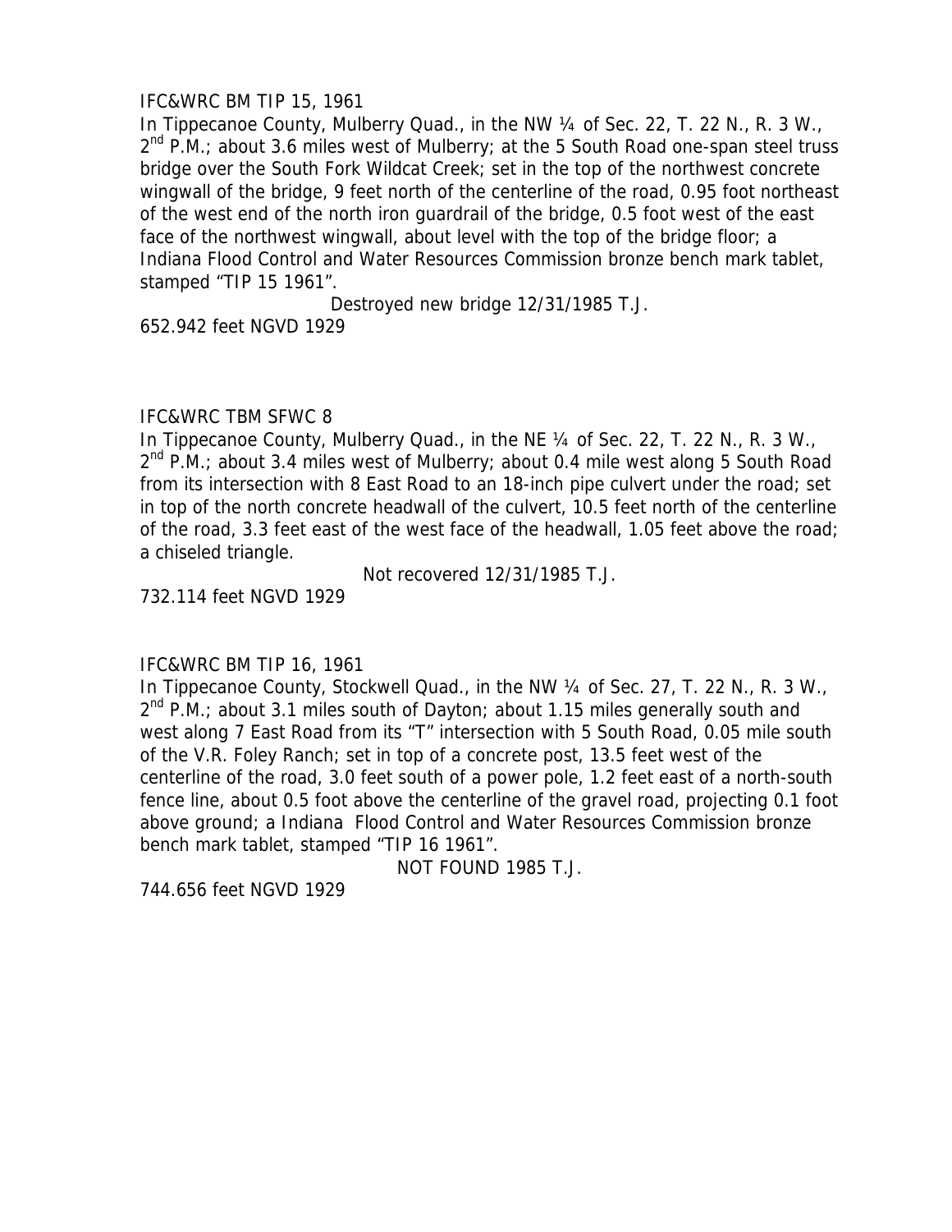IFC&WRC BM TIP 15, 1961

In Tippecanoe County, Mulberry Quad., in the NW ¼ of Sec. 22, T. 22 N., R. 3 W., 2nd P.M.; about 3.6 miles west of Mulberry; at the 5 South Road one-span steel truss bridge over the South Fork Wildcat Creek; set in the top of the northwest concrete wingwall of the bridge, 9 feet north of the centerline of the road, 0.95 foot northeast of the west end of the north iron guardrail of the bridge, 0.5 foot west of the east face of the northwest wingwall, about level with the top of the bridge floor; a Indiana Flood Control and Water Resources Commission bronze bench mark tablet, stamped "TIP 15 1961".

Destroyed new bridge 12/31/1985 T.J.

652.942 feet NGVD 1929

IFC&WRC TBM SFWC 8

In Tippecanoe County, Mulberry Quad., in the NE ¼ of Sec. 22, T. 22 N., R. 3 W., 2nd P.M.; about 3.4 miles west of Mulberry; about 0.4 mile west along 5 South Road from its intersection with 8 East Road to an 18-inch pipe culvert under the road; set in top of the north concrete headwall of the culvert, 10.5 feet north of the centerline of the road, 3.3 feet east of the west face of the headwall, 1.05 feet above the road; a chiseled triangle.

Not recovered 12/31/1985 T.J.

732.114 feet NGVD 1929

IFC&WRC BM TIP 16, 1961

In Tippecanoe County, Stockwell Quad., in the NW ¼ of Sec. 27, T. 22 N., R. 3 W., 2nd P.M.; about 3.1 miles south of Dayton; about 1.15 miles generally south and west along 7 East Road from its "T" intersection with 5 South Road, 0.05 mile south of the V.R. Foley Ranch; set in top of a concrete post, 13.5 feet west of the centerline of the road, 3.0 feet south of a power pole, 1.2 feet east of a north-south fence line, about 0.5 foot above the centerline of the gravel road, projecting 0.1 foot above ground; a Indiana Flood Control and Water Resources Commission bronze bench mark tablet, stamped "TIP 16 1961".

NOT FOUND 1985 T.J.

744.656 feet NGVD 1929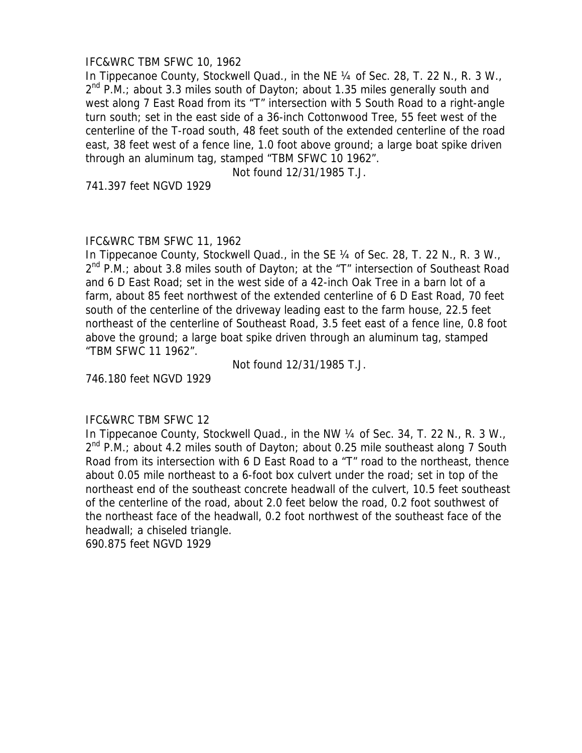IFC&WRC TBM SFWC 10, 1962

In Tippecanoe County, Stockwell Quad., in the NE ¼ of Sec. 28, T. 22 N., R. 3 W., 2nd P.M.; about 3.3 miles south of Dayton; about 1.35 miles generally south and west along 7 East Road from its "T" intersection with 5 South Road to a right-angle turn south; set in the east side of a 36-inch Cottonwood Tree, 55 feet west of the centerline of the T-road south, 48 feet south of the extended centerline of the road east, 38 feet west of a fence line, 1.0 foot above ground; a large boat spike driven through an aluminum tag, stamped "TBM SFWC 10 1962".

Not found 12/31/1985 T.J.

741.397 feet NGVD 1929

IFC&WRC TBM SFWC 11, 1962

In Tippecanoe County, Stockwell Quad., in the SE ¼ of Sec. 28, T. 22 N., R. 3 W., 2nd P.M.; about 3.8 miles south of Dayton; at the "T" intersection of Southeast Road and 6 D East Road; set in the west side of a 42-inch Oak Tree in a barn lot of a farm, about 85 feet northwest of the extended centerline of 6 D East Road, 70 feet south of the centerline of the driveway leading east to the farm house, 22.5 feet northeast of the centerline of Southeast Road, 3.5 feet east of a fence line, 0.8 foot above the ground; a large boat spike driven through an aluminum tag, stamped "TBM SFWC 11 1962".

Not found 12/31/1985 T.J.

746.180 feet NGVD 1929

IFC&WRC TBM SFWC 12

In Tippecanoe County, Stockwell Quad., in the NW ¼ of Sec. 34, T. 22 N., R. 3 W., 2nd P.M.; about 4.2 miles south of Dayton; about 0.25 mile southeast along 7 South Road from its intersection with 6 D East Road to a "T" road to the northeast, thence about 0.05 mile northeast to a 6-foot box culvert under the road; set in top of the northeast end of the southeast concrete headwall of the culvert, 10.5 feet southeast of the centerline of the road, about 2.0 feet below the road, 0.2 foot southwest of the northeast face of the headwall, 0.2 foot northwest of the southeast face of the headwall; a chiseled triangle.

690.875 feet NGVD 1929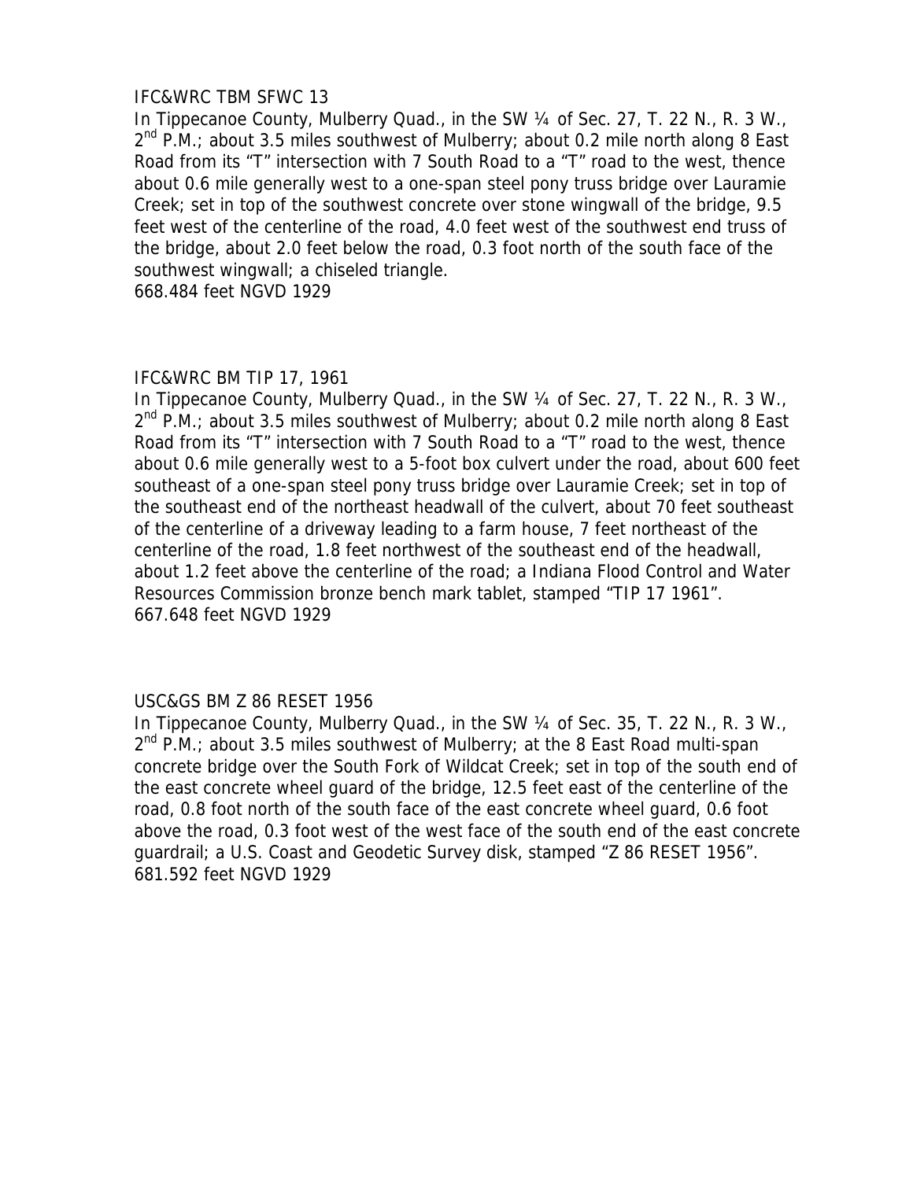IFC&WRC TBM SFWC 13

In Tippecanoe County, Mulberry Quad., in the SW ¼ of Sec. 27, T. 22 N., R. 3 W., 2nd P.M.; about 3.5 miles southwest of Mulberry; about 0.2 mile north along 8 East Road from its "T" intersection with 7 South Road to a "T" road to the west, thence about 0.6 mile generally west to a one-span steel pony truss bridge over Lauramie Creek; set in top of the southwest concrete over stone wingwall of the bridge, 9.5 feet west of the centerline of the road, 4.0 feet west of the southwest end truss of the bridge, about 2.0 feet below the road, 0.3 foot north of the south face of the southwest wingwall; a chiseled triangle.

668.484 feet NGVD 1929

IFC&WRC BM TIP 17, 1961

In Tippecanoe County, Mulberry Quad., in the SW ¼ of Sec. 27, T. 22 N., R. 3 W., 2nd P.M.; about 3.5 miles southwest of Mulberry; about 0.2 mile north along 8 East Road from its "T" intersection with 7 South Road to a "T" road to the west, thence about 0.6 mile generally west to a 5-foot box culvert under the road, about 600 feet southeast of a one-span steel pony truss bridge over Lauramie Creek; set in top of the southeast end of the northeast headwall of the culvert, about 70 feet southeast of the centerline of a driveway leading to a farm house, 7 feet northeast of the centerline of the road, 1.8 feet northwest of the southeast end of the headwall, about 1.2 feet above the centerline of the road; a Indiana Flood Control and Water Resources Commission bronze bench mark tablet, stamped "TIP 17 1961".

667.648 feet NGVD 1929

USC&GS BM Z 86 RESET 1956

In Tippecanoe County, Mulberry Quad., in the SW ¼ of Sec. 35, T. 22 N., R. 3 W., 2nd P.M.; about 3.5 miles southwest of Mulberry; at the 8 East Road multi-span concrete bridge over the South Fork of Wildcat Creek; set in top of the south end of the east concrete wheel guard of the bridge, 12.5 feet east of the centerline of the road, 0.8 foot north of the south face of the east concrete wheel guard, 0.6 foot above the road, 0.3 foot west of the west face of the south end of the east concrete guardrail; a U.S. Coast and Geodetic Survey disk, stamped "Z 86 RESET 1956".

681.592 feet NGVD 1929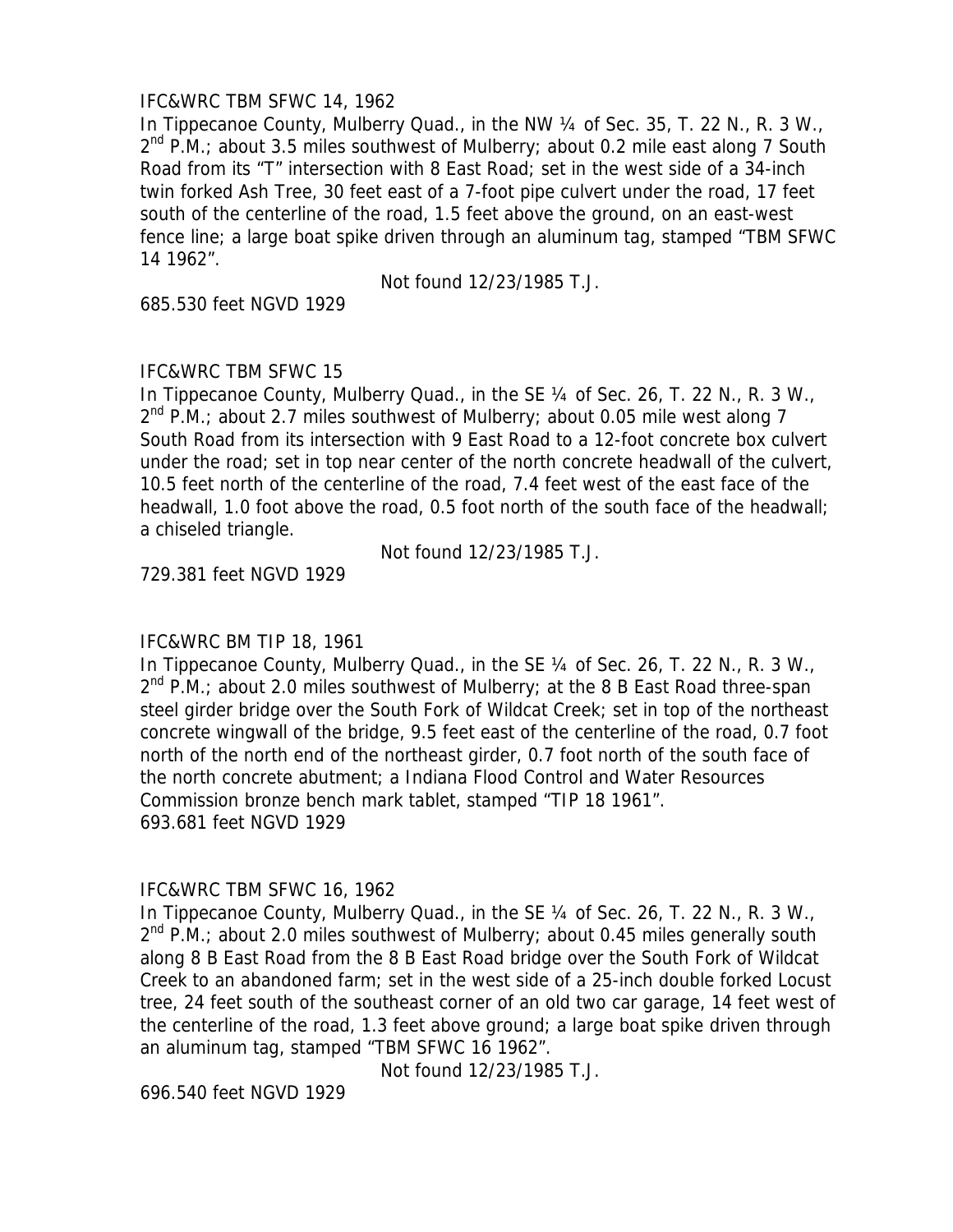IFC&WRC TBM SFWC 14, 1962

In Tippecanoe County, Mulberry Quad., in the NW ¼ of Sec. 35, T. 22 N., R. 3 W., 2nd P.M.; about 3.5 miles southwest of Mulberry; about 0.2 mile east along 7 South Road from its "T" intersection with 8 East Road; set in the west side of a 34-inch twin forked Ash Tree, 30 feet east of a 7-foot pipe culvert under the road, 17 feet south of the centerline of the road, 1.5 feet above the ground, on an east-west fence line; a large boat spike driven through an aluminum tag, stamped "TBM SFWC 14 1962".

Not found 12/23/1985 T.J.

685.530 feet NGVD 1929

IFC&WRC TBM SFWC 15

In Tippecanoe County, Mulberry Quad., in the SE ¼ of Sec. 26, T. 22 N., R. 3 W., 2nd P.M.; about 2.7 miles southwest of Mulberry; about 0.05 mile west along 7 South Road from its intersection with 9 East Road to a 12-foot concrete box culvert under the road; set in top near center of the north concrete headwall of the culvert, 10.5 feet north of the centerline of the road, 7.4 feet west of the east face of the headwall, 1.0 foot above the road, 0.5 foot north of the south face of the headwall; a chiseled triangle.

Not found 12/23/1985 T.J.

729.381 feet NGVD 1929

IFC&WRC BM TIP 18, 1961

In Tippecanoe County, Mulberry Quad., in the SE ¼ of Sec. 26, T. 22 N., R. 3 W., 2nd P.M.; about 2.0 miles southwest of Mulberry; at the 8 B East Road three-span steel girder bridge over the South Fork of Wildcat Creek; set in top of the northeast concrete wingwall of the bridge, 9.5 feet east of the centerline of the road, 0.7 foot north of the north end of the northeast girder, 0.7 foot north of the south face of the north concrete abutment; a Indiana Flood Control and Water Resources Commission bronze bench mark tablet, stamped "TIP 18 1961".

693.681 feet NGVD 1929

IFC&WRC TBM SFWC 16, 1962

In Tippecanoe County, Mulberry Quad., in the SE ¼ of Sec. 26, T. 22 N., R. 3 W., 2nd P.M.; about 2.0 miles southwest of Mulberry; about 0.45 miles generally south along 8 B East Road from the 8 B East Road bridge over the South Fork of Wildcat Creek to an abandoned farm; set in the west side of a 25-inch double forked Locust tree, 24 feet south of the southeast corner of an old two car garage, 14 feet west of the centerline of the road, 1.3 feet above ground; a large boat spike driven through an aluminum tag, stamped "TBM SFWC 16 1962".

Not found 12/23/1985 T.J.

696.540 feet NGVD 1929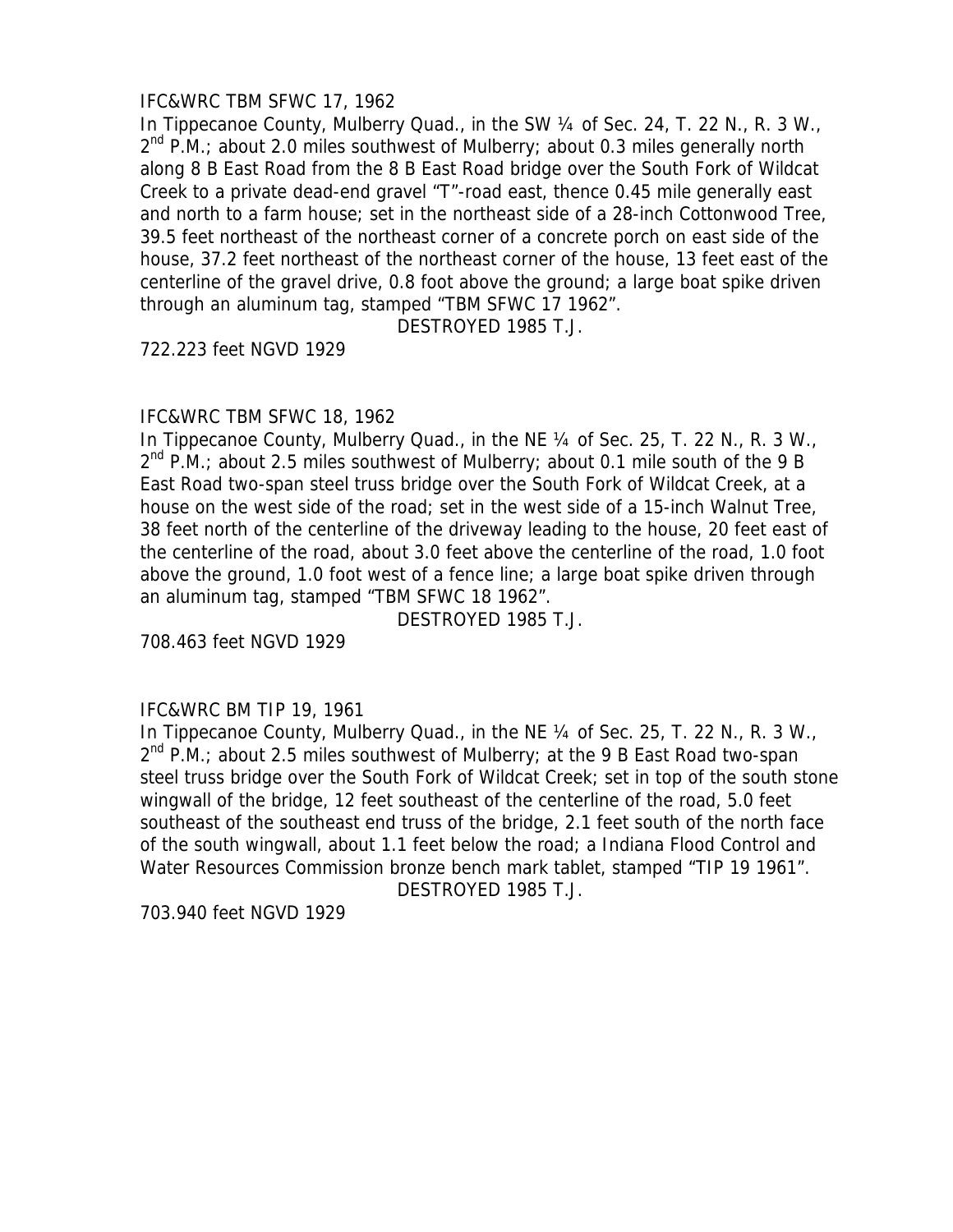IFC&WRC TBM SFWC 17, 1962

In Tippecanoe County, Mulberry Quad., in the SW ¼ of Sec. 24, T. 22 N., R. 3 W., 2nd P.M.; about 2.0 miles southwest of Mulberry; about 0.3 miles generally north along 8 B East Road from the 8 B East Road bridge over the South Fork of Wildcat Creek to a private dead-end gravel "T"-road east, thence 0.45 mile generally east and north to a farm house; set in the northeast side of a 28-inch Cottonwood Tree, 39.5 feet northeast of the northeast corner of a concrete porch on east side of the house, 37.2 feet northeast of the northeast corner of the house, 13 feet east of the centerline of the gravel drive, 0.8 foot above the ground; a large boat spike driven through an aluminum tag, stamped "TBM SFWC 17 1962".

DESTROYED 1985 T.J.

722.223 feet NGVD 1929

IFC&WRC TBM SFWC 18, 1962

In Tippecanoe County, Mulberry Quad., in the NE ¼ of Sec. 25, T. 22 N., R. 3 W., 2nd P.M.; about 2.5 miles southwest of Mulberry; about 0.1 mile south of the 9 B East Road two-span steel truss bridge over the South Fork of Wildcat Creek, at a house on the west side of the road; set in the west side of a 15-inch Walnut Tree, 38 feet north of the centerline of the driveway leading to the house, 20 feet east of the centerline of the road, about 3.0 feet above the centerline of the road, 1.0 foot above the ground, 1.0 foot west of a fence line; a large boat spike driven through an aluminum tag, stamped "TBM SFWC 18 1962".

DESTROYED 1985 T.J.

708.463 feet NGVD 1929

IFC&WRC BM TIP 19, 1961

In Tippecanoe County, Mulberry Quad., in the NE ¼ of Sec. 25, T. 22 N., R. 3 W., 2nd P.M.; about 2.5 miles southwest of Mulberry; at the 9 B East Road two-span steel truss bridge over the South Fork of Wildcat Creek; set in top of the south stone wingwall of the bridge, 12 feet southeast of the centerline of the road, 5.0 feet southeast of the southeast end truss of the bridge, 2.1 feet south of the north face of the south wingwall, about 1.1 feet below the road; a Indiana Flood Control and Water Resources Commission bronze bench mark tablet, stamped "TIP 19 1961".

DESTROYED 1985 T.J.

703.940 feet NGVD 1929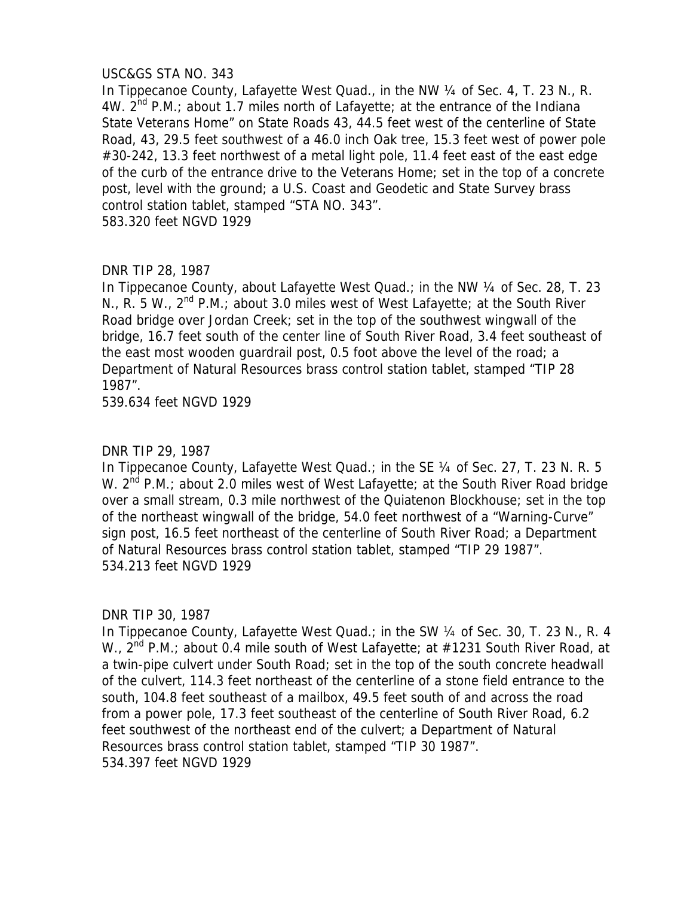USC&GS STA NO. 343

In Tippecanoe County, Lafayette West Quad., in the NW ¼ of Sec. 4, T. 23 N., R. 4W. 2nd P.M.; about 1.7 miles north of Lafayette; at the entrance of the Indiana State Veterans Home" on State Roads 43, 44.5 feet west of the centerline of State Road, 43, 29.5 feet southwest of a 46.0 inch Oak tree, 15.3 feet west of power pole #30-242, 13.3 feet northwest of a metal light pole, 11.4 feet east of the east edge of the curb of the entrance drive to the Veterans Home; set in the top of a concrete post, level with the ground; a U.S. Coast and Geodetic and State Survey brass control station tablet, stamped "STA NO. 343".
583.320 feet NGVD 1929

DNR TIP 28, 1987

In Tippecanoe County, about Lafayette West Quad.; in the NW ¼ of Sec. 28, T. 23 N., R. 5 W., 2nd P.M.; about 3.0 miles west of West Lafayette; at the South River Road bridge over Jordan Creek; set in the top of the southwest wingwall of the bridge, 16.7 feet south of the center line of South River Road, 3.4 feet southeast of the east most wooden guardrail post, 0.5 foot above the level of the road; a Department of Natural Resources brass control station tablet, stamped "TIP 28 1987".
539.634 feet NGVD 1929

DNR TIP 29, 1987

In Tippecanoe County, Lafayette West Quad.; in the SE ¼ of Sec. 27, T. 23 N. R. 5 W. 2nd P.M.; about 2.0 miles west of West Lafayette; at the South River Road bridge over a small stream, 0.3 mile northwest of the Quiatenon Blockhouse; set in the top of the northeast wingwall of the bridge, 54.0 feet northwest of a "Warning-Curve" sign post, 16.5 feet northeast of the centerline of South River Road; a Department of Natural Resources brass control station tablet, stamped "TIP 29 1987".
534.213 feet NGVD 1929

DNR TIP 30, 1987

In Tippecanoe County, Lafayette West Quad.; in the SW ¼ of Sec. 30, T. 23 N., R. 4 W., 2nd P.M.; about 0.4 mile south of West Lafayette; at #1231 South River Road, at a twin-pipe culvert under South Road; set in the top of the south concrete headwall of the culvert, 114.3 feet northeast of the centerline of a stone field entrance to the south, 104.8 feet southeast of a mailbox, 49.5 feet south of and across the road from a power pole, 17.3 feet southeast of the centerline of South River Road, 6.2 feet southwest of the northeast end of the culvert; a Department of Natural Resources brass control station tablet, stamped "TIP 30 1987".
534.397 feet NGVD 1929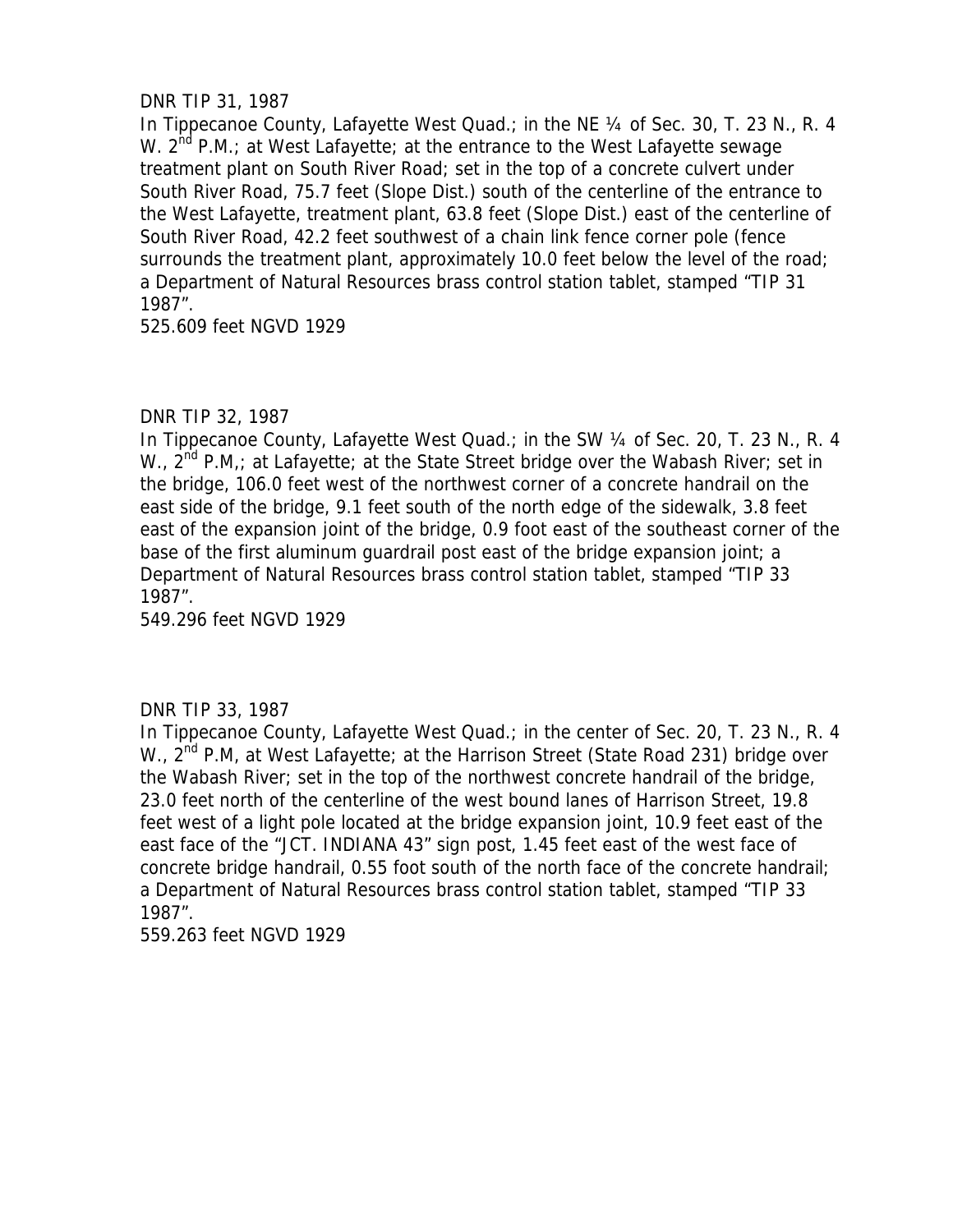DNR TIP 31, 1987

In Tippecanoe County, Lafayette West Quad.; in the NE ¼ of Sec. 30, T. 23 N., R. 4 W. 2nd P.M.; at West Lafayette; at the entrance to the West Lafayette sewage treatment plant on South River Road; set in the top of a concrete culvert under South River Road, 75.7 feet (Slope Dist.) south of the centerline of the entrance to the West Lafayette, treatment plant, 63.8 feet (Slope Dist.) east of the centerline of South River Road, 42.2 feet southwest of a chain link fence corner pole (fence surrounds the treatment plant, approximately 10.0 feet below the level of the road; a Department of Natural Resources brass control station tablet, stamped "TIP 31 1987".

525.609 feet NGVD 1929

DNR TIP 32, 1987

In Tippecanoe County, Lafayette West Quad.; in the SW ¼ of Sec. 20, T. 23 N., R. 4 W., 2nd P.M,; at Lafayette; at the State Street bridge over the Wabash River; set in the bridge, 106.0 feet west of the northwest corner of a concrete handrail on the east side of the bridge, 9.1 feet south of the north edge of the sidewalk, 3.8 feet east of the expansion joint of the bridge, 0.9 foot east of the southeast corner of the base of the first aluminum guardrail post east of the bridge expansion joint; a Department of Natural Resources brass control station tablet, stamped "TIP 33 1987".

549.296 feet NGVD 1929

DNR TIP 33, 1987

In Tippecanoe County, Lafayette West Quad.; in the center of Sec. 20, T. 23 N., R. 4 W., 2nd P.M, at West Lafayette; at the Harrison Street (State Road 231) bridge over the Wabash River; set in the top of the northwest concrete handrail of the bridge, 23.0 feet north of the centerline of the west bound lanes of Harrison Street, 19.8 feet west of a light pole located at the bridge expansion joint, 10.9 feet east of the east face of the "JCT. INDIANA 43" sign post, 1.45 feet east of the west face of concrete bridge handrail, 0.55 foot south of the north face of the concrete handrail; a Department of Natural Resources brass control station tablet, stamped "TIP 33 1987".

559.263 feet NGVD 1929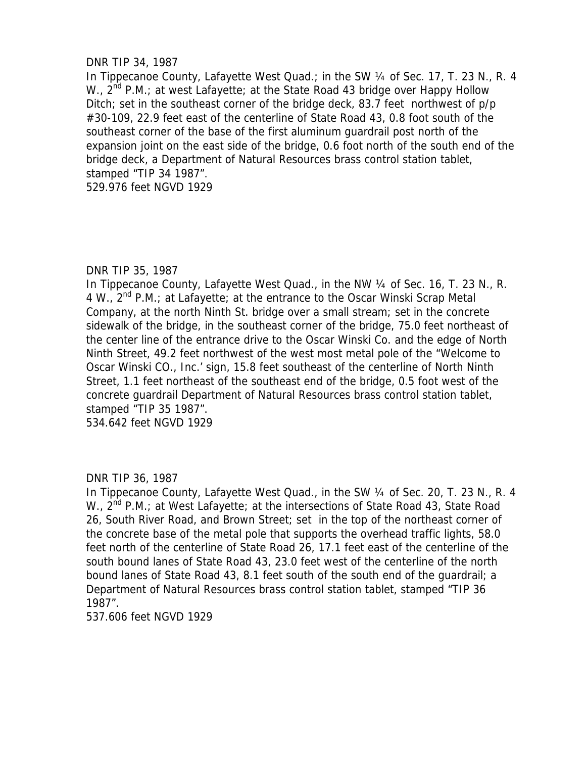DNR TIP 34, 1987

In Tippecanoe County, Lafayette West Quad.; in the SW ¼ of Sec. 17, T. 23 N., R. 4 W., 2nd P.M.; at west Lafayette; at the State Road 43 bridge over Happy Hollow Ditch; set in the southeast corner of the bridge deck, 83.7 feet northwest of p/p #30-109, 22.9 feet east of the centerline of State Road 43, 0.8 foot south of the southeast corner of the base of the first aluminum guardrail post north of the expansion joint on the east side of the bridge, 0.6 foot north of the south end of the bridge deck, a Department of Natural Resources brass control station tablet, stamped "TIP 34 1987".

529.976 feet NGVD 1929

DNR TIP 35, 1987

In Tippecanoe County, Lafayette West Quad., in the NW ¼ of Sec. 16, T. 23 N., R. 4 W., 2nd P.M.; at Lafayette; at the entrance to the Oscar Winski Scrap Metal Company, at the north Ninth St. bridge over a small stream; set in the concrete sidewalk of the bridge, in the southeast corner of the bridge, 75.0 feet northeast of the center line of the entrance drive to the Oscar Winski Co. and the edge of North Ninth Street, 49.2 feet northwest of the west most metal pole of the "Welcome to Oscar Winski CO., Inc.' sign, 15.8 feet southeast of the centerline of North Ninth Street, 1.1 feet northeast of the southeast end of the bridge, 0.5 foot west of the concrete guardrail Department of Natural Resources brass control station tablet, stamped "TIP 35 1987".

534.642 feet NGVD 1929

DNR TIP 36, 1987

In Tippecanoe County, Lafayette West Quad., in the SW ¼ of Sec. 20, T. 23 N., R. 4 W., 2nd P.M.; at West Lafayette; at the intersections of State Road 43, State Road 26, South River Road, and Brown Street; set in the top of the northeast corner of the concrete base of the metal pole that supports the overhead traffic lights, 58.0 feet north of the centerline of State Road 26, 17.1 feet east of the centerline of the south bound lanes of State Road 43, 23.0 feet west of the centerline of the north bound lanes of State Road 43, 8.1 feet south of the south end of the guardrail; a Department of Natural Resources brass control station tablet, stamped "TIP 36 1987".

537.606 feet NGVD 1929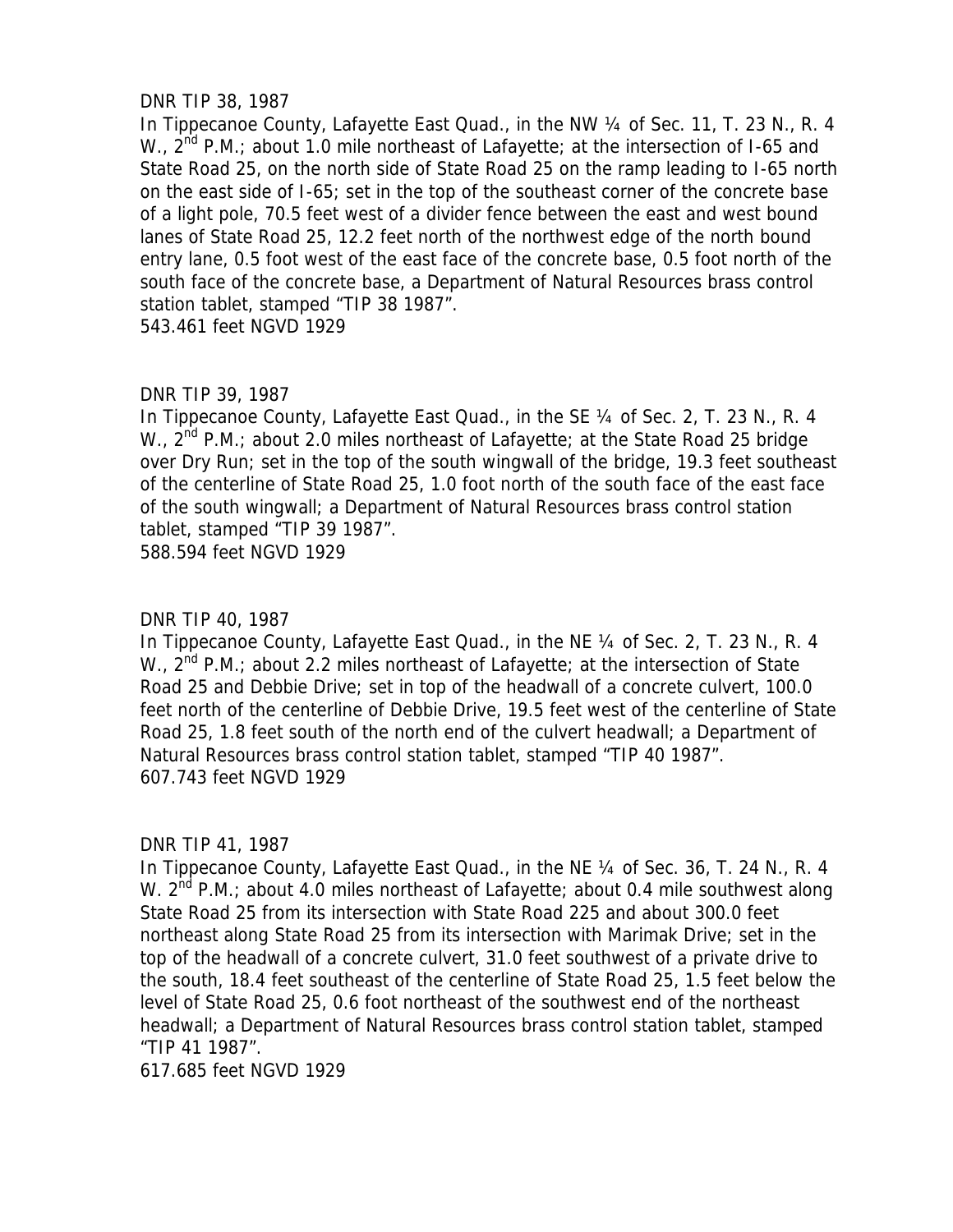DNR TIP 38, 1987

In Tippecanoe County, Lafayette East Quad., in the NW ¼ of Sec. 11, T. 23 N., R. 4 W., 2nd P.M.; about 1.0 mile northeast of Lafayette; at the intersection of I-65 and State Road 25, on the north side of State Road 25 on the ramp leading to I-65 north on the east side of I-65; set in the top of the southeast corner of the concrete base of a light pole, 70.5 feet west of a divider fence between the east and west bound lanes of State Road 25, 12.2 feet north of the northwest edge of the north bound entry lane, 0.5 foot west of the east face of the concrete base, 0.5 foot north of the south face of the concrete base, a Department of Natural Resources brass control station tablet, stamped "TIP 38 1987".

543.461 feet NGVD 1929

DNR TIP 39, 1987

In Tippecanoe County, Lafayette East Quad., in the SE ¼ of Sec. 2, T. 23 N., R. 4 W., 2nd P.M.; about 2.0 miles northeast of Lafayette; at the State Road 25 bridge over Dry Run; set in the top of the south wingwall of the bridge, 19.3 feet southeast of the centerline of State Road 25, 1.0 foot north of the south face of the east face of the south wingwall; a Department of Natural Resources brass control station tablet, stamped "TIP 39 1987".

588.594 feet NGVD 1929

DNR TIP 40, 1987

In Tippecanoe County, Lafayette East Quad., in the NE ¼ of Sec. 2, T. 23 N., R. 4 W., 2nd P.M.; about 2.2 miles northeast of Lafayette; at the intersection of State Road 25 and Debbie Drive; set in top of the headwall of a concrete culvert, 100.0 feet north of the centerline of Debbie Drive, 19.5 feet west of the centerline of State Road 25, 1.8 feet south of the north end of the culvert headwall; a Department of Natural Resources brass control station tablet, stamped "TIP 40 1987".

607.743 feet NGVD 1929

DNR TIP 41, 1987

In Tippecanoe County, Lafayette East Quad., in the NE ¼ of Sec. 36, T. 24 N., R. 4 W. 2nd P.M.; about 4.0 miles northeast of Lafayette; about 0.4 mile southwest along State Road 25 from its intersection with State Road 225 and about 300.0 feet northeast along State Road 25 from its intersection with Marimak Drive; set in the top of the headwall of a concrete culvert, 31.0 feet southwest of a private drive to the south, 18.4 feet southeast of the centerline of State Road 25, 1.5 feet below the level of State Road 25, 0.6 foot northeast of the southwest end of the northeast headwall; a Department of Natural Resources brass control station tablet, stamped "TIP 41 1987".

617.685 feet NGVD 1929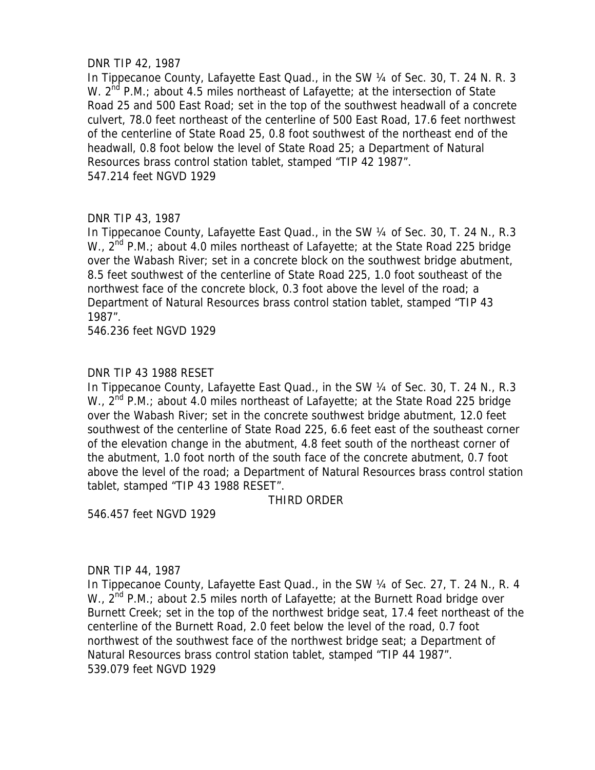DNR TIP 42, 1987

In Tippecanoe County, Lafayette East Quad., in the SW ¼ of Sec. 30, T. 24 N. R. 3 W. 2nd P.M.; about 4.5 miles northeast of Lafayette; at the intersection of State Road 25 and 500 East Road; set in the top of the southwest headwall of a concrete culvert, 78.0 feet northeast of the centerline of 500 East Road, 17.6 feet northwest of the centerline of State Road 25, 0.8 foot southwest of the northeast end of the headwall, 0.8 foot below the level of State Road 25; a Department of Natural Resources brass control station tablet, stamped "TIP 42 1987".

547.214 feet NGVD 1929

DNR TIP 43, 1987

In Tippecanoe County, Lafayette East Quad., in the SW ¼ of Sec. 30, T. 24 N., R.3 W., 2nd P.M.; about 4.0 miles northeast of Lafayette; at the State Road 225 bridge over the Wabash River; set in a concrete block on the southwest bridge abutment, 8.5 feet southwest of the centerline of State Road 225, 1.0 foot southeast of the northwest face of the concrete block, 0.3 foot above the level of the road; a Department of Natural Resources brass control station tablet, stamped "TIP 43 1987".

546.236 feet NGVD 1929

DNR TIP 43 1988 RESET

In Tippecanoe County, Lafayette East Quad., in the SW ¼ of Sec. 30, T. 24 N., R.3 W., 2nd P.M.; about 4.0 miles northeast of Lafayette; at the State Road 225 bridge over the Wabash River; set in the concrete southwest bridge abutment, 12.0 feet southwest of the centerline of State Road 225, 6.6 feet east of the southeast corner of the elevation change in the abutment, 4.8 feet south of the northeast corner of the abutment, 1.0 foot north of the south face of the concrete abutment, 0.7 foot above the level of the road; a Department of Natural Resources brass control station tablet, stamped "TIP 43 1988 RESET".

THIRD ORDER

546.457 feet NGVD 1929

DNR TIP 44, 1987

In Tippecanoe County, Lafayette East Quad., in the SW ¼ of Sec. 27, T. 24 N., R. 4 W., 2nd P.M.; about 2.5 miles north of Lafayette; at the Burnett Road bridge over Burnett Creek; set in the top of the northwest bridge seat, 17.4 feet northeast of the centerline of the Burnett Road, 2.0 feet below the level of the road, 0.7 foot northwest of the southwest face of the northwest bridge seat; a Department of Natural Resources brass control station tablet, stamped "TIP 44 1987".

539.079 feet NGVD 1929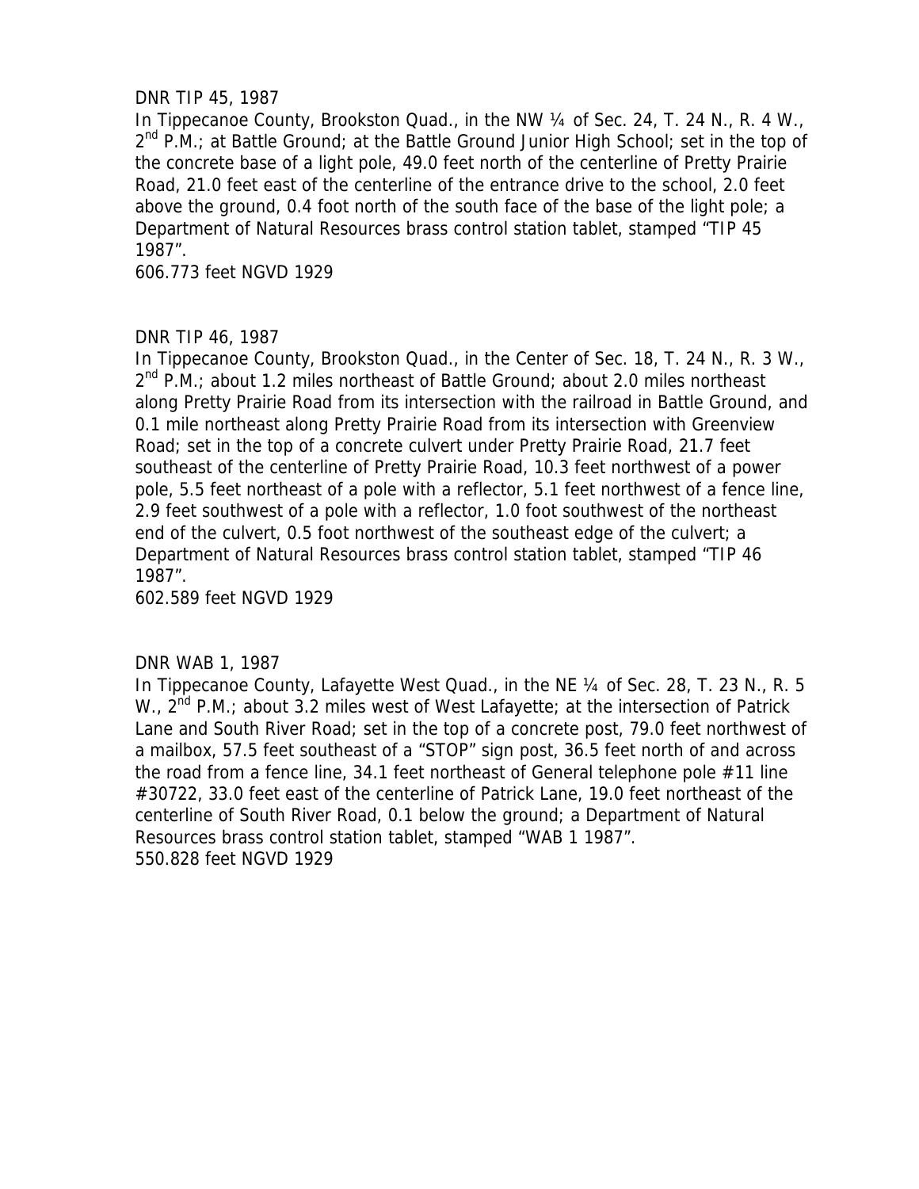DNR TIP 45, 1987

In Tippecanoe County, Brookston Quad., in the NW ¼ of Sec. 24, T. 24 N., R. 4 W., 2nd P.M.; at Battle Ground; at the Battle Ground Junior High School; set in the top of the concrete base of a light pole, 49.0 feet north of the centerline of Pretty Prairie Road, 21.0 feet east of the centerline of the entrance drive to the school, 2.0 feet above the ground, 0.4 foot north of the south face of the base of the light pole; a Department of Natural Resources brass control station tablet, stamped "TIP 45 1987".

606.773 feet NGVD 1929

DNR TIP 46, 1987

In Tippecanoe County, Brookston Quad., in the Center of Sec. 18, T. 24 N., R. 3 W., 2nd P.M.; about 1.2 miles northeast of Battle Ground; about 2.0 miles northeast along Pretty Prairie Road from its intersection with the railroad in Battle Ground, and 0.1 mile northeast along Pretty Prairie Road from its intersection with Greenview Road; set in the top of a concrete culvert under Pretty Prairie Road, 21.7 feet southeast of the centerline of Pretty Prairie Road, 10.3 feet northwest of a power pole, 5.5 feet northeast of a pole with a reflector, 5.1 feet northwest of a fence line, 2.9 feet southwest of a pole with a reflector, 1.0 foot southwest of the northeast end of the culvert, 0.5 foot northwest of the southeast edge of the culvert; a Department of Natural Resources brass control station tablet, stamped "TIP 46 1987".

602.589 feet NGVD 1929

DNR WAB 1, 1987

In Tippecanoe County, Lafayette West Quad., in the NE ¼ of Sec. 28, T. 23 N., R. 5 W., 2nd P.M.; about 3.2 miles west of West Lafayette; at the intersection of Patrick Lane and South River Road; set in the top of a concrete post, 79.0 feet northwest of a mailbox, 57.5 feet southeast of a "STOP" sign post, 36.5 feet north of and across the road from a fence line, 34.1 feet northeast of General telephone pole #11 line #30722, 33.0 feet east of the centerline of Patrick Lane, 19.0 feet northeast of the centerline of South River Road, 0.1 below the ground; a Department of Natural Resources brass control station tablet, stamped "WAB 1 1987".

550.828 feet NGVD 1929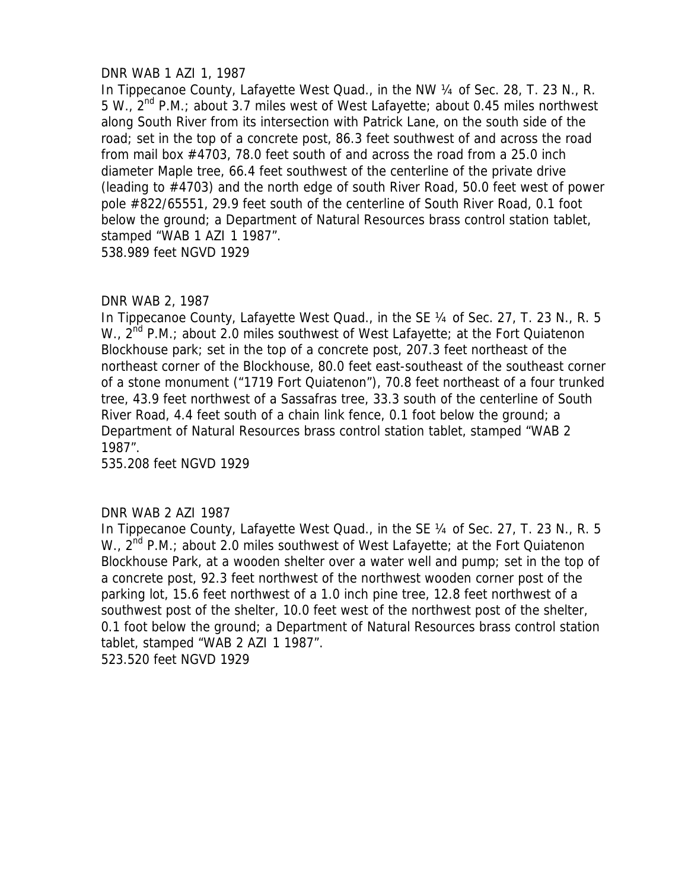DNR WAB 1 AZI 1, 1987

In Tippecanoe County, Lafayette West Quad., in the NW ¼ of Sec. 28, T. 23 N., R. 5 W., 2nd P.M.; about 3.7 miles west of West Lafayette; about 0.45 miles northwest along South River from its intersection with Patrick Lane, on the south side of the road; set in the top of a concrete post, 86.3 feet southwest of and across the road from mail box #4703, 78.0 feet south of and across the road from a 25.0 inch diameter Maple tree, 66.4 feet southwest of the centerline of the private drive (leading to #4703) and the north edge of south River Road, 50.0 feet west of power pole #822/65551, 29.9 feet south of the centerline of South River Road, 0.1 foot below the ground; a Department of Natural Resources brass control station tablet, stamped "WAB 1 AZI 1 1987".

538.989 feet NGVD 1929

DNR WAB 2, 1987

In Tippecanoe County, Lafayette West Quad., in the SE ¼ of Sec. 27, T. 23 N., R. 5 W., 2nd P.M.; about 2.0 miles southwest of West Lafayette; at the Fort Quiatenon Blockhouse park; set in the top of a concrete post, 207.3 feet northeast of the northeast corner of the Blockhouse, 80.0 feet east-southeast of the southeast corner of a stone monument ("1719 Fort Quiatenon"), 70.8 feet northeast of a four trunked tree, 43.9 feet northwest of a Sassafras tree, 33.3 south of the centerline of South River Road, 4.4 feet south of a chain link fence, 0.1 foot below the ground; a Department of Natural Resources brass control station tablet, stamped "WAB 2 1987".

535.208 feet NGVD 1929

DNR WAB 2 AZI 1987

In Tippecanoe County, Lafayette West Quad., in the SE ¼ of Sec. 27, T. 23 N., R. 5 W., 2nd P.M.; about 2.0 miles southwest of West Lafayette; at the Fort Quiatenon Blockhouse Park, at a wooden shelter over a water well and pump; set in the top of a concrete post, 92.3 feet northwest of the northwest wooden corner post of the parking lot, 15.6 feet northwest of a 1.0 inch pine tree, 12.8 feet northwest of a southwest post of the shelter, 10.0 feet west of the northwest post of the shelter, 0.1 foot below the ground; a Department of Natural Resources brass control station tablet, stamped "WAB 2 AZI 1 1987".

523.520 feet NGVD 1929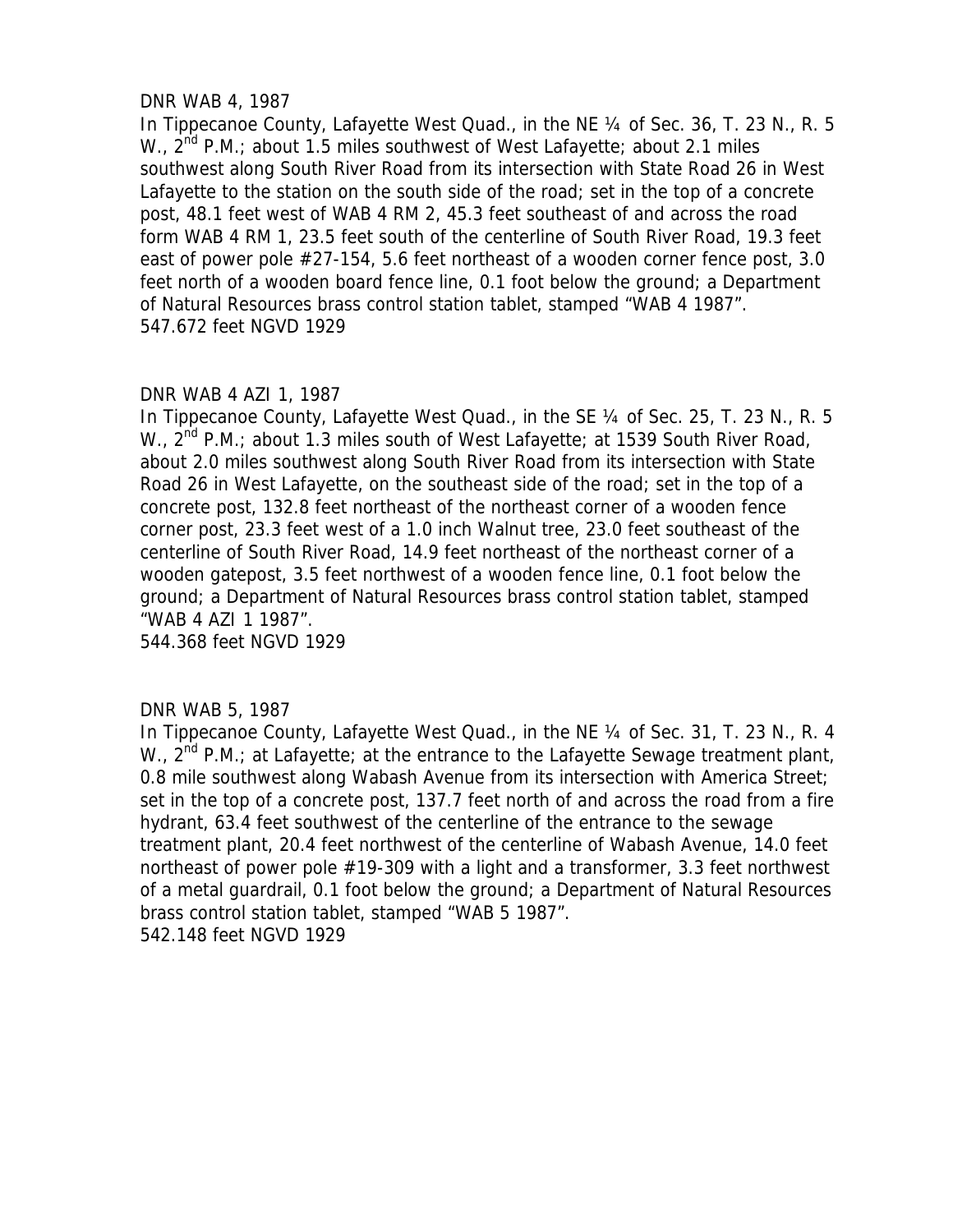DNR WAB 4, 1987

In Tippecanoe County, Lafayette West Quad., in the NE ¼ of Sec. 36, T. 23 N., R. 5 W., 2nd P.M.; about 1.5 miles southwest of West Lafayette; about 2.1 miles southwest along South River Road from its intersection with State Road 26 in West Lafayette to the station on the south side of the road; set in the top of a concrete post, 48.1 feet west of WAB 4 RM 2, 45.3 feet southeast of and across the road form WAB 4 RM 1, 23.5 feet south of the centerline of South River Road, 19.3 feet east of power pole #27-154, 5.6 feet northeast of a wooden corner fence post, 3.0 feet north of a wooden board fence line, 0.1 foot below the ground; a Department of Natural Resources brass control station tablet, stamped "WAB 4 1987".

547.672 feet NGVD 1929

DNR WAB 4 AZI 1, 1987

In Tippecanoe County, Lafayette West Quad., in the SE ¼ of Sec. 25, T. 23 N., R. 5 W., 2nd P.M.; about 1.3 miles south of West Lafayette; at 1539 South River Road, about 2.0 miles southwest along South River Road from its intersection with State Road 26 in West Lafayette, on the southeast side of the road; set in the top of a concrete post, 132.8 feet northeast of the northeast corner of a wooden fence corner post, 23.3 feet west of a 1.0 inch Walnut tree, 23.0 feet southeast of the centerline of South River Road, 14.9 feet northeast of the northeast corner of a wooden gatepost, 3.5 feet northwest of a wooden fence line, 0.1 foot below the ground; a Department of Natural Resources brass control station tablet, stamped "WAB 4 AZI 1 1987".

544.368 feet NGVD 1929

DNR WAB 5, 1987

In Tippecanoe County, Lafayette West Quad., in the NE ¼ of Sec. 31, T. 23 N., R. 4 W., 2nd P.M.; at Lafayette; at the entrance to the Lafayette Sewage treatment plant, 0.8 mile southwest along Wabash Avenue from its intersection with America Street; set in the top of a concrete post, 137.7 feet north of and across the road from a fire hydrant, 63.4 feet southwest of the centerline of the entrance to the sewage treatment plant, 20.4 feet northwest of the centerline of Wabash Avenue, 14.0 feet northeast of power pole #19-309 with a light and a transformer, 3.3 feet northwest of a metal guardrail, 0.1 foot below the ground; a Department of Natural Resources brass control station tablet, stamped "WAB 5 1987".

542.148 feet NGVD 1929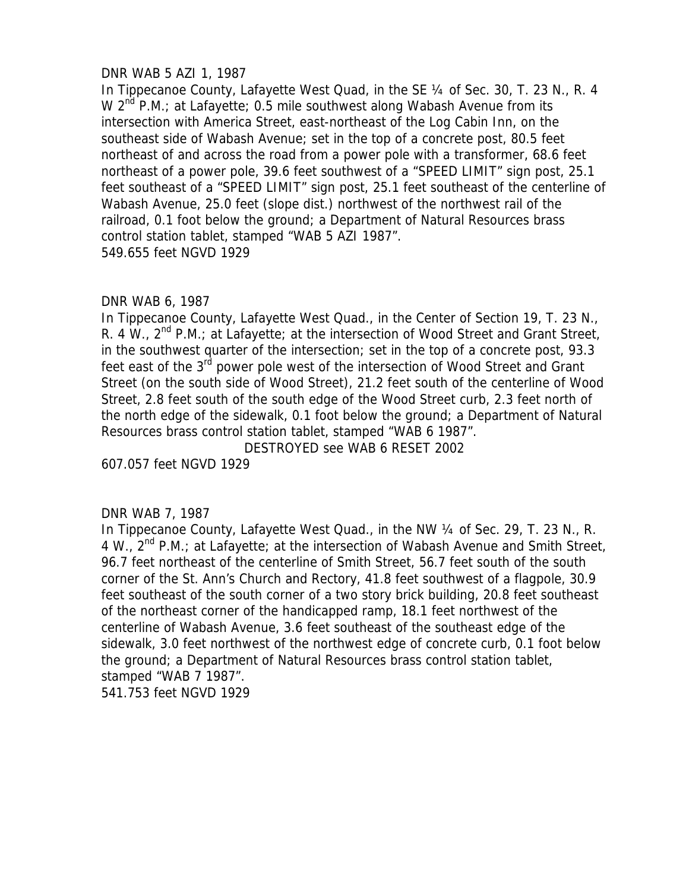DNR WAB 5 AZI 1, 1987

In Tippecanoe County, Lafayette West Quad, in the SE ¼ of Sec. 30, T. 23 N., R. 4 W 2nd P.M.; at Lafayette; 0.5 mile southwest along Wabash Avenue from its intersection with America Street, east-northeast of the Log Cabin Inn, on the southeast side of Wabash Avenue; set in the top of a concrete post, 80.5 feet northeast of and across the road from a power pole with a transformer, 68.6 feet northeast of a power pole, 39.6 feet southwest of a "SPEED LIMIT" sign post, 25.1 feet southeast of a "SPEED LIMIT" sign post, 25.1 feet southeast of the centerline of Wabash Avenue, 25.0 feet (slope dist.) northwest of the northwest rail of the railroad, 0.1 foot below the ground; a Department of Natural Resources brass control station tablet, stamped "WAB 5 AZI 1987".

549.655 feet NGVD 1929

DNR WAB 6, 1987

In Tippecanoe County, Lafayette West Quad., in the Center of Section 19, T. 23 N., R. 4 W., 2nd P.M.; at Lafayette; at the intersection of Wood Street and Grant Street, in the southwest quarter of the intersection; set in the top of a concrete post, 93.3 feet east of the 3rd power pole west of the intersection of Wood Street and Grant Street (on the south side of Wood Street), 21.2 feet south of the centerline of Wood Street, 2.8 feet south of the south edge of the Wood Street curb, 2.3 feet north of the north edge of the sidewalk, 0.1 foot below the ground; a Department of Natural Resources brass control station tablet, stamped "WAB 6 1987".

DESTROYED see WAB 6 RESET 2002

607.057 feet NGVD 1929

DNR WAB 7, 1987

In Tippecanoe County, Lafayette West Quad., in the NW ¼ of Sec. 29, T. 23 N., R. 4 W., 2nd P.M.; at Lafayette; at the intersection of Wabash Avenue and Smith Street, 96.7 feet northeast of the centerline of Smith Street, 56.7 feet south of the south corner of the St. Ann's Church and Rectory, 41.8 feet southwest of a flagpole, 30.9 feet southeast of the south corner of a two story brick building, 20.8 feet southeast of the northeast corner of the handicapped ramp, 18.1 feet northwest of the centerline of Wabash Avenue, 3.6 feet southeast of the southeast edge of the sidewalk, 3.0 feet northwest of the northwest edge of concrete curb, 0.1 foot below the ground; a Department of Natural Resources brass control station tablet, stamped "WAB 7 1987".

541.753 feet NGVD 1929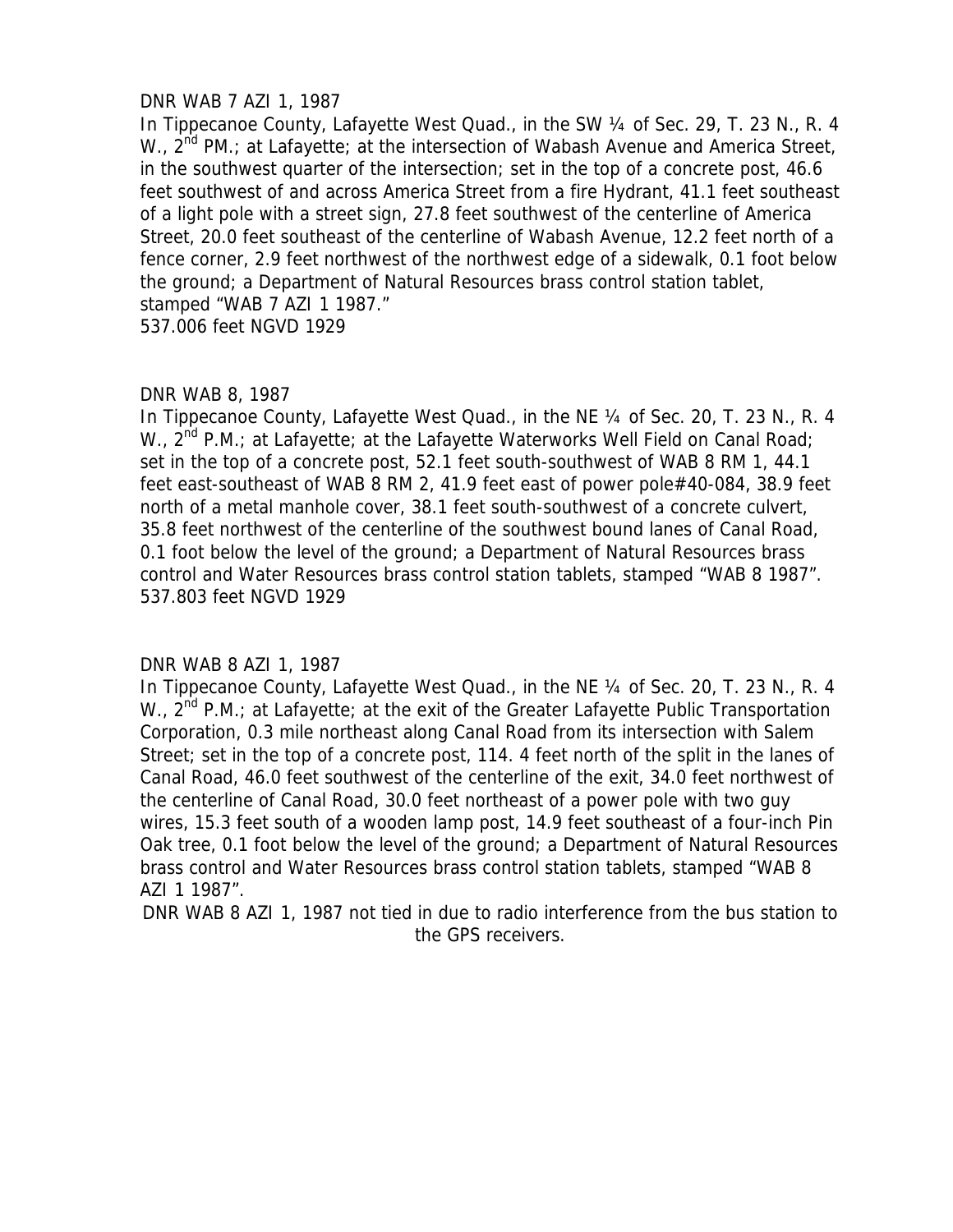DNR WAB 7 AZI 1, 1987

In Tippecanoe County, Lafayette West Quad., in the SW ¼ of Sec. 29, T. 23 N., R. 4 W., 2nd PM.; at Lafayette; at the intersection of Wabash Avenue and America Street, in the southwest quarter of the intersection; set in the top of a concrete post, 46.6 feet southwest of and across America Street from a fire Hydrant, 41.1 feet southeast of a light pole with a street sign, 27.8 feet southwest of the centerline of America Street, 20.0 feet southeast of the centerline of Wabash Avenue, 12.2 feet north of a fence corner, 2.9 feet northwest of the northwest edge of a sidewalk, 0.1 foot below the ground; a Department of Natural Resources brass control station tablet, stamped "WAB 7 AZI 1 1987."

537.006 feet NGVD 1929

DNR WAB 8, 1987

In Tippecanoe County, Lafayette West Quad., in the NE ¼ of Sec. 20, T. 23 N., R. 4 W., 2nd P.M.; at Lafayette; at the Lafayette Waterworks Well Field on Canal Road; set in the top of a concrete post, 52.1 feet south-southwest of WAB 8 RM 1, 44.1 feet east-southeast of WAB 8 RM 2, 41.9 feet east of power pole#40-084, 38.9 feet north of a metal manhole cover, 38.1 feet south-southwest of a concrete culvert, 35.8 feet northwest of the centerline of the southwest bound lanes of Canal Road, 0.1 foot below the level of the ground; a Department of Natural Resources brass control and Water Resources brass control station tablets, stamped "WAB 8 1987".

537.803 feet NGVD 1929

DNR WAB 8 AZI 1, 1987

In Tippecanoe County, Lafayette West Quad., in the NE ¼ of Sec. 20, T. 23 N., R. 4 W., 2nd P.M.; at Lafayette; at the exit of the Greater Lafayette Public Transportation Corporation, 0.3 mile northeast along Canal Road from its intersection with Salem Street; set in the top of a concrete post, 114. 4 feet north of the split in the lanes of Canal Road, 46.0 feet southwest of the centerline of the exit, 34.0 feet northwest of the centerline of Canal Road, 30.0 feet northeast of a power pole with two guy wires, 15.3 feet south of a wooden lamp post, 14.9 feet southeast of a four-inch Pin Oak tree, 0.1 foot below the level of the ground; a Department of Natural Resources brass control and Water Resources brass control station tablets, stamped "WAB 8 AZI 1 1987".

DNR WAB 8 AZI 1, 1987 not tied in due to radio interference from the bus station to the GPS receivers.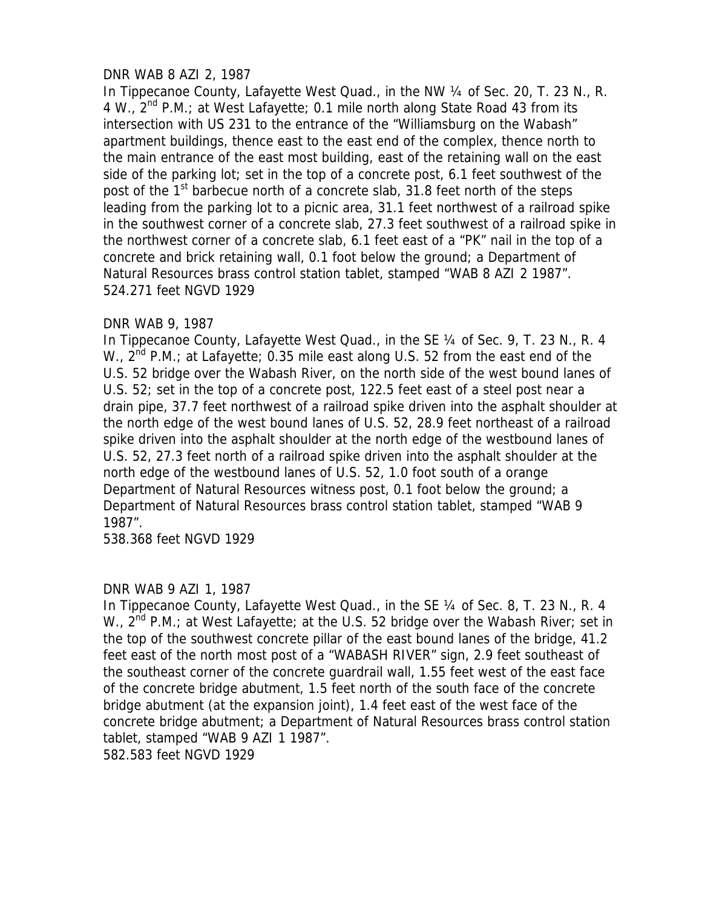DNR WAB 8 AZI 2, 1987

In Tippecanoe County, Lafayette West Quad., in the NW ¼ of Sec. 20, T. 23 N., R. 4 W., 2nd P.M.; at West Lafayette; 0.1 mile north along State Road 43 from its intersection with US 231 to the entrance of the "Williamsburg on the Wabash" apartment buildings, thence east to the east end of the complex, thence north to the main entrance of the east most building, east of the retaining wall on the east side of the parking lot; set in the top of a concrete post, 6.1 feet southwest of the post of the 1st barbecue north of a concrete slab, 31.8 feet north of the steps leading from the parking lot to a picnic area, 31.1 feet northwest of a railroad spike in the southwest corner of a concrete slab, 27.3 feet southwest of a railroad spike in the northwest corner of a concrete slab, 6.1 feet east of a "PK" nail in the top of a concrete and brick retaining wall, 0.1 foot below the ground; a Department of Natural Resources brass control station tablet, stamped "WAB 8 AZI 2 1987".

524.271 feet NGVD 1929

DNR WAB 9, 1987

In Tippecanoe County, Lafayette West Quad., in the SE ¼ of Sec. 9, T. 23 N., R. 4 W., 2nd P.M.; at Lafayette; 0.35 mile east along U.S. 52 from the east end of the U.S. 52 bridge over the Wabash River, on the north side of the west bound lanes of U.S. 52; set in the top of a concrete post, 122.5 feet east of a steel post near a drain pipe, 37.7 feet northwest of a railroad spike driven into the asphalt shoulder at the north edge of the west bound lanes of U.S. 52, 28.9 feet northeast of a railroad spike driven into the asphalt shoulder at the north edge of the westbound lanes of U.S. 52, 27.3 feet north of a railroad spike driven into the asphalt shoulder at the north edge of the westbound lanes of U.S. 52, 1.0 foot south of a orange Department of Natural Resources witness post, 0.1 foot below the ground; a Department of Natural Resources brass control station tablet, stamped "WAB 9 1987".

538.368 feet NGVD 1929

DNR WAB 9 AZI 1, 1987

In Tippecanoe County, Lafayette West Quad., in the SE ¼ of Sec. 8, T. 23 N., R. 4 W., 2nd P.M.; at West Lafayette; at the U.S. 52 bridge over the Wabash River; set in the top of the southwest concrete pillar of the east bound lanes of the bridge, 41.2 feet east of the north most post of a "WABASH RIVER" sign, 2.9 feet southeast of the southeast corner of the concrete guardrail wall, 1.55 feet west of the east face of the concrete bridge abutment, 1.5 feet north of the south face of the concrete bridge abutment (at the expansion joint), 1.4 feet east of the west face of the concrete bridge abutment; a Department of Natural Resources brass control station tablet, stamped "WAB 9 AZI 1 1987".

582.583 feet NGVD 1929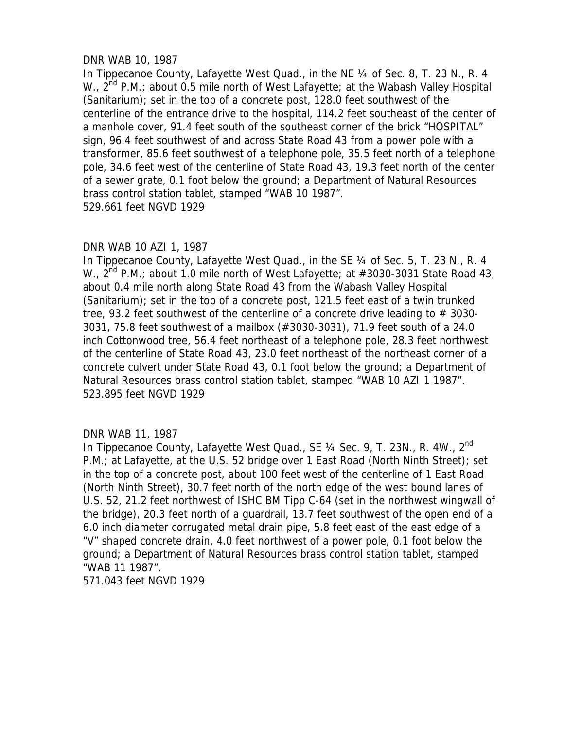DNR WAB 10, 1987

In Tippecanoe County, Lafayette West Quad., in the NE ¼ of Sec. 8, T. 23 N., R. 4 W., 2nd P.M.; about 0.5 mile north of West Lafayette; at the Wabash Valley Hospital (Sanitarium); set in the top of a concrete post, 128.0 feet southwest of the centerline of the entrance drive to the hospital, 114.2 feet southeast of the center of a manhole cover, 91.4 feet south of the southeast corner of the brick "HOSPITAL" sign, 96.4 feet southwest of and across State Road 43 from a power pole with a transformer, 85.6 feet southwest of a telephone pole, 35.5 feet north of a telephone pole, 34.6 feet west of the centerline of State Road 43, 19.3 feet north of the center of a sewer grate, 0.1 foot below the ground; a Department of Natural Resources brass control station tablet, stamped "WAB 10 1987".

529.661 feet NGVD 1929

DNR WAB 10 AZI 1, 1987

In Tippecanoe County, Lafayette West Quad., in the SE ¼ of Sec. 5, T. 23 N., R. 4 W., 2nd P.M.; about 1.0 mile north of West Lafayette; at #3030-3031 State Road 43, about 0.4 mile north along State Road 43 from the Wabash Valley Hospital (Sanitarium); set in the top of a concrete post, 121.5 feet east of a twin trunked tree, 93.2 feet southwest of the centerline of a concrete drive leading to # 3030-3031, 75.8 feet southwest of a mailbox (#3030-3031), 71.9 feet south of a 24.0 inch Cottonwood tree, 56.4 feet northeast of a telephone pole, 28.3 feet northwest of the centerline of State Road 43, 23.0 feet northeast of the northeast corner of a concrete culvert under State Road 43, 0.1 foot below the ground; a Department of Natural Resources brass control station tablet, stamped "WAB 10 AZI 1 1987".

523.895 feet NGVD 1929

DNR WAB 11, 1987

In Tippecanoe County, Lafayette West Quad., SE ¼ Sec. 9, T. 23N., R. 4W., 2nd P.M.; at Lafayette, at the U.S. 52 bridge over 1 East Road (North Ninth Street); set in the top of a concrete post, about 100 feet west of the centerline of 1 East Road (North Ninth Street), 30.7 feet north of the north edge of the west bound lanes of U.S. 52, 21.2 feet northwest of ISHC BM Tipp C-64 (set in the northwest wingwall of the bridge), 20.3 feet north of a guardrail, 13.7 feet southwest of the open end of a 6.0 inch diameter corrugated metal drain pipe, 5.8 feet east of the east edge of a "V" shaped concrete drain, 4.0 feet northwest of a power pole, 0.1 foot below the ground; a Department of Natural Resources brass control station tablet, stamped "WAB 11 1987".

571.043 feet NGVD 1929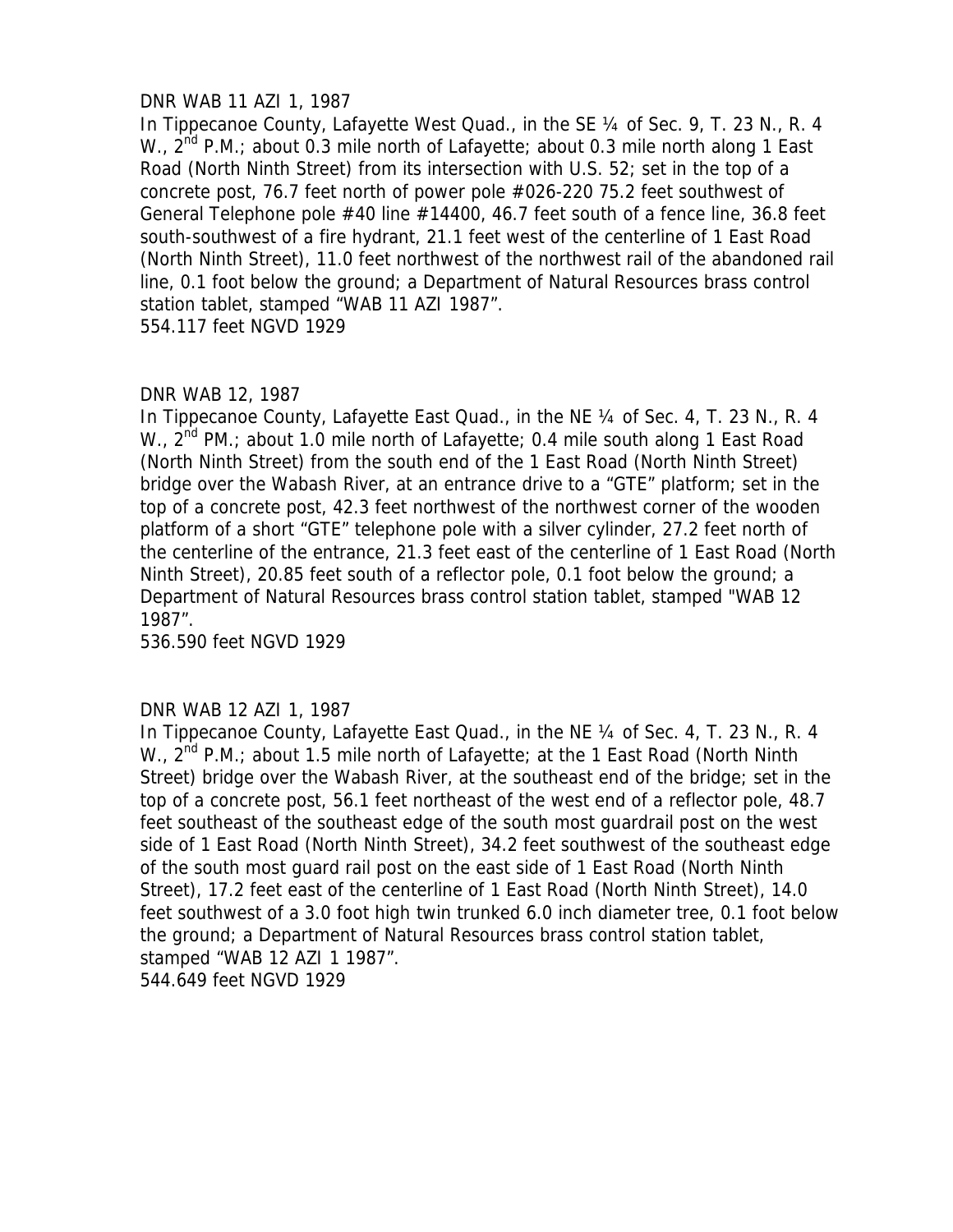DNR WAB 11 AZI 1, 1987

In Tippecanoe County, Lafayette West Quad., in the SE ¼ of Sec. 9, T. 23 N., R. 4 W., 2nd P.M.; about 0.3 mile north of Lafayette; about 0.3 mile north along 1 East Road (North Ninth Street) from its intersection with U.S. 52; set in the top of a concrete post, 76.7 feet north of power pole #026-220 75.2 feet southwest of General Telephone pole #40 line #14400, 46.7 feet south of a fence line, 36.8 feet south-southwest of a fire hydrant, 21.1 feet west of the centerline of 1 East Road (North Ninth Street), 11.0 feet northwest of the northwest rail of the abandoned rail line, 0.1 foot below the ground; a Department of Natural Resources brass control station tablet, stamped "WAB 11 AZI 1987".

554.117 feet NGVD 1929

DNR WAB 12, 1987

In Tippecanoe County, Lafayette East Quad., in the NE ¼ of Sec. 4, T. 23 N., R. 4 W., 2nd PM.; about 1.0 mile north of Lafayette; 0.4 mile south along 1 East Road (North Ninth Street) from the south end of the 1 East Road (North Ninth Street) bridge over the Wabash River, at an entrance drive to a "GTE" platform; set in the top of a concrete post, 42.3 feet northwest of the northwest corner of the wooden platform of a short "GTE" telephone pole with a silver cylinder, 27.2 feet north of the centerline of the entrance, 21.3 feet east of the centerline of 1 East Road (North Ninth Street), 20.85 feet south of a reflector pole, 0.1 foot below the ground; a Department of Natural Resources brass control station tablet, stamped "WAB 12 1987".

536.590 feet NGVD 1929

DNR WAB 12 AZI 1, 1987

In Tippecanoe County, Lafayette East Quad., in the NE ¼ of Sec. 4, T. 23 N., R. 4 W., 2nd P.M.; about 1.5 mile north of Lafayette; at the 1 East Road (North Ninth Street) bridge over the Wabash River, at the southeast end of the bridge; set in the top of a concrete post, 56.1 feet northeast of the west end of a reflector pole, 48.7 feet southeast of the southeast edge of the south most guardrail post on the west side of 1 East Road (North Ninth Street), 34.2 feet southwest of the southeast edge of the south most guard rail post on the east side of 1 East Road (North Ninth Street), 17.2 feet east of the centerline of 1 East Road (North Ninth Street), 14.0 feet southwest of a 3.0 foot high twin trunked 6.0 inch diameter tree, 0.1 foot below the ground; a Department of Natural Resources brass control station tablet, stamped "WAB 12 AZI 1 1987".

544.649 feet NGVD 1929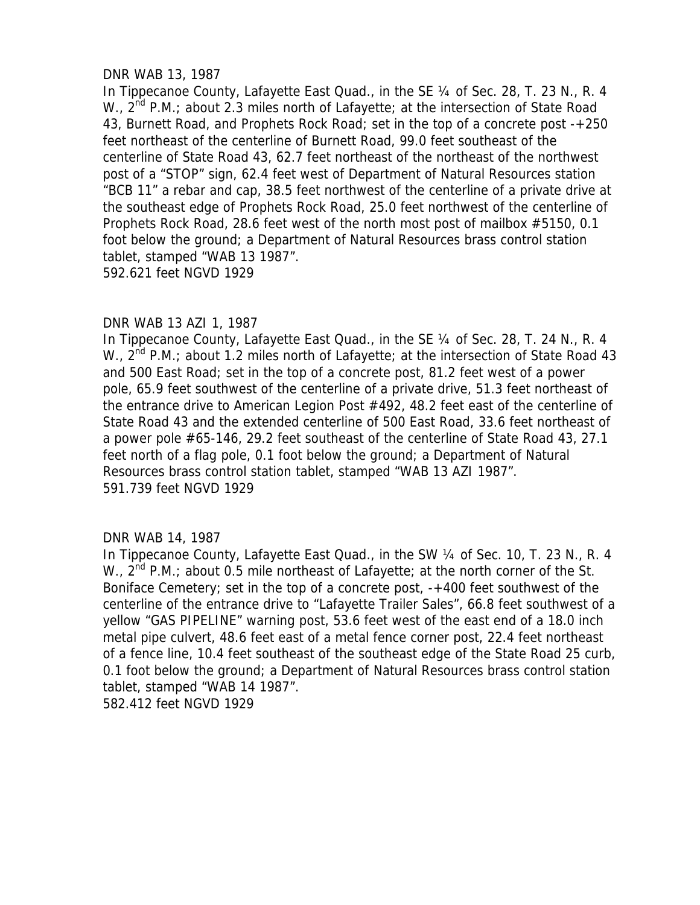DNR WAB 13, 1987

In Tippecanoe County, Lafayette East Quad., in the SE ¼ of Sec. 28, T. 23 N., R. 4 W., 2nd P.M.; about 2.3 miles north of Lafayette; at the intersection of State Road 43, Burnett Road, and Prophets Rock Road; set in the top of a concrete post -+250 feet northeast of the centerline of Burnett Road, 99.0 feet southeast of the centerline of State Road 43, 62.7 feet northeast of the northeast of the northwest post of a "STOP" sign, 62.4 feet west of Department of Natural Resources station "BCB 11" a rebar and cap, 38.5 feet northwest of the centerline of a private drive at the southeast edge of Prophets Rock Road, 25.0 feet northwest of the centerline of Prophets Rock Road, 28.6 feet west of the north most post of mailbox #5150, 0.1 foot below the ground; a Department of Natural Resources brass control station tablet, stamped "WAB 13 1987".

592.621 feet NGVD 1929

DNR WAB 13 AZI 1, 1987

In Tippecanoe County, Lafayette East Quad., in the SE ¼ of Sec. 28, T. 24 N., R. 4 W., 2nd P.M.; about 1.2 miles north of Lafayette; at the intersection of State Road 43 and 500 East Road; set in the top of a concrete post, 81.2 feet west of a power pole, 65.9 feet southwest of the centerline of a private drive, 51.3 feet northeast of the entrance drive to American Legion Post #492, 48.2 feet east of the centerline of State Road 43 and the extended centerline of 500 East Road, 33.6 feet northeast of a power pole #65-146, 29.2 feet southeast of the centerline of State Road 43, 27.1 feet north of a flag pole, 0.1 foot below the ground; a Department of Natural Resources brass control station tablet, stamped "WAB 13 AZI 1987".

591.739 feet NGVD 1929

DNR WAB 14, 1987

In Tippecanoe County, Lafayette East Quad., in the SW ¼ of Sec. 10, T. 23 N., R. 4 W., 2nd P.M.; about 0.5 mile northeast of Lafayette; at the north corner of the St. Boniface Cemetery; set in the top of a concrete post, -+400 feet southwest of the centerline of the entrance drive to "Lafayette Trailer Sales", 66.8 feet southwest of a yellow "GAS PIPELINE" warning post, 53.6 feet west of the east end of a 18.0 inch metal pipe culvert, 48.6 feet east of a metal fence corner post, 22.4 feet northeast of a fence line, 10.4 feet southeast of the southeast edge of the State Road 25 curb, 0.1 foot below the ground; a Department of Natural Resources brass control station tablet, stamped "WAB 14 1987".

582.412 feet NGVD 1929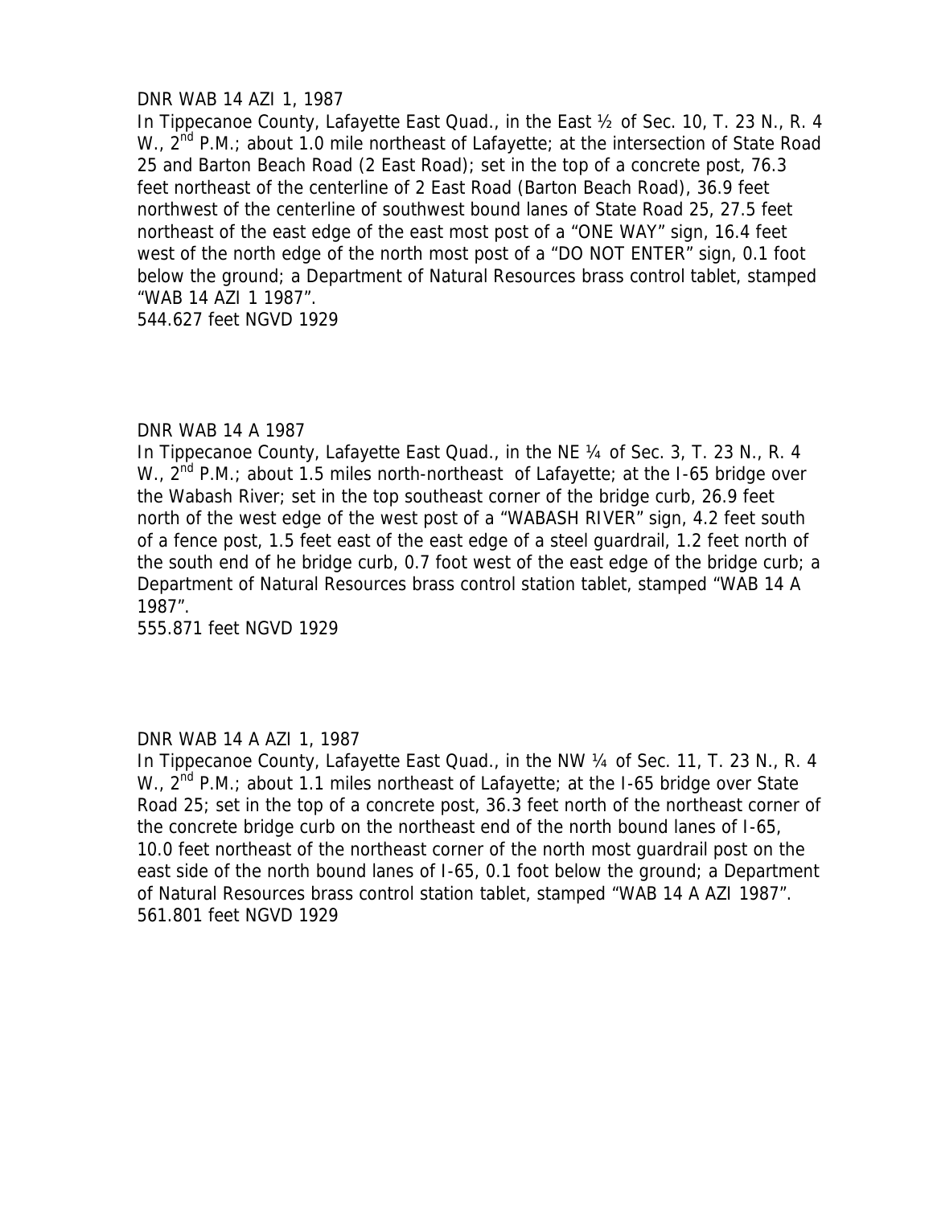DNR WAB 14 AZI 1, 1987

In Tippecanoe County, Lafayette East Quad., in the East ½ of Sec. 10, T. 23 N., R. 4 W., 2nd P.M.; about 1.0 mile northeast of Lafayette; at the intersection of State Road 25 and Barton Beach Road (2 East Road); set in the top of a concrete post, 76.3 feet northeast of the centerline of 2 East Road (Barton Beach Road), 36.9 feet northwest of the centerline of southwest bound lanes of State Road 25, 27.5 feet northeast of the east edge of the east most post of a "ONE WAY" sign, 16.4 feet west of the north edge of the north most post of a "DO NOT ENTER" sign, 0.1 foot below the ground; a Department of Natural Resources brass control tablet, stamped "WAB 14 AZI 1 1987".

544.627 feet NGVD 1929

DNR WAB 14 A 1987

In Tippecanoe County, Lafayette East Quad., in the NE ¼ of Sec. 3, T. 23 N., R. 4 W., 2nd P.M.; about 1.5 miles north-northeast of Lafayette; at the I-65 bridge over the Wabash River; set in the top southeast corner of the bridge curb, 26.9 feet north of the west edge of the west post of a "WABASH RIVER" sign, 4.2 feet south of a fence post, 1.5 feet east of the east edge of a steel guardrail, 1.2 feet north of the south end of he bridge curb, 0.7 foot west of the east edge of the bridge curb; a Department of Natural Resources brass control station tablet, stamped "WAB 14 A 1987".

555.871 feet NGVD 1929

DNR WAB 14 A AZI 1, 1987

In Tippecanoe County, Lafayette East Quad., in the NW ¼ of Sec. 11, T. 23 N., R. 4 W., 2nd P.M.; about 1.1 miles northeast of Lafayette; at the I-65 bridge over State Road 25; set in the top of a concrete post, 36.3 feet north of the northeast corner of the concrete bridge curb on the northeast end of the north bound lanes of I-65, 10.0 feet northeast of the northeast corner of the north most guardrail post on the east side of the north bound lanes of I-65, 0.1 foot below the ground; a Department of Natural Resources brass control station tablet, stamped "WAB 14 A AZI 1987".

561.801 feet NGVD 1929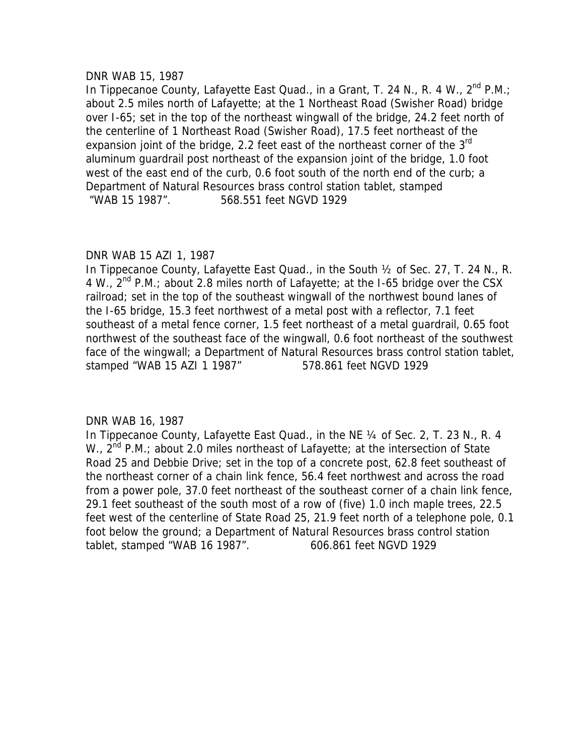DNR WAB 15, 1987

In Tippecanoe County, Lafayette East Quad., in a Grant, T. 24 N., R. 4 W., 2nd P.M.; about 2.5 miles north of Lafayette; at the 1 Northeast Road (Swisher Road) bridge over I-65; set in the top of the northeast wingwall of the bridge, 24.2 feet north of the centerline of 1 Northeast Road (Swisher Road), 17.5 feet northeast of the expansion joint of the bridge, 2.2 feet east of the northeast corner of the 3rd aluminum guardrail post northeast of the expansion joint of the bridge, 1.0 foot west of the east end of the curb, 0.6 foot south of the north end of the curb; a Department of Natural Resources brass control station tablet, stamped "WAB 15 1987". 568.551 feet NGVD 1929

DNR WAB 15 AZI 1, 1987

In Tippecanoe County, Lafayette East Quad., in the South ½ of Sec. 27, T. 24 N., R. 4 W., 2nd P.M.; about 2.8 miles north of Lafayette; at the I-65 bridge over the CSX railroad; set in the top of the southeast wingwall of the northwest bound lanes of the I-65 bridge, 15.3 feet northwest of a metal post with a reflector, 7.1 feet southeast of a metal fence corner, 1.5 feet northeast of a metal guardrail, 0.65 foot northwest of the southeast face of the wingwall, 0.6 foot northeast of the southwest face of the wingwall; a Department of Natural Resources brass control station tablet, stamped "WAB 15 AZI 1 1987" 578.861 feet NGVD 1929

DNR WAB 16, 1987

In Tippecanoe County, Lafayette East Quad., in the NE ¼ of Sec. 2, T. 23 N., R. 4 W., 2nd P.M.; about 2.0 miles northeast of Lafayette; at the intersection of State Road 25 and Debbie Drive; set in the top of a concrete post, 62.8 feet southeast of the northeast corner of a chain link fence, 56.4 feet northwest and across the road from a power pole, 37.0 feet northeast of the southeast corner of a chain link fence, 29.1 feet southeast of the south most of a row of (five) 1.0 inch maple trees, 22.5 feet west of the centerline of State Road 25, 21.9 feet north of a telephone pole, 0.1 foot below the ground; a Department of Natural Resources brass control station tablet, stamped "WAB 16 1987". 606.861 feet NGVD 1929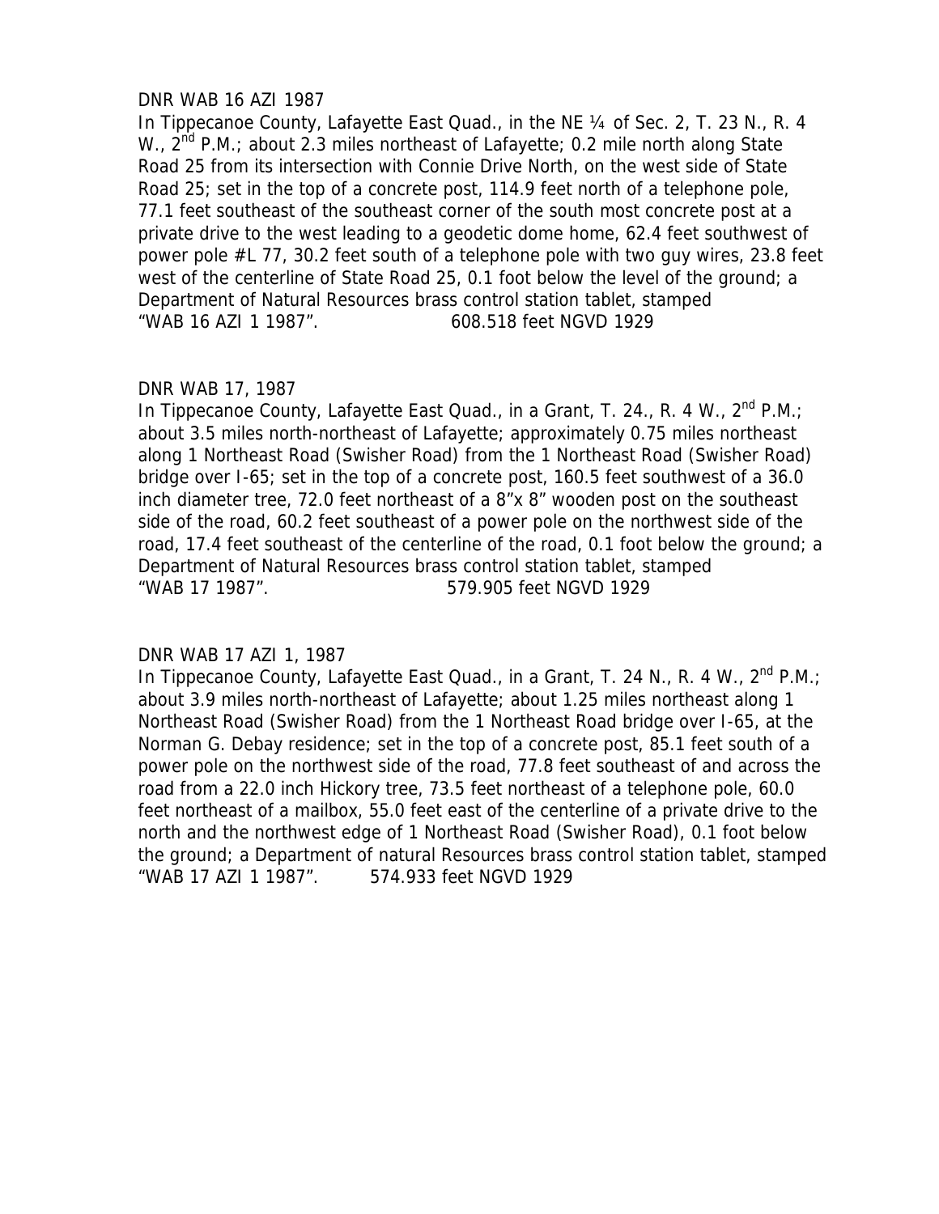DNR WAB 16 AZI 1987

In Tippecanoe County, Lafayette East Quad., in the NE ¼ of Sec. 2, T. 23 N., R. 4 W., 2nd P.M.; about 2.3 miles northeast of Lafayette; 0.2 mile north along State Road 25 from its intersection with Connie Drive North, on the west side of State Road 25; set in the top of a concrete post, 114.9 feet north of a telephone pole, 77.1 feet southeast of the southeast corner of the south most concrete post at a private drive to the west leading to a geodetic dome home, 62.4 feet southwest of power pole #L 77, 30.2 feet south of a telephone pole with two guy wires, 23.8 feet west of the centerline of State Road 25, 0.1 foot below the level of the ground; a Department of Natural Resources brass control station tablet, stamped "WAB 16 AZI 1 1987". 608.518 feet NGVD 1929

DNR WAB 17, 1987

In Tippecanoe County, Lafayette East Quad., in a Grant, T. 24., R. 4 W., 2nd P.M.; about 3.5 miles north-northeast of Lafayette; approximately 0.75 miles northeast along 1 Northeast Road (Swisher Road) from the 1 Northeast Road (Swisher Road) bridge over I-65; set in the top of a concrete post, 160.5 feet southwest of a 36.0 inch diameter tree, 72.0 feet northeast of a 8"x 8" wooden post on the southeast side of the road, 60.2 feet southeast of a power pole on the northwest side of the road, 17.4 feet southeast of the centerline of the road, 0.1 foot below the ground; a Department of Natural Resources brass control station tablet, stamped "WAB 17 1987". 579.905 feet NGVD 1929

DNR WAB 17 AZI 1, 1987

In Tippecanoe County, Lafayette East Quad., in a Grant, T. 24 N., R. 4 W., 2nd P.M.; about 3.9 miles north-northeast of Lafayette; about 1.25 miles northeast along 1 Northeast Road (Swisher Road) from the 1 Northeast Road bridge over I-65, at the Norman G. Debay residence; set in the top of a concrete post, 85.1 feet south of a power pole on the northwest side of the road, 77.8 feet southeast of and across the road from a 22.0 inch Hickory tree, 73.5 feet northeast of a telephone pole, 60.0 feet northeast of a mailbox, 55.0 feet east of the centerline of a private drive to the north and the northwest edge of 1 Northeast Road (Swisher Road), 0.1 foot below the ground; a Department of natural Resources brass control station tablet, stamped "WAB 17 AZI 1 1987". 574.933 feet NGVD 1929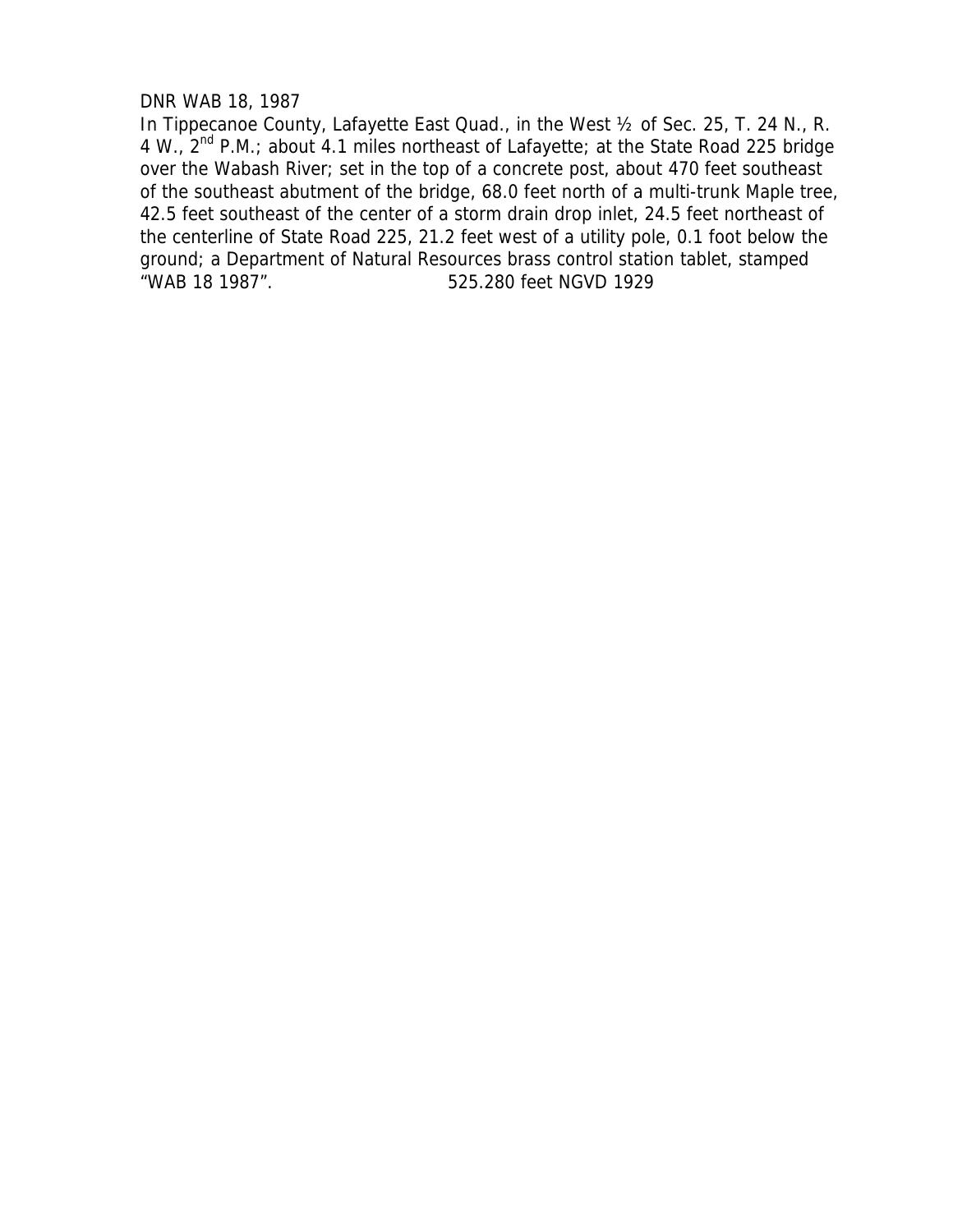DNR WAB 18, 1987

In Tippecanoe County, Lafayette East Quad., in the West ½ of Sec. 25, T. 24 N., R. 4 W., 2nd P.M.; about 4.1 miles northeast of Lafayette; at the State Road 225 bridge over the Wabash River; set in the top of a concrete post, about 470 feet southeast of the southeast abutment of the bridge, 68.0 feet north of a multi-trunk Maple tree, 42.5 feet southeast of the center of a storm drain drop inlet, 24.5 feet northeast of the centerline of State Road 225, 21.2 feet west of a utility pole, 0.1 foot below the ground; a Department of Natural Resources brass control station tablet, stamped "WAB 18 1987". 525.280 feet NGVD 1929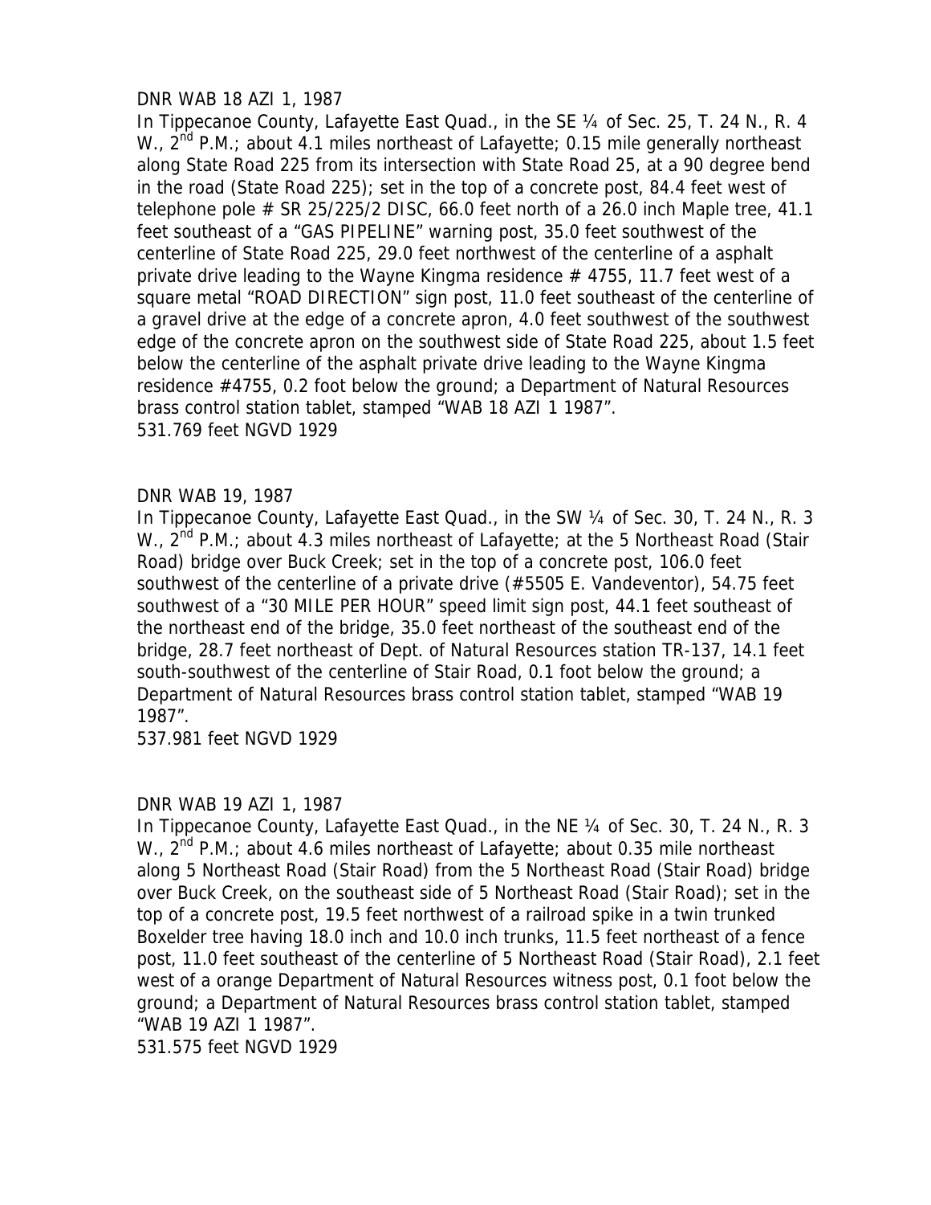DNR WAB 18 AZI 1, 1987

In Tippecanoe County, Lafayette East Quad., in the SE ¼ of Sec. 25, T. 24 N., R. 4 W., 2nd P.M.; about 4.1 miles northeast of Lafayette; 0.15 mile generally northeast along State Road 225 from its intersection with State Road 25, at a 90 degree bend in the road (State Road 225); set in the top of a concrete post, 84.4 feet west of telephone pole # SR 25/225/2 DISC, 66.0 feet north of a 26.0 inch Maple tree, 41.1 feet southeast of a "GAS PIPELINE" warning post, 35.0 feet southwest of the centerline of State Road 225, 29.0 feet northwest of the centerline of a asphalt private drive leading to the Wayne Kingma residence # 4755, 11.7 feet west of a square metal "ROAD DIRECTION" sign post, 11.0 feet southeast of the centerline of a gravel drive at the edge of a concrete apron, 4.0 feet southwest of the southwest edge of the concrete apron on the southwest side of State Road 225, about 1.5 feet below the centerline of the asphalt private drive leading to the Wayne Kingma residence #4755, 0.2 foot below the ground; a Department of Natural Resources brass control station tablet, stamped "WAB 18 AZI 1 1987".

531.769 feet NGVD 1929

DNR WAB 19, 1987

In Tippecanoe County, Lafayette East Quad., in the SW ¼ of Sec. 30, T. 24 N., R. 3 W., 2nd P.M.; about 4.3 miles northeast of Lafayette; at the 5 Northeast Road (Stair Road) bridge over Buck Creek; set in the top of a concrete post, 106.0 feet southwest of the centerline of a private drive (#5505 E. Vandeventor), 54.75 feet southwest of a "30 MILE PER HOUR" speed limit sign post, 44.1 feet southeast of the northeast end of the bridge, 35.0 feet northeast of the southeast end of the bridge, 28.7 feet northeast of Dept. of Natural Resources station TR-137, 14.1 feet south-southwest of the centerline of Stair Road, 0.1 foot below the ground; a Department of Natural Resources brass control station tablet, stamped "WAB 19 1987".

537.981 feet NGVD 1929

DNR WAB 19 AZI 1, 1987

In Tippecanoe County, Lafayette East Quad., in the NE ¼ of Sec. 30, T. 24 N., R. 3 W., 2nd P.M.; about 4.6 miles northeast of Lafayette; about 0.35 mile northeast along 5 Northeast Road (Stair Road) from the 5 Northeast Road (Stair Road) bridge over Buck Creek, on the southeast side of 5 Northeast Road (Stair Road); set in the top of a concrete post, 19.5 feet northwest of a railroad spike in a twin trunked Boxelder tree having 18.0 inch and 10.0 inch trunks, 11.5 feet northeast of a fence post, 11.0 feet southeast of the centerline of 5 Northeast Road (Stair Road), 2.1 feet west of a orange Department of Natural Resources witness post, 0.1 foot below the ground; a Department of Natural Resources brass control station tablet, stamped "WAB 19 AZI 1 1987".

531.575 feet NGVD 1929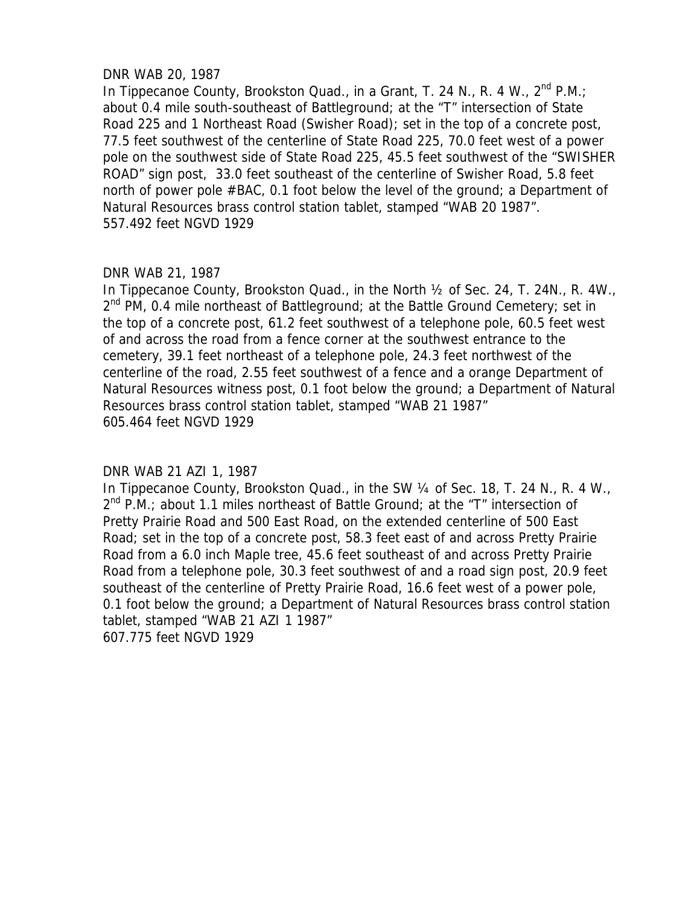DNR WAB 20, 1987

In Tippecanoe County, Brookston Quad., in a Grant, T. 24 N., R. 4 W., 2nd P.M.; about 0.4 mile south-southeast of Battleground; at the "T" intersection of State Road 225 and 1 Northeast Road (Swisher Road); set in the top of a concrete post, 77.5 feet southwest of the centerline of State Road 225, 70.0 feet west of a power pole on the southwest side of State Road 225, 45.5 feet southwest of the "SWISHER ROAD" sign post, 33.0 feet southeast of the centerline of Swisher Road, 5.8 feet north of power pole #BAC, 0.1 foot below the level of the ground; a Department of Natural Resources brass control station tablet, stamped "WAB 20 1987".
557.492 feet NGVD 1929

DNR WAB 21, 1987

In Tippecanoe County, Brookston Quad., in the North ½ of Sec. 24, T. 24N., R. 4W., 2nd PM, 0.4 mile northeast of Battleground; at the Battle Ground Cemetery; set in the top of a concrete post, 61.2 feet southwest of a telephone pole, 60.5 feet west of and across the road from a fence corner at the southwest entrance to the cemetery, 39.1 feet northeast of a telephone pole, 24.3 feet northwest of the centerline of the road, 2.55 feet southwest of a fence and a orange Department of Natural Resources witness post, 0.1 foot below the ground; a Department of Natural Resources brass control station tablet, stamped "WAB 21 1987"
605.464 feet NGVD 1929

DNR WAB 21 AZI 1, 1987

In Tippecanoe County, Brookston Quad., in the SW ¼ of Sec. 18, T. 24 N., R. 4 W., 2nd P.M.; about 1.1 miles northeast of Battle Ground; at the "T" intersection of Pretty Prairie Road and 500 East Road, on the extended centerline of 500 East Road; set in the top of a concrete post, 58.3 feet east of and across Pretty Prairie Road from a 6.0 inch Maple tree, 45.6 feet southeast of and across Pretty Prairie Road from a telephone pole, 30.3 feet southwest of and a road sign post, 20.9 feet southeast of the centerline of Pretty Prairie Road, 16.6 feet west of a power pole, 0.1 foot below the ground; a Department of Natural Resources brass control station tablet, stamped "WAB 21 AZI 1 1987"
607.775 feet NGVD 1929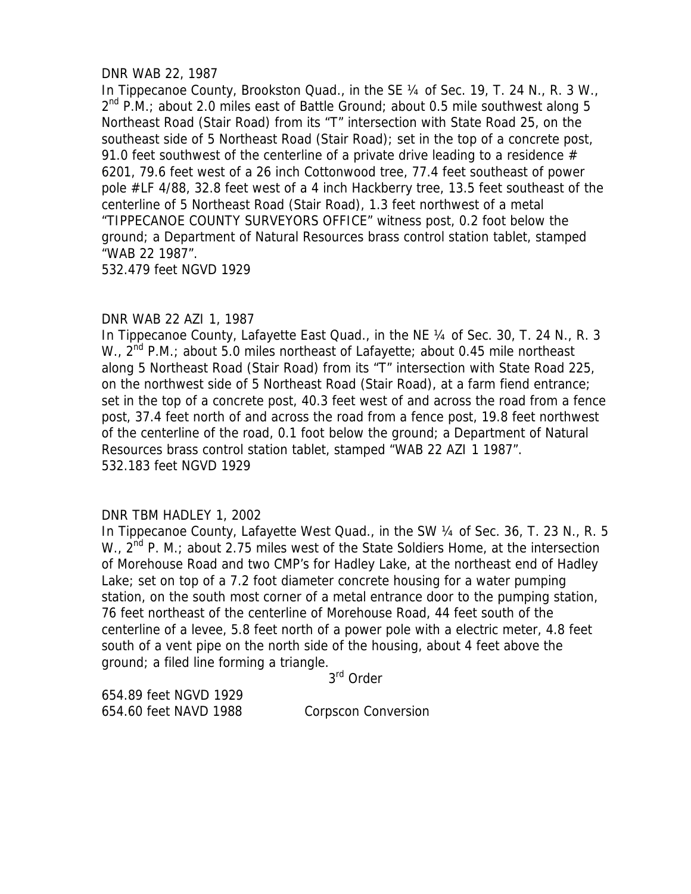DNR WAB 22, 1987

In Tippecanoe County, Brookston Quad., in the SE ¼ of Sec. 19, T. 24 N., R. 3 W., 2nd P.M.; about 2.0 miles east of Battle Ground; about 0.5 mile southwest along 5 Northeast Road (Stair Road) from its "T" intersection with State Road 25, on the southeast side of 5 Northeast Road (Stair Road); set in the top of a concrete post, 91.0 feet southwest of the centerline of a private drive leading to a residence # 6201, 79.6 feet west of a 26 inch Cottonwood tree, 77.4 feet southeast of power pole #LF 4/88, 32.8 feet west of a 4 inch Hackberry tree, 13.5 feet southeast of the centerline of 5 Northeast Road (Stair Road), 1.3 feet northwest of a metal "TIPPECANOE COUNTY SURVEYORS OFFICE" witness post, 0.2 foot below the ground; a Department of Natural Resources brass control station tablet, stamped "WAB 22 1987".

532.479 feet NGVD 1929

DNR WAB 22 AZI 1, 1987

In Tippecanoe County, Lafayette East Quad., in the NE ¼ of Sec. 30, T. 24 N., R. 3 W., 2nd P.M.; about 5.0 miles northeast of Lafayette; about 0.45 mile northeast along 5 Northeast Road (Stair Road) from its "T" intersection with State Road 225, on the northwest side of 5 Northeast Road (Stair Road), at a farm fiend entrance; set in the top of a concrete post, 40.3 feet west of and across the road from a fence post, 37.4 feet north of and across the road from a fence post, 19.8 feet northwest of the centerline of the road, 0.1 foot below the ground; a Department of Natural Resources brass control station tablet, stamped "WAB 22 AZI 1 1987".

532.183 feet NGVD 1929

DNR TBM HADLEY 1, 2002

In Tippecanoe County, Lafayette West Quad., in the SW ¼ of Sec. 36, T. 23 N., R. 5 W., 2nd P. M.; about 2.75 miles west of the State Soldiers Home, at the intersection of Morehouse Road and two CMP's for Hadley Lake, at the northeast end of Hadley Lake; set on top of a 7.2 foot diameter concrete housing for a water pumping station, on the south most corner of a metal entrance door to the pumping station, 76 feet northeast of the centerline of Morehouse Road, 44 feet south of the centerline of a levee, 5.8 feet north of a power pole with a electric meter, 4.8 feet south of a vent pipe on the north side of the housing, about 4 feet above the ground; a filed line forming a triangle.

3rd Order

654.89 feet NGVD 1929

654.60 feet NAVD 1988 Corpscon Conversion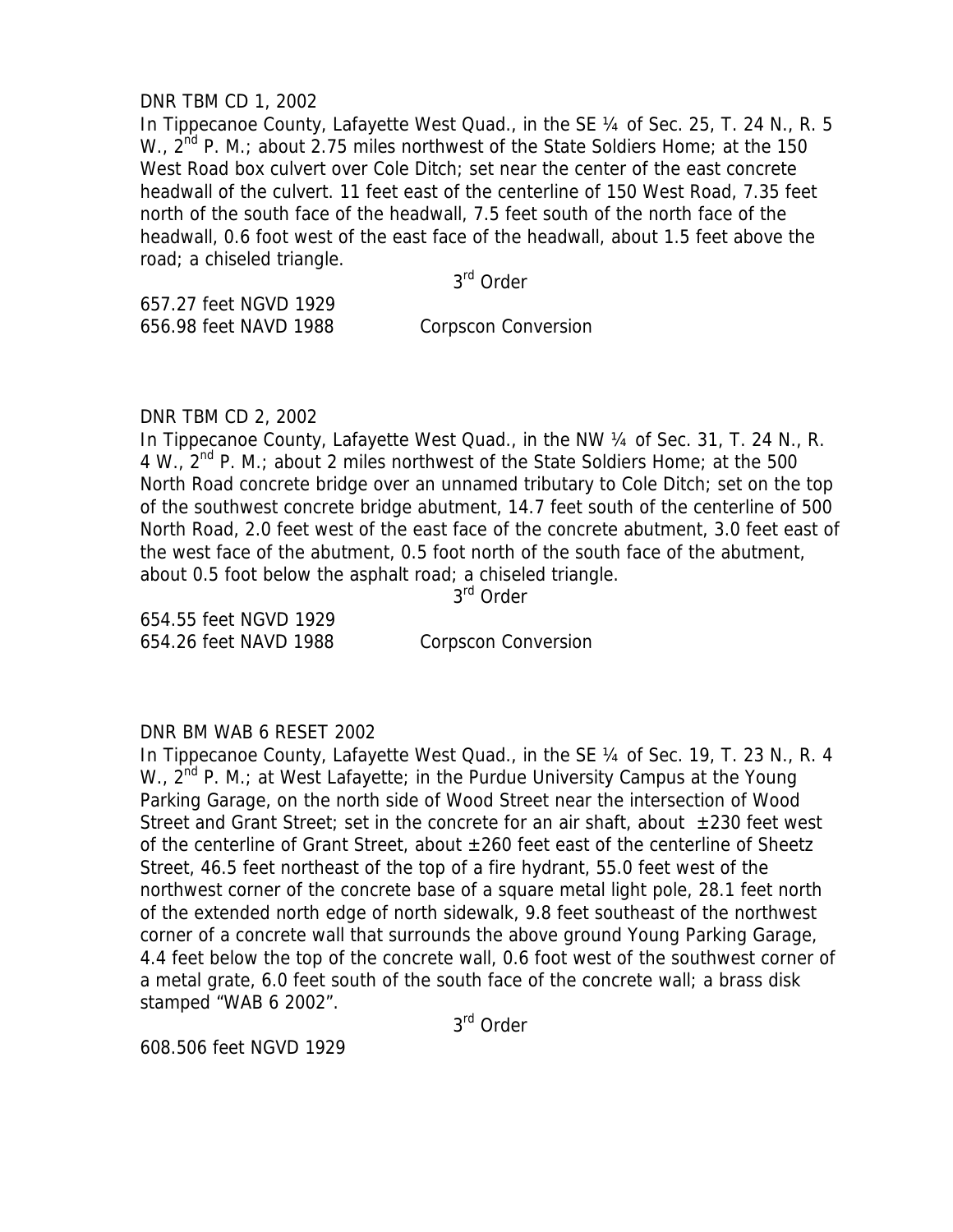DNR TBM CD 1, 2002

In Tippecanoe County, Lafayette West Quad., in the SE ¼ of Sec. 25, T. 24 N., R. 5 W., 2nd P. M.; about 2.75 miles northwest of the State Soldiers Home; at the 150 West Road box culvert over Cole Ditch; set near the center of the east concrete headwall of the culvert. 11 feet east of the centerline of 150 West Road, 7.35 feet north of the south face of the headwall, 7.5 feet south of the north face of the headwall, 0.6 foot west of the east face of the headwall, about 1.5 feet above the road; a chiseled triangle.

3rd Order

657.27 feet NGVD 1929
656.98 feet NAVD 1988 Corpscon Conversion

DNR TBM CD 2, 2002

In Tippecanoe County, Lafayette West Quad., in the NW ¼ of Sec. 31, T. 24 N., R. 4 W., 2nd P. M.; about 2 miles northwest of the State Soldiers Home; at the 500 North Road concrete bridge over an unnamed tributary to Cole Ditch; set on the top of the southwest concrete bridge abutment, 14.7 feet south of the centerline of 500 North Road, 2.0 feet west of the east face of the concrete abutment, 3.0 feet east of the west face of the abutment, 0.5 foot north of the south face of the abutment, about 0.5 foot below the asphalt road; a chiseled triangle.

3rd Order

654.55 feet NGVD 1929
654.26 feet NAVD 1988 Corpscon Conversion

DNR BM WAB 6 RESET 2002

In Tippecanoe County, Lafayette West Quad., in the SE ¼ of Sec. 19, T. 23 N., R. 4 W., 2nd P. M.; at West Lafayette; in the Purdue University Campus at the Young Parking Garage, on the north side of Wood Street near the intersection of Wood Street and Grant Street; set in the concrete for an air shaft, about ±230 feet west of the centerline of Grant Street, about ±260 feet east of the centerline of Sheetz Street, 46.5 feet northeast of the top of a fire hydrant, 55.0 feet west of the northwest corner of the concrete base of a square metal light pole, 28.1 feet north of the extended north edge of north sidewalk, 9.8 feet southeast of the northwest corner of a concrete wall that surrounds the above ground Young Parking Garage, 4.4 feet below the top of the concrete wall, 0.6 foot west of the southwest corner of a metal grate, 6.0 feet south of the south face of the concrete wall; a brass disk stamped "WAB 6 2002".

3rd Order

608.506 feet NGVD 1929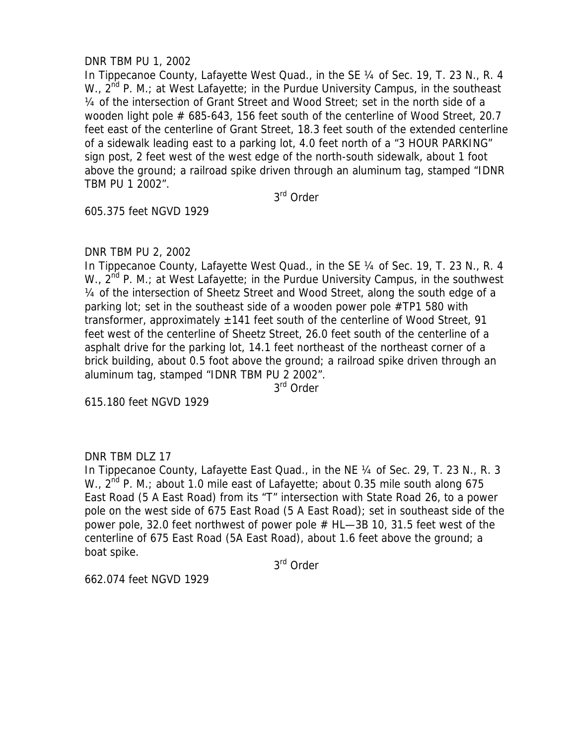DNR TBM PU 1, 2002

In Tippecanoe County, Lafayette West Quad., in the SE ¼ of Sec. 19, T. 23 N., R. 4 W., 2nd P. M.; at West Lafayette; in the Purdue University Campus, in the southeast ¼ of the intersection of Grant Street and Wood Street; set in the north side of a wooden light pole # 685-643, 156 feet south of the centerline of Wood Street, 20.7 feet east of the centerline of Grant Street, 18.3 feet south of the extended centerline of a sidewalk leading east to a parking lot, 4.0 feet north of a "3 HOUR PARKING" sign post, 2 feet west of the west edge of the north-south sidewalk, about 1 foot above the ground; a railroad spike driven through an aluminum tag, stamped "IDNR TBM PU 1 2002".

3rd Order

605.375 feet NGVD 1929

DNR TBM PU 2, 2002

In Tippecanoe County, Lafayette West Quad., in the SE ¼ of Sec. 19, T. 23 N., R. 4 W., 2nd P. M.; at West Lafayette; in the Purdue University Campus, in the southwest ¼ of the intersection of Sheetz Street and Wood Street, along the south edge of a parking lot; set in the southeast side of a wooden power pole #TP1 580 with transformer, approximately ±141 feet south of the centerline of Wood Street, 91 feet west of the centerline of Sheetz Street, 26.0 feet south of the centerline of a asphalt drive for the parking lot, 14.1 feet northeast of the northeast corner of a brick building, about 0.5 foot above the ground; a railroad spike driven through an aluminum tag, stamped "IDNR TBM PU 2 2002".

3rd Order

615.180 feet NGVD 1929

DNR TBM DLZ 17

In Tippecanoe County, Lafayette East Quad., in the NE ¼ of Sec. 29, T. 23 N., R. 3 W., 2nd P. M.; about 1.0 mile east of Lafayette; about 0.35 mile south along 675 East Road (5 A East Road) from its "T" intersection with State Road 26, to a power pole on the west side of 675 East Road (5 A East Road); set in southeast side of the power pole, 32.0 feet northwest of power pole # HL—3B 10, 31.5 feet west of the centerline of 675 East Road (5A East Road), about 1.6 feet above the ground; a boat spike.

3rd Order

662.074 feet NGVD 1929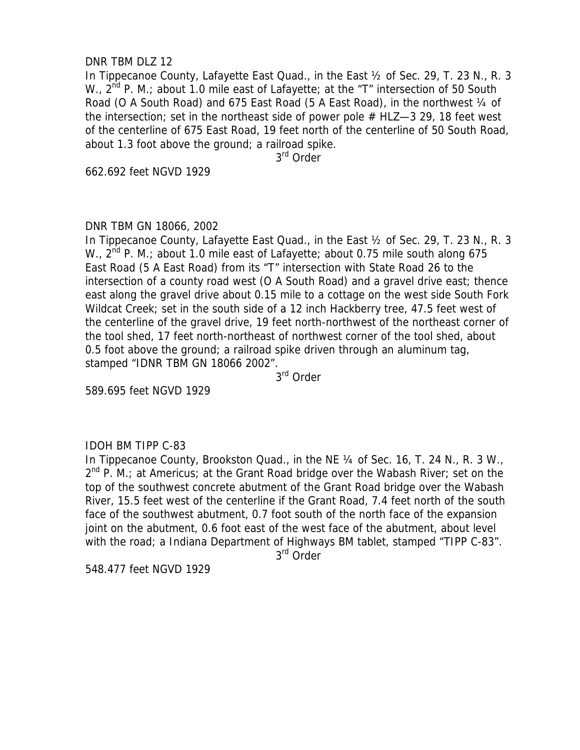DNR TBM DLZ 12

In Tippecanoe County, Lafayette East Quad., in the East ½ of Sec. 29, T. 23 N., R. 3 W., 2nd P. M.; about 1.0 mile east of Lafayette; at the "T" intersection of 50 South Road (O A South Road) and 675 East Road (5 A East Road), in the northwest ¼ of the intersection; set in the northeast side of power pole # HLZ—3 29, 18 feet west of the centerline of 675 East Road, 19 feet north of the centerline of 50 South Road, about 1.3 foot above the ground; a railroad spike.

3rd Order

662.692 feet NGVD 1929

DNR TBM GN 18066, 2002

In Tippecanoe County, Lafayette East Quad., in the East ½ of Sec. 29, T. 23 N., R. 3 W., 2nd P. M.; about 1.0 mile east of Lafayette; about 0.75 mile south along 675 East Road (5 A East Road) from its "T" intersection with State Road 26 to the intersection of a county road west (O A South Road) and a gravel drive east; thence east along the gravel drive about 0.15 mile to a cottage on the west side South Fork Wildcat Creek; set in the south side of a 12 inch Hackberry tree, 47.5 feet west of the centerline of the gravel drive, 19 feet north-northwest of the northeast corner of the tool shed, 17 feet north-northeast of northwest corner of the tool shed, about 0.5 foot above the ground; a railroad spike driven through an aluminum tag, stamped "IDNR TBM GN 18066 2002".

3rd Order

589.695 feet NGVD 1929

IDOH BM TIPP C-83

In Tippecanoe County, Brookston Quad., in the NE ¼ of Sec. 16, T. 24 N., R. 3 W., 2nd P. M.; at Americus; at the Grant Road bridge over the Wabash River; set on the top of the southwest concrete abutment of the Grant Road bridge over the Wabash River, 15.5 feet west of the centerline if the Grant Road, 7.4 feet north of the south face of the southwest abutment, 0.7 foot south of the north face of the expansion joint on the abutment, 0.6 foot east of the west face of the abutment, about level with the road; a Indiana Department of Highways BM tablet, stamped "TIPP C-83".

3rd Order

548.477 feet NGVD 1929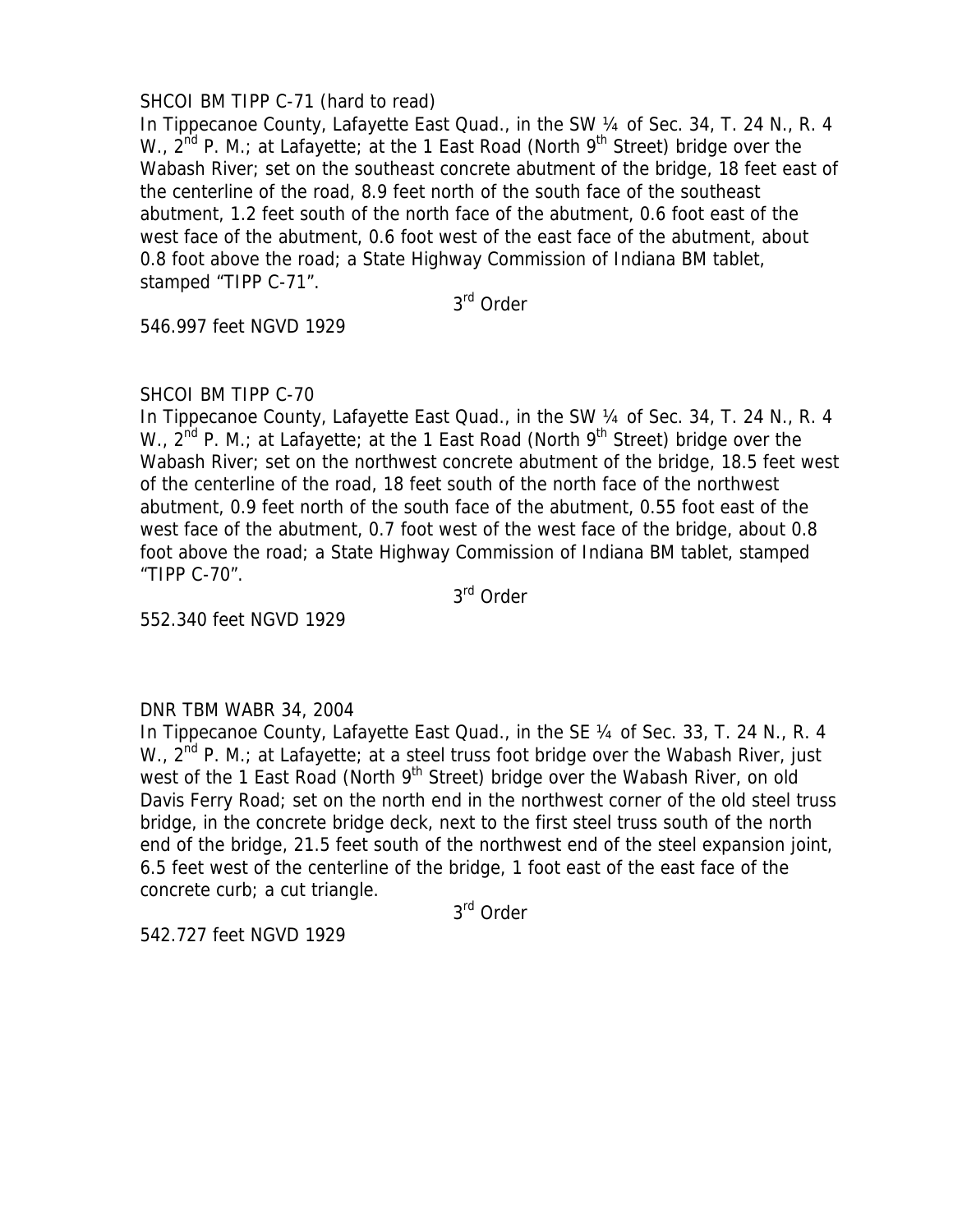SHCOI BM TIPP C-71 (hard to read)

In Tippecanoe County, Lafayette East Quad., in the SW ¼ of Sec. 34, T. 24 N., R. 4 W., 2nd P. M.; at Lafayette; at the 1 East Road (North 9th Street) bridge over the Wabash River; set on the southeast concrete abutment of the bridge, 18 feet east of the centerline of the road, 8.9 feet north of the south face of the southeast abutment, 1.2 feet south of the north face of the abutment, 0.6 foot east of the west face of the abutment, 0.6 foot west of the east face of the abutment, about 0.8 foot above the road; a State Highway Commission of Indiana BM tablet, stamped "TIPP C-71".

3rd Order

546.997 feet NGVD 1929

SHCOI BM TIPP C-70

In Tippecanoe County, Lafayette East Quad., in the SW ¼ of Sec. 34, T. 24 N., R. 4 W., 2nd P. M.; at Lafayette; at the 1 East Road (North 9th Street) bridge over the Wabash River; set on the northwest concrete abutment of the bridge, 18.5 feet west of the centerline of the road, 18 feet south of the north face of the northwest abutment, 0.9 feet north of the south face of the abutment, 0.55 foot east of the west face of the abutment, 0.7 foot west of the west face of the bridge, about 0.8 foot above the road; a State Highway Commission of Indiana BM tablet, stamped "TIPP C-70".

3rd Order

552.340 feet NGVD 1929

DNR TBM WABR 34, 2004

In Tippecanoe County, Lafayette East Quad., in the SE ¼ of Sec. 33, T. 24 N., R. 4 W., 2nd P. M.; at Lafayette; at a steel truss foot bridge over the Wabash River, just west of the 1 East Road (North 9th Street) bridge over the Wabash River, on old Davis Ferry Road; set on the north end in the northwest corner of the old steel truss bridge, in the concrete bridge deck, next to the first steel truss south of the north end of the bridge, 21.5 feet south of the northwest end of the steel expansion joint, 6.5 feet west of the centerline of the bridge, 1 foot east of the east face of the concrete curb; a cut triangle.

3rd Order

542.727 feet NGVD 1929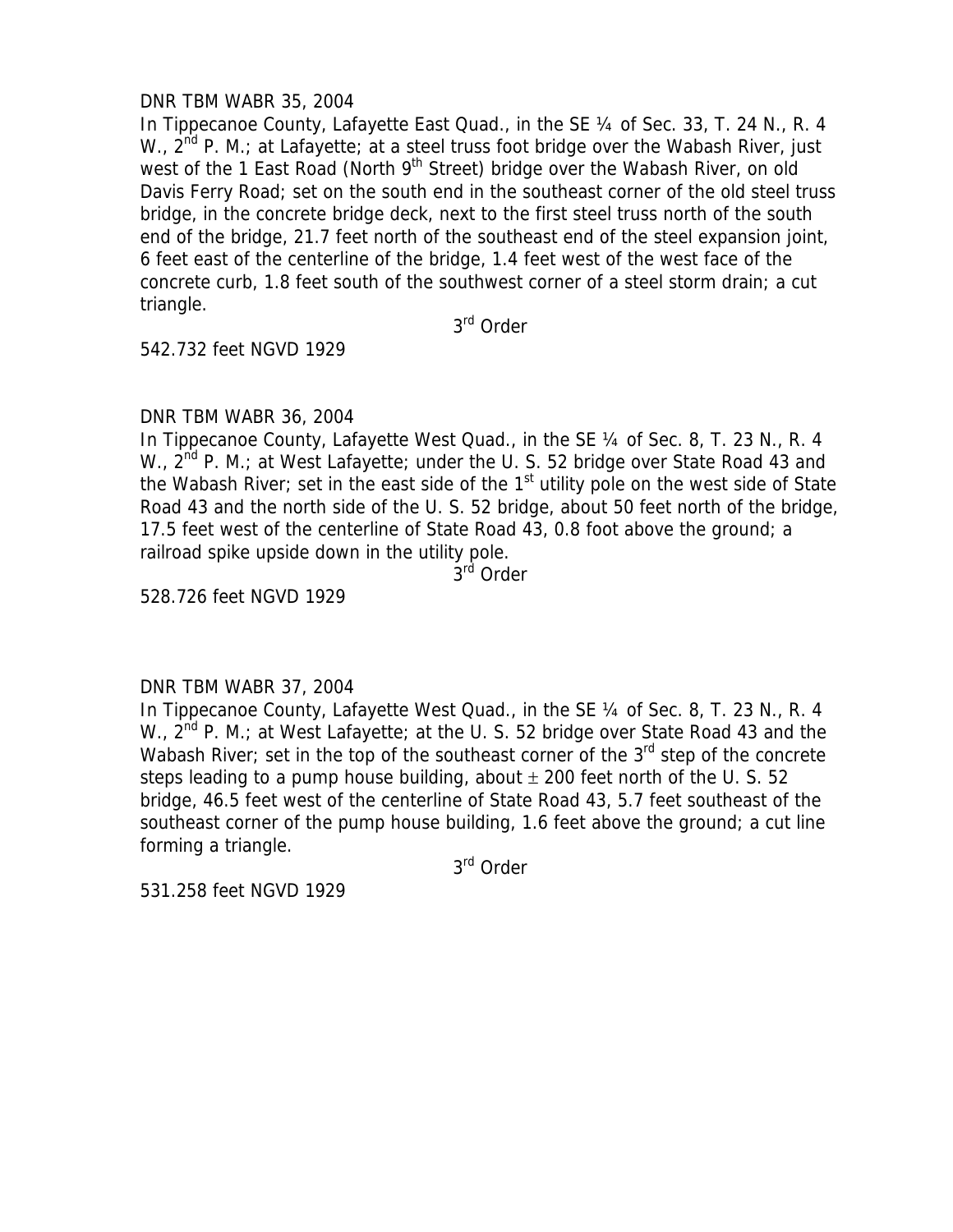DNR TBM WABR 35, 2004

In Tippecanoe County, Lafayette East Quad., in the SE ¼ of Sec. 33, T. 24 N., R. 4 W., 2nd P. M.; at Lafayette; at a steel truss foot bridge over the Wabash River, just west of the 1 East Road (North 9th Street) bridge over the Wabash River, on old Davis Ferry Road; set on the south end in the southeast corner of the old steel truss bridge, in the concrete bridge deck, next to the first steel truss north of the south end of the bridge, 21.7 feet north of the southeast end of the steel expansion joint, 6 feet east of the centerline of the bridge, 1.4 feet west of the west face of the concrete curb, 1.8 feet south of the southwest corner of a steel storm drain; a cut triangle.

3rd Order

542.732 feet NGVD 1929

DNR TBM WABR 36, 2004

In Tippecanoe County, Lafayette West Quad., in the SE ¼ of Sec. 8, T. 23 N., R. 4 W., 2nd P. M.; at West Lafayette; under the U. S. 52 bridge over State Road 43 and the Wabash River; set in the east side of the 1st utility pole on the west side of State Road 43 and the north side of the U. S. 52 bridge, about 50 feet north of the bridge, 17.5 feet west of the centerline of State Road 43, 0.8 foot above the ground; a railroad spike upside down in the utility pole.

3rd Order

528.726 feet NGVD 1929

DNR TBM WABR 37, 2004

In Tippecanoe County, Lafayette West Quad., in the SE ¼ of Sec. 8, T. 23 N., R. 4 W., 2nd P. M.; at West Lafayette; at the U. S. 52 bridge over State Road 43 and the Wabash River; set in the top of the southeast corner of the 3rd step of the concrete steps leading to a pump house building, about ± 200 feet north of the U. S. 52 bridge, 46.5 feet west of the centerline of State Road 43, 5.7 feet southeast of the southeast corner of the pump house building, 1.6 feet above the ground; a cut line forming a triangle.

3rd Order

531.258 feet NGVD 1929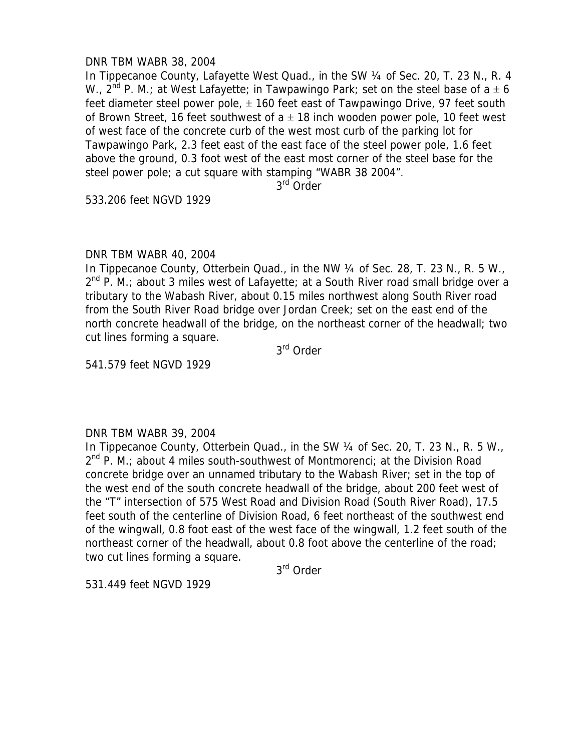DNR TBM WABR 38, 2004

In Tippecanoe County, Lafayette West Quad., in the SW ¼ of Sec. 20, T. 23 N., R. 4 W., 2nd P. M.; at West Lafayette; in Tawpawingo Park; set on the steel base of a ± 6 feet diameter steel power pole, ± 160 feet east of Tawpawingo Drive, 97 feet south of Brown Street, 16 feet southwest of a ± 18 inch wooden power pole, 10 feet west of west face of the concrete curb of the west most curb of the parking lot for Tawpawingo Park, 2.3 feet east of the east face of the steel power pole, 1.6 feet above the ground, 0.3 foot west of the east most corner of the steel base for the steel power pole; a cut square with stamping "WABR 38 2004".

3rd Order

533.206 feet NGVD 1929

DNR TBM WABR 40, 2004

In Tippecanoe County, Otterbein Quad., in the NW ¼ of Sec. 28, T. 23 N., R. 5 W., 2nd P. M.; about 3 miles west of Lafayette; at a South River road small bridge over a tributary to the Wabash River, about 0.15 miles northwest along South River road from the South River Road bridge over Jordan Creek; set on the east end of the north concrete headwall of the bridge, on the northeast corner of the headwall; two cut lines forming a square.

3rd Order

541.579 feet NGVD 1929

DNR TBM WABR 39, 2004

In Tippecanoe County, Otterbein Quad., in the SW ¼ of Sec. 20, T. 23 N., R. 5 W., 2nd P. M.; about 4 miles south-southwest of Montmorenci; at the Division Road concrete bridge over an unnamed tributary to the Wabash River; set in the top of the west end of the south concrete headwall of the bridge, about 200 feet west of the "T" intersection of 575 West Road and Division Road (South River Road), 17.5 feet south of the centerline of Division Road, 6 feet northeast of the southwest end of the wingwall, 0.8 foot east of the west face of the wingwall, 1.2 feet south of the northeast corner of the headwall, about 0.8 foot above the centerline of the road; two cut lines forming a square.

3rd Order

531.449 feet NGVD 1929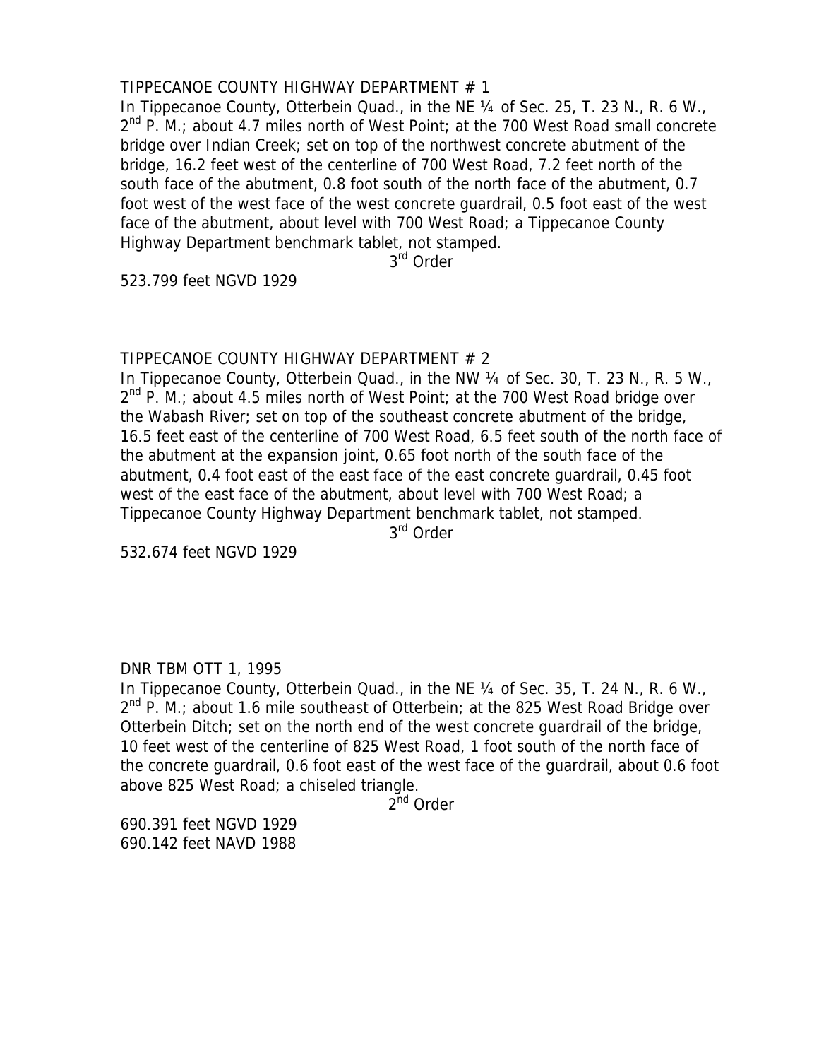TIPPECANOE COUNTY HIGHWAY DEPARTMENT # 1

In Tippecanoe County, Otterbein Quad., in the NE ¼ of Sec. 25, T. 23 N., R. 6 W., 2nd P. M.; about 4.7 miles north of West Point; at the 700 West Road small concrete bridge over Indian Creek; set on top of the northwest concrete abutment of the bridge, 16.2 feet west of the centerline of 700 West Road, 7.2 feet north of the south face of the abutment, 0.8 foot south of the north face of the abutment, 0.7 foot west of the west face of the west concrete guardrail, 0.5 foot east of the west face of the abutment, about level with 700 West Road; a Tippecanoe County Highway Department benchmark tablet, not stamped.

3rd Order

523.799 feet NGVD 1929

TIPPECANOE COUNTY HIGHWAY DEPARTMENT # 2

In Tippecanoe County, Otterbein Quad., in the NW ¼ of Sec. 30, T. 23 N., R. 5 W., 2nd P. M.; about 4.5 miles north of West Point; at the 700 West Road bridge over the Wabash River; set on top of the southeast concrete abutment of the bridge, 16.5 feet east of the centerline of 700 West Road, 6.5 feet south of the north face of the abutment at the expansion joint, 0.65 foot north of the south face of the abutment, 0.4 foot east of the east face of the east concrete guardrail, 0.45 foot west of the east face of the abutment, about level with 700 West Road; a Tippecanoe County Highway Department benchmark tablet, not stamped.

3rd Order

532.674 feet NGVD 1929

DNR TBM OTT 1, 1995

In Tippecanoe County, Otterbein Quad., in the NE ¼ of Sec. 35, T. 24 N., R. 6 W., 2nd P. M.; about 1.6 mile southeast of Otterbein; at the 825 West Road Bridge over Otterbein Ditch; set on the north end of the west concrete guardrail of the bridge, 10 feet west of the centerline of 825 West Road, 1 foot south of the north face of the concrete guardrail, 0.6 foot east of the west face of the guardrail, about 0.6 foot above 825 West Road; a chiseled triangle.

2nd Order

690.391 feet NGVD 1929
690.142 feet NAVD 1988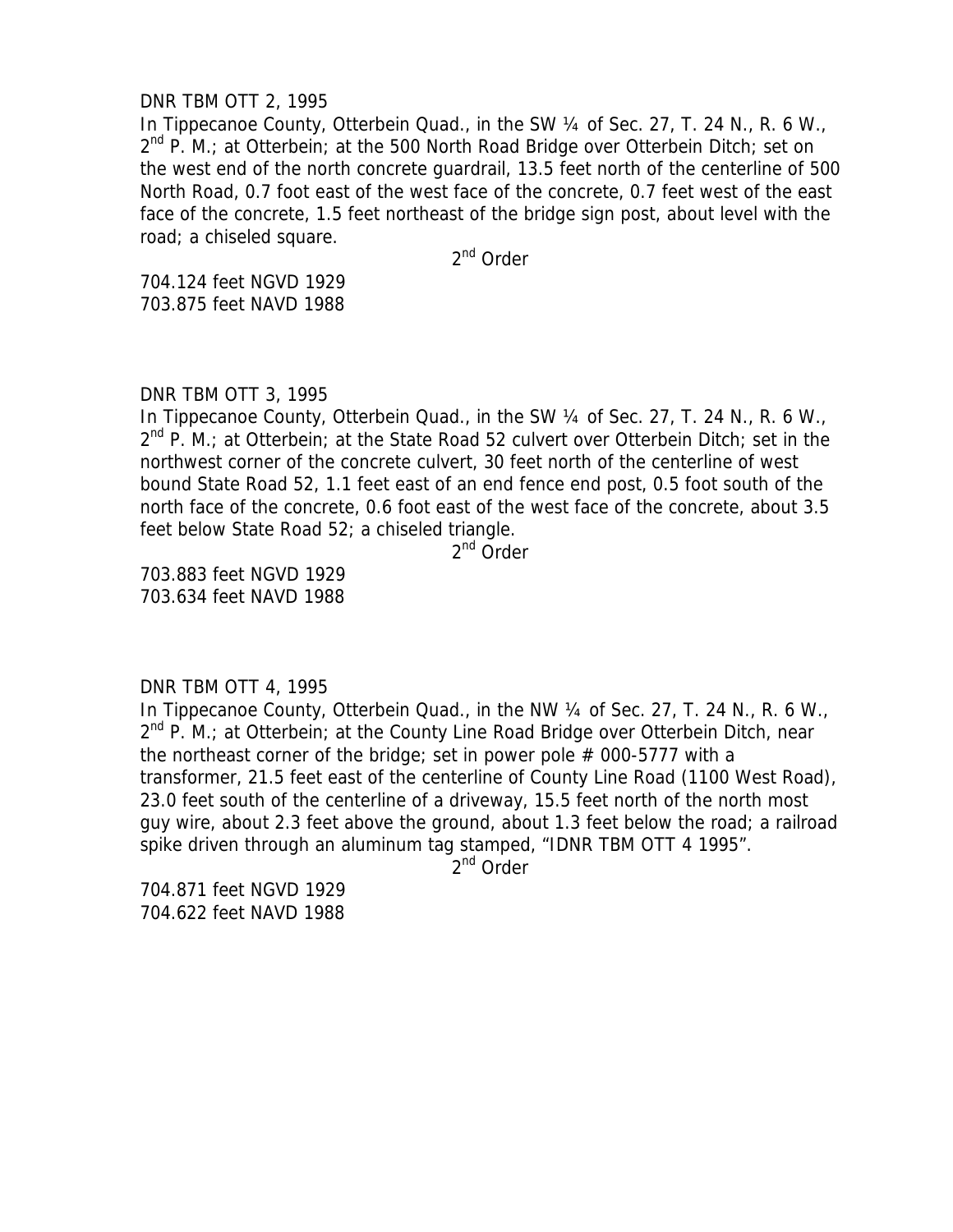DNR TBM OTT 2, 1995

In Tippecanoe County, Otterbein Quad., in the SW ¼ of Sec. 27, T. 24 N., R. 6 W., 2nd P. M.; at Otterbein; at the 500 North Road Bridge over Otterbein Ditch; set on the west end of the north concrete guardrail, 13.5 feet north of the centerline of 500 North Road, 0.7 foot east of the west face of the concrete, 0.7 feet west of the east face of the concrete, 1.5 feet northeast of the bridge sign post, about level with the road; a chiseled square.

2nd Order

704.124 feet NGVD 1929
703.875 feet NAVD 1988

DNR TBM OTT 3, 1995

In Tippecanoe County, Otterbein Quad., in the SW ¼ of Sec. 27, T. 24 N., R. 6 W., 2nd P. M.; at Otterbein; at the State Road 52 culvert over Otterbein Ditch; set in the northwest corner of the concrete culvert, 30 feet north of the centerline of west bound State Road 52, 1.1 feet east of an end fence end post, 0.5 foot south of the north face of the concrete, 0.6 foot east of the west face of the concrete, about 3.5 feet below State Road 52; a chiseled triangle.

2nd Order

703.883 feet NGVD 1929
703.634 feet NAVD 1988

DNR TBM OTT 4, 1995

In Tippecanoe County, Otterbein Quad., in the NW ¼ of Sec. 27, T. 24 N., R. 6 W., 2nd P. M.; at Otterbein; at the County Line Road Bridge over Otterbein Ditch, near the northeast corner of the bridge; set in power pole # 000-5777 with a transformer, 21.5 feet east of the centerline of County Line Road (1100 West Road), 23.0 feet south of the centerline of a driveway, 15.5 feet north of the north most guy wire, about 2.3 feet above the ground, about 1.3 feet below the road; a railroad spike driven through an aluminum tag stamped, "IDNR TBM OTT 4 1995".

2nd Order

704.871 feet NGVD 1929
704.622 feet NAVD 1988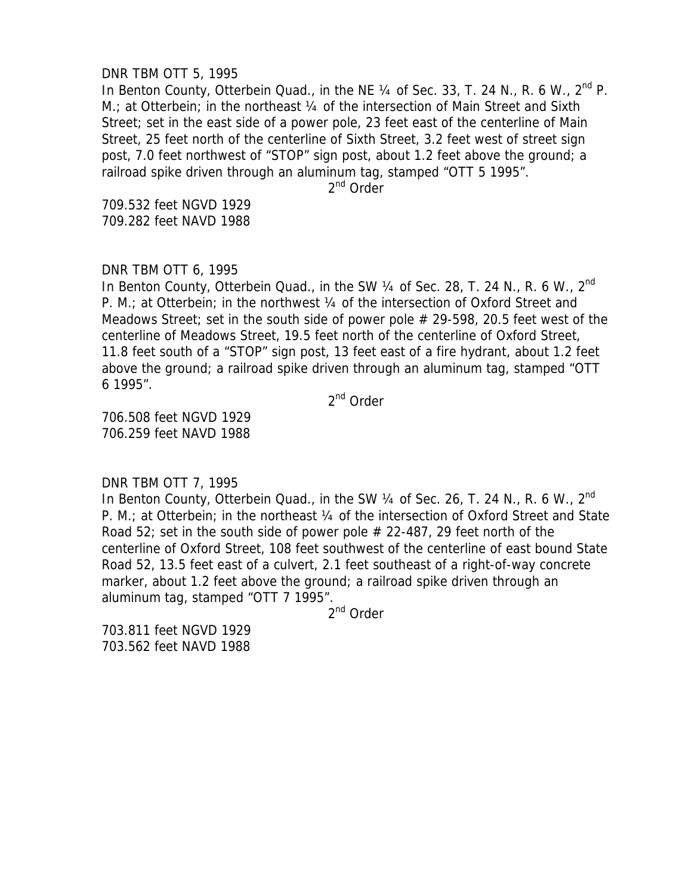DNR TBM OTT 5, 1995

In Benton County, Otterbein Quad., in the NE ¼ of Sec. 33, T. 24 N., R. 6 W., 2nd P. M.; at Otterbein; in the northeast ¼ of the intersection of Main Street and Sixth Street; set in the east side of a power pole, 23 feet east of the centerline of Main Street, 25 feet north of the centerline of Sixth Street, 3.2 feet west of street sign post, 7.0 feet northwest of "STOP" sign post, about 1.2 feet above the ground; a railroad spike driven through an aluminum tag, stamped "OTT 5 1995".

2nd Order

709.532 feet NGVD 1929
709.282 feet NAVD 1988

DNR TBM OTT 6, 1995

In Benton County, Otterbein Quad., in the SW ¼ of Sec. 28, T. 24 N., R. 6 W., 2nd P. M.; at Otterbein; in the northwest ¼ of the intersection of Oxford Street and Meadows Street; set in the south side of power pole # 29-598, 20.5 feet west of the centerline of Meadows Street, 19.5 feet north of the centerline of Oxford Street, 11.8 feet south of a "STOP" sign post, 13 feet east of a fire hydrant, about 1.2 feet above the ground; a railroad spike driven through an aluminum tag, stamped "OTT 6 1995".

2nd Order

706.508 feet NGVD 1929
706.259 feet NAVD 1988

DNR TBM OTT 7, 1995

In Benton County, Otterbein Quad., in the SW ¼ of Sec. 26, T. 24 N., R. 6 W., 2nd P. M.; at Otterbein; in the northeast ¼ of the intersection of Oxford Street and State Road 52; set in the south side of power pole # 22-487, 29 feet north of the centerline of Oxford Street, 108 feet southwest of the centerline of east bound State Road 52, 13.5 feet east of a culvert, 2.1 feet southeast of a right-of-way concrete marker, about 1.2 feet above the ground; a railroad spike driven through an aluminum tag, stamped "OTT 7 1995".

2nd Order

703.811 feet NGVD 1929
703.562 feet NAVD 1988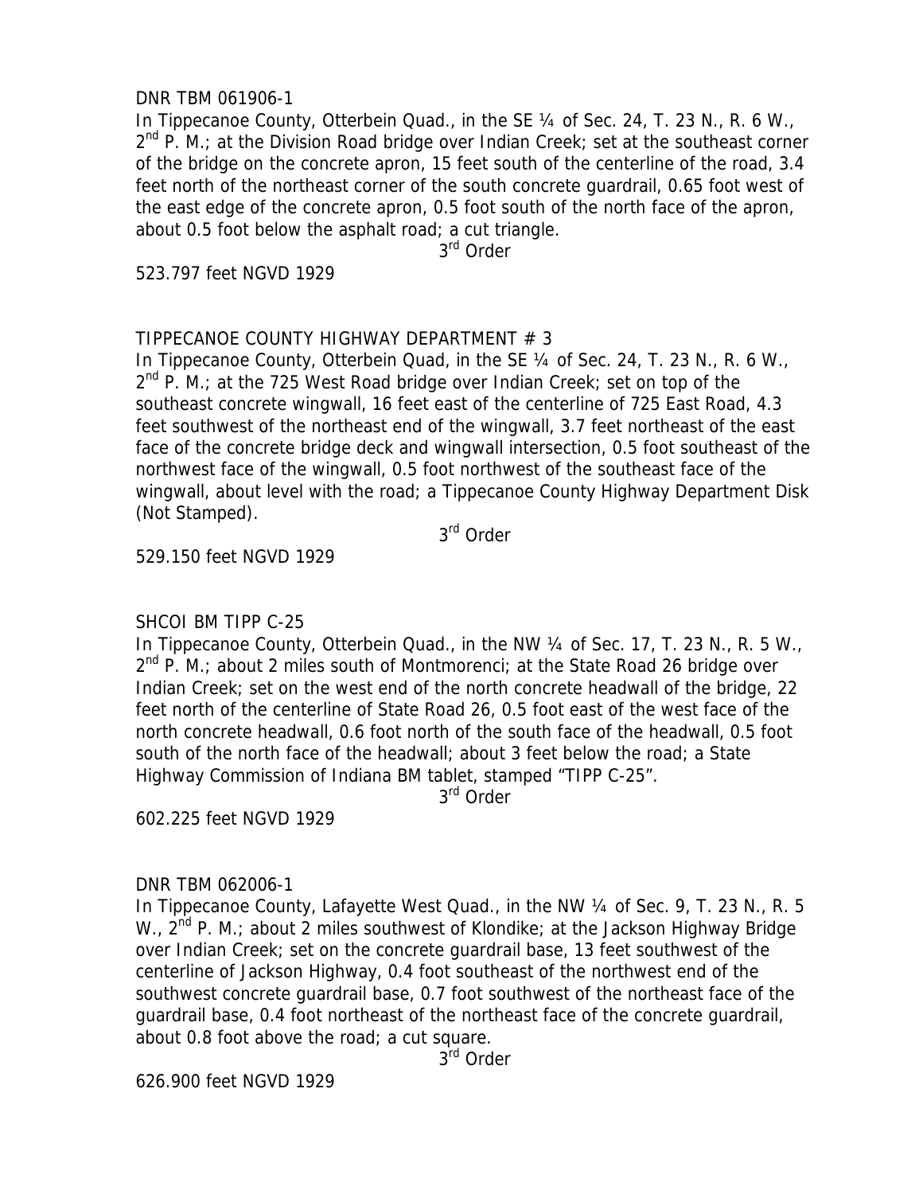DNR TBM 061906-1

In Tippecanoe County, Otterbein Quad., in the SE ¼ of Sec. 24, T. 23 N., R. 6 W., 2nd P. M.; at the Division Road bridge over Indian Creek; set at the southeast corner of the bridge on the concrete apron, 15 feet south of the centerline of the road, 3.4 feet north of the northeast corner of the south concrete guardrail, 0.65 foot west of the east edge of the concrete apron, 0.5 foot south of the north face of the apron, about 0.5 foot below the asphalt road; a cut triangle.

3rd Order

523.797 feet NGVD 1929

TIPPECANOE COUNTY HIGHWAY DEPARTMENT # 3

In Tippecanoe County, Otterbein Quad, in the SE ¼ of Sec. 24, T. 23 N., R. 6 W., 2nd P. M.; at the 725 West Road bridge over Indian Creek; set on top of the southeast concrete wingwall, 16 feet east of the centerline of 725 East Road, 4.3 feet southwest of the northeast end of the wingwall, 3.7 feet northeast of the east face of the concrete bridge deck and wingwall intersection, 0.5 foot southeast of the northwest face of the wingwall, 0.5 foot northwest of the southeast face of the wingwall, about level with the road; a Tippecanoe County Highway Department Disk (Not Stamped).

3rd Order

529.150 feet NGVD 1929

SHCOI BM TIPP C-25

In Tippecanoe County, Otterbein Quad., in the NW ¼ of Sec. 17, T. 23 N., R. 5 W., 2nd P. M.; about 2 miles south of Montmorenci; at the State Road 26 bridge over Indian Creek; set on the west end of the north concrete headwall of the bridge, 22 feet north of the centerline of State Road 26, 0.5 foot east of the west face of the north concrete headwall, 0.6 foot north of the south face of the headwall, 0.5 foot south of the north face of the headwall; about 3 feet below the road; a State Highway Commission of Indiana BM tablet, stamped "TIPP C-25".

3rd Order

602.225 feet NGVD 1929

DNR TBM 062006-1

In Tippecanoe County, Lafayette West Quad., in the NW ¼ of Sec. 9, T. 23 N., R. 5 W., 2nd P. M.; about 2 miles southwest of Klondike; at the Jackson Highway Bridge over Indian Creek; set on the concrete guardrail base, 13 feet southwest of the centerline of Jackson Highway, 0.4 foot southeast of the northwest end of the southwest concrete guardrail base, 0.7 foot southwest of the northeast face of the guardrail base, 0.4 foot northeast of the northeast face of the concrete guardrail, about 0.8 foot above the road; a cut square.

3rd Order

626.900 feet NGVD 1929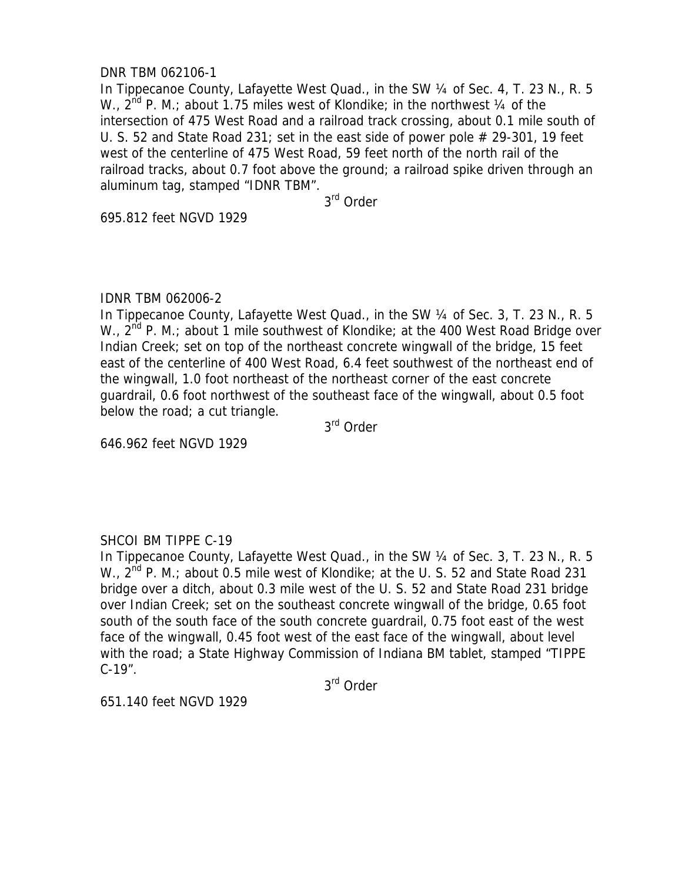DNR TBM 062106-1

In Tippecanoe County, Lafayette West Quad., in the SW ¼ of Sec. 4, T. 23 N., R. 5 W., 2nd P. M.; about 1.75 miles west of Klondike; in the northwest ¼ of the intersection of 475 West Road and a railroad track crossing, about 0.1 mile south of U. S. 52 and State Road 231; set in the east side of power pole # 29-301, 19 feet west of the centerline of 475 West Road, 59 feet north of the north rail of the railroad tracks, about 0.7 foot above the ground; a railroad spike driven through an aluminum tag, stamped "IDNR TBM".

3rd Order

695.812 feet NGVD 1929

IDNR TBM 062006-2

In Tippecanoe County, Lafayette West Quad., in the SW ¼ of Sec. 3, T. 23 N., R. 5 W., 2nd P. M.; about 1 mile southwest of Klondike; at the 400 West Road Bridge over Indian Creek; set on top of the northeast concrete wingwall of the bridge, 15 feet east of the centerline of 400 West Road, 6.4 feet southwest of the northeast end of the wingwall, 1.0 foot northeast of the northeast corner of the east concrete guardrail, 0.6 foot northwest of the southeast face of the wingwall, about 0.5 foot below the road; a cut triangle.

3rd Order

646.962 feet NGVD 1929

SHCOI BM TIPPE C-19

In Tippecanoe County, Lafayette West Quad., in the SW ¼ of Sec. 3, T. 23 N., R. 5 W., 2nd P. M.; about 0.5 mile west of Klondike; at the U. S. 52 and State Road 231 bridge over a ditch, about 0.3 mile west of the U. S. 52 and State Road 231 bridge over Indian Creek; set on the southeast concrete wingwall of the bridge, 0.65 foot south of the south face of the south concrete guardrail, 0.75 foot east of the west face of the wingwall, 0.45 foot west of the east face of the wingwall, about level with the road; a State Highway Commission of Indiana BM tablet, stamped "TIPPE C-19".

3rd Order

651.140 feet NGVD 1929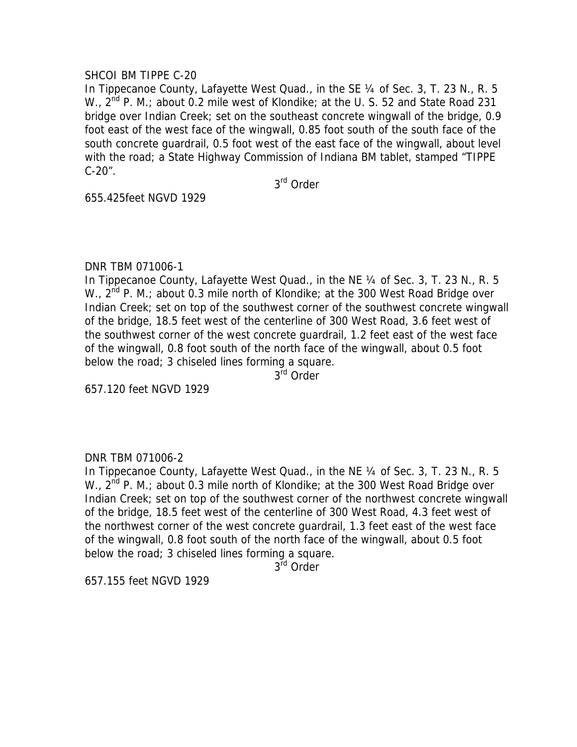SHCOI BM TIPPE C-20

In Tippecanoe County, Lafayette West Quad., in the SE ¼ of Sec. 3, T. 23 N., R. 5 W., 2nd P. M.; about 0.2 mile west of Klondike; at the U. S. 52 and State Road 231 bridge over Indian Creek; set on the southeast concrete wingwall of the bridge, 0.9 foot east of the west face of the wingwall, 0.85 foot south of the south face of the south concrete guardrail, 0.5 foot west of the east face of the wingwall, about level with the road; a State Highway Commission of Indiana BM tablet, stamped "TIPPE C-20".

3rd Order

655.425feet NGVD 1929

DNR TBM 071006-1

In Tippecanoe County, Lafayette West Quad., in the NE ¼ of Sec. 3, T. 23 N., R. 5 W., 2nd P. M.; about 0.3 mile north of Klondike; at the 300 West Road Bridge over Indian Creek; set on top of the southwest corner of the southwest concrete wingwall of the bridge, 18.5 feet west of the centerline of 300 West Road, 3.6 feet west of the southwest corner of the west concrete guardrail, 1.2 feet east of the west face of the wingwall, 0.8 foot south of the north face of the wingwall, about 0.5 foot below the road; 3 chiseled lines forming a square.

3rd Order

657.120 feet NGVD 1929

DNR TBM 071006-2

In Tippecanoe County, Lafayette West Quad., in the NE ¼ of Sec. 3, T. 23 N., R. 5 W., 2nd P. M.; about 0.3 mile north of Klondike; at the 300 West Road Bridge over Indian Creek; set on top of the southwest corner of the northwest concrete wingwall of the bridge, 18.5 feet west of the centerline of 300 West Road, 4.3 feet west of the northwest corner of the west concrete guardrail, 1.3 feet east of the west face of the wingwall, 0.8 foot south of the north face of the wingwall, about 0.5 foot below the road; 3 chiseled lines forming a square.

3rd Order

657.155 feet NGVD 1929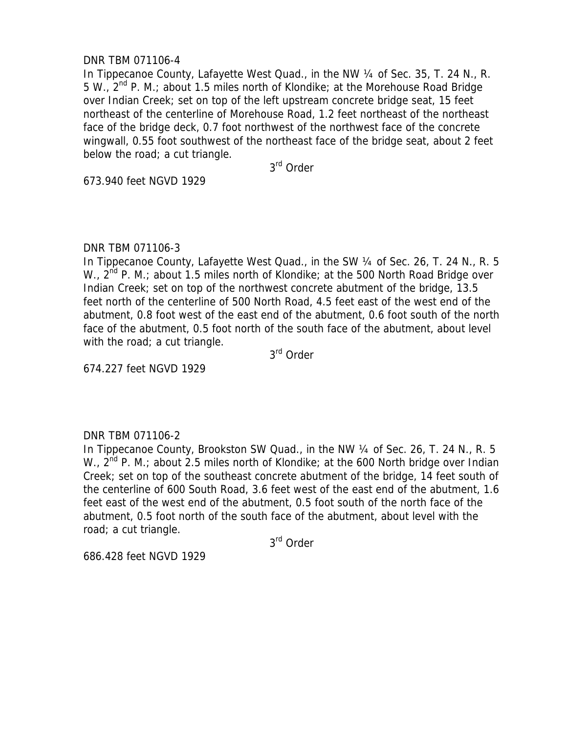DNR TBM 071106-4

In Tippecanoe County, Lafayette West Quad., in the NW ¼ of Sec. 35, T. 24 N., R. 5 W., 2nd P. M.; about 1.5 miles north of Klondike; at the Morehouse Road Bridge over Indian Creek; set on top of the left upstream concrete bridge seat, 15 feet northeast of the centerline of Morehouse Road, 1.2 feet northeast of the northeast face of the bridge deck, 0.7 foot northwest of the northwest face of the concrete wingwall, 0.55 foot southwest of the northeast face of the bridge seat, about 2 feet below the road; a cut triangle.

3rd Order

673.940 feet NGVD 1929

DNR TBM 071106-3

In Tippecanoe County, Lafayette West Quad., in the SW ¼ of Sec. 26, T. 24 N., R. 5 W., 2nd P. M.; about 1.5 miles north of Klondike; at the 500 North Road Bridge over Indian Creek; set on top of the northwest concrete abutment of the bridge, 13.5 feet north of the centerline of 500 North Road, 4.5 feet east of the west end of the abutment, 0.8 foot west of the east end of the abutment, 0.6 foot south of the north face of the abutment, 0.5 foot north of the south face of the abutment, about level with the road; a cut triangle.

3rd Order

674.227 feet NGVD 1929

DNR TBM 071106-2

In Tippecanoe County, Brookston SW Quad., in the NW ¼ of Sec. 26, T. 24 N., R. 5 W., 2nd P. M.; about 2.5 miles north of Klondike; at the 600 North bridge over Indian Creek; set on top of the southeast concrete abutment of the bridge, 14 feet south of the centerline of 600 South Road, 3.6 feet west of the east end of the abutment, 1.6 feet east of the west end of the abutment, 0.5 foot south of the north face of the abutment, 0.5 foot north of the south face of the abutment, about level with the road; a cut triangle.

3rd Order

686.428 feet NGVD 1929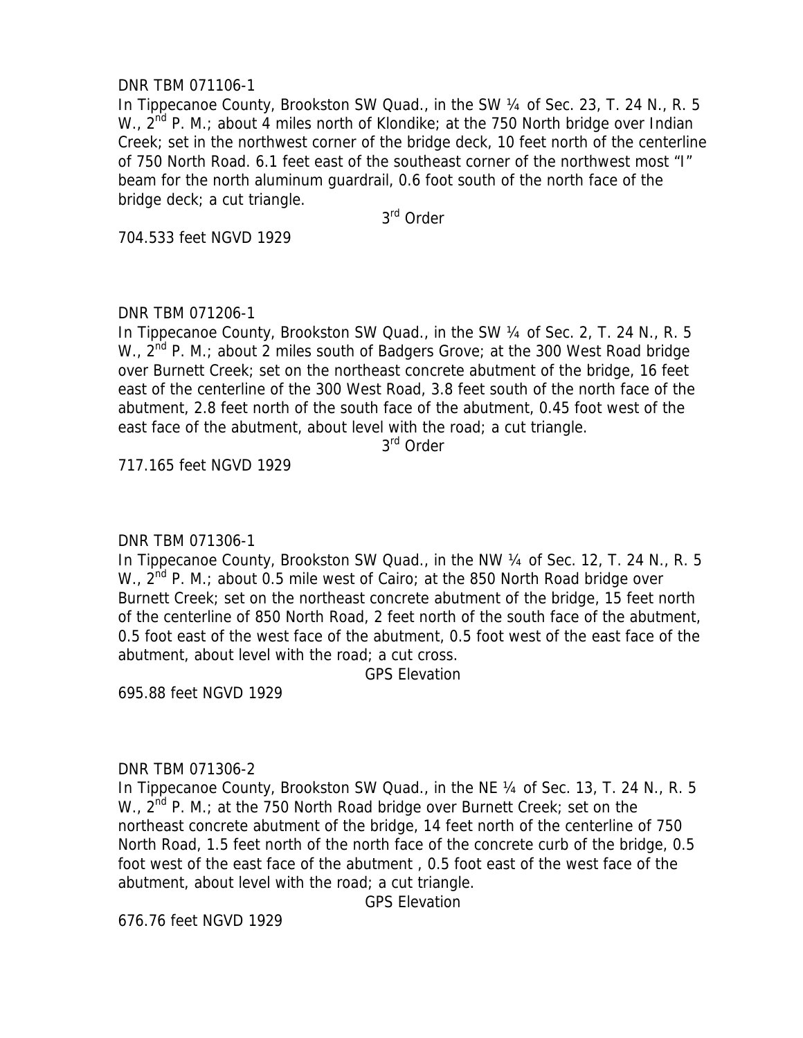DNR TBM 071106-1

In Tippecanoe County, Brookston SW Quad., in the SW ¼ of Sec. 23, T. 24 N., R. 5 W., 2nd P. M.; about 4 miles north of Klondike; at the 750 North bridge over Indian Creek; set in the northwest corner of the bridge deck, 10 feet north of the centerline of 750 North Road. 6.1 feet east of the southeast corner of the northwest most "I" beam for the north aluminum guardrail, 0.6 foot south of the north face of the bridge deck; a cut triangle.

3rd Order

704.533 feet NGVD 1929

DNR TBM 071206-1

In Tippecanoe County, Brookston SW Quad., in the SW ¼ of Sec. 2, T. 24 N., R. 5 W., 2nd P. M.; about 2 miles south of Badgers Grove; at the 300 West Road bridge over Burnett Creek; set on the northeast concrete abutment of the bridge, 16 feet east of the centerline of the 300 West Road, 3.8 feet south of the north face of the abutment, 2.8 feet north of the south face of the abutment, 0.45 foot west of the east face of the abutment, about level with the road; a cut triangle.

3rd Order

717.165 feet NGVD 1929

DNR TBM 071306-1

In Tippecanoe County, Brookston SW Quad., in the NW ¼ of Sec. 12, T. 24 N., R. 5 W., 2nd P. M.; about 0.5 mile west of Cairo; at the 850 North Road bridge over Burnett Creek; set on the northeast concrete abutment of the bridge, 15 feet north of the centerline of 850 North Road, 2 feet north of the south face of the abutment, 0.5 foot east of the west face of the abutment, 0.5 foot west of the east face of the abutment, about level with the road; a cut cross.

GPS Elevation

695.88 feet NGVD 1929

DNR TBM 071306-2

In Tippecanoe County, Brookston SW Quad., in the NE ¼ of Sec. 13, T. 24 N., R. 5 W., 2nd P. M.; at the 750 North Road bridge over Burnett Creek; set on the northeast concrete abutment of the bridge, 14 feet north of the centerline of 750 North Road, 1.5 feet north of the north face of the concrete curb of the bridge, 0.5 foot west of the east face of the abutment , 0.5 foot east of the west face of the abutment, about level with the road; a cut triangle.

GPS Elevation

676.76 feet NGVD 1929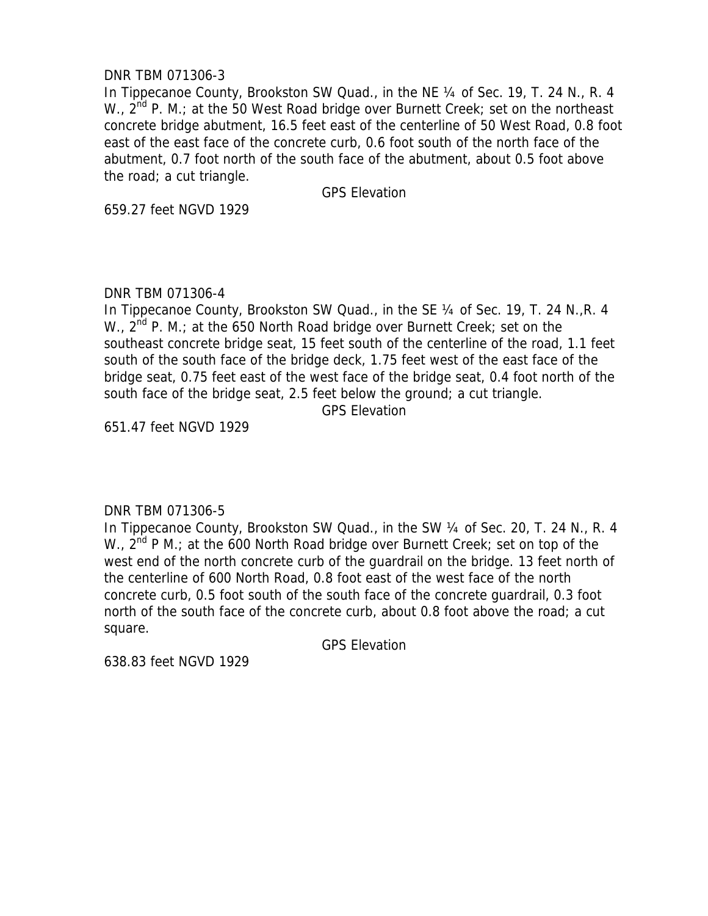DNR TBM 071306-3

In Tippecanoe County, Brookston SW Quad., in the NE ¼ of Sec. 19, T. 24 N., R. 4 W., 2nd P. M.; at the 50 West Road bridge over Burnett Creek; set on the northeast concrete bridge abutment, 16.5 feet east of the centerline of 50 West Road, 0.8 foot east of the east face of the concrete curb, 0.6 foot south of the north face of the abutment, 0.7 foot north of the south face of the abutment, about 0.5 foot above the road; a cut triangle.

GPS Elevation

659.27 feet NGVD 1929

DNR TBM 071306-4

In Tippecanoe County, Brookston SW Quad., in the SE ¼ of Sec. 19, T. 24 N.,R. 4 W., 2nd P. M.; at the 650 North Road bridge over Burnett Creek; set on the southeast concrete bridge seat, 15 feet south of the centerline of the road, 1.1 feet south of the south face of the bridge deck, 1.75 feet west of the east face of the bridge seat, 0.75 feet east of the west face of the bridge seat, 0.4 foot north of the south face of the bridge seat, 2.5 feet below the ground; a cut triangle.

GPS Elevation

651.47 feet NGVD 1929

DNR TBM 071306-5

In Tippecanoe County, Brookston SW Quad., in the SW ¼ of Sec. 20, T. 24 N., R. 4 W., 2nd P M.; at the 600 North Road bridge over Burnett Creek; set on top of the west end of the north concrete curb of the guardrail on the bridge. 13 feet north of the centerline of 600 North Road, 0.8 foot east of the west face of the north concrete curb, 0.5 foot south of the south face of the concrete guardrail, 0.3 foot north of the south face of the concrete curb, about 0.8 foot above the road; a cut square.

GPS Elevation

638.83 feet NGVD 1929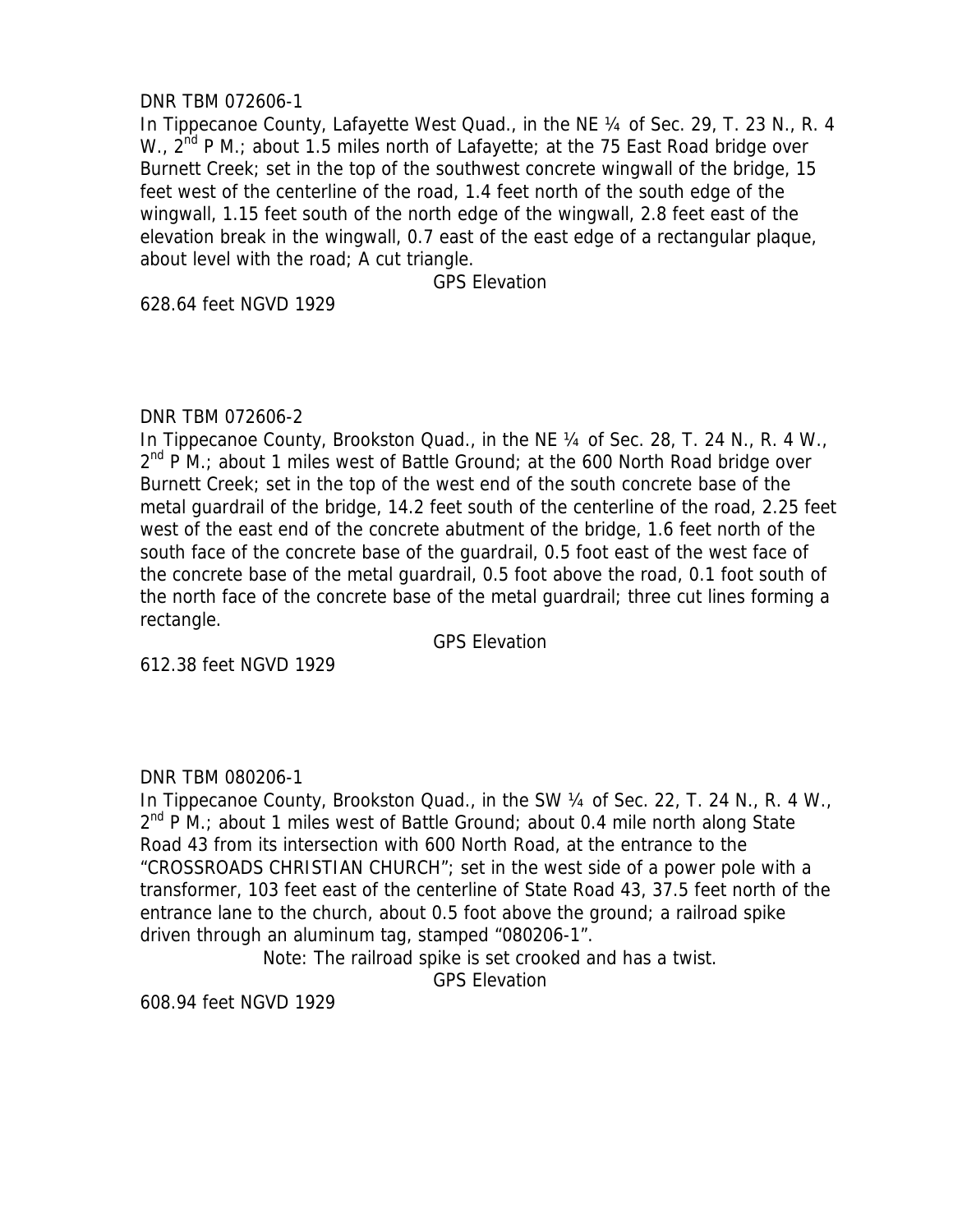DNR TBM 072606-1
In Tippecanoe County, Lafayette West Quad., in the NE ¼ of Sec. 29, T. 23 N., R. 4 W., 2nd P M.; about 1.5 miles north of Lafayette; at the 75 East Road bridge over Burnett Creek; set in the top of the southwest concrete wingwall of the bridge, 15 feet west of the centerline of the road, 1.4 feet north of the south edge of the wingwall, 1.15 feet south of the north edge of the wingwall, 2.8 feet east of the elevation break in the wingwall, 0.7 east of the east edge of a rectangular plaque, about level with the road; A cut triangle.

GPS Elevation
628.64 feet NGVD 1929

DNR TBM 072606-2
In Tippecanoe County, Brookston Quad., in the NE ¼ of Sec. 28, T. 24 N., R. 4 W., 2nd P M.; about 1 miles west of Battle Ground; at the 600 North Road bridge over Burnett Creek; set in the top of the west end of the south concrete base of the metal guardrail of the bridge, 14.2 feet south of the centerline of the road, 2.25 feet west of the east end of the concrete abutment of the bridge, 1.6 feet north of the south face of the concrete base of the guardrail, 0.5 foot east of the west face of the concrete base of the metal guardrail, 0.5 foot above the road, 0.1 foot south of the north face of the concrete base of the metal guardrail; three cut lines forming a rectangle.

GPS Elevation
612.38 feet NGVD 1929

DNR TBM 080206-1
In Tippecanoe County, Brookston Quad., in the SW ¼ of Sec. 22, T. 24 N., R. 4 W., 2nd P M.; about 1 miles west of Battle Ground; about 0.4 mile north along State Road 43 from its intersection with 600 North Road, at the entrance to the "CROSSROADS CHRISTIAN CHURCH"; set in the west side of a power pole with a transformer, 103 feet east of the centerline of State Road 43, 37.5 feet north of the entrance lane to the church, about 0.5 foot above the ground; a railroad spike driven through an aluminum tag, stamped "080206-1".

Note: The railroad spike is set crooked and has a twist.

GPS Elevation
608.94 feet NGVD 1929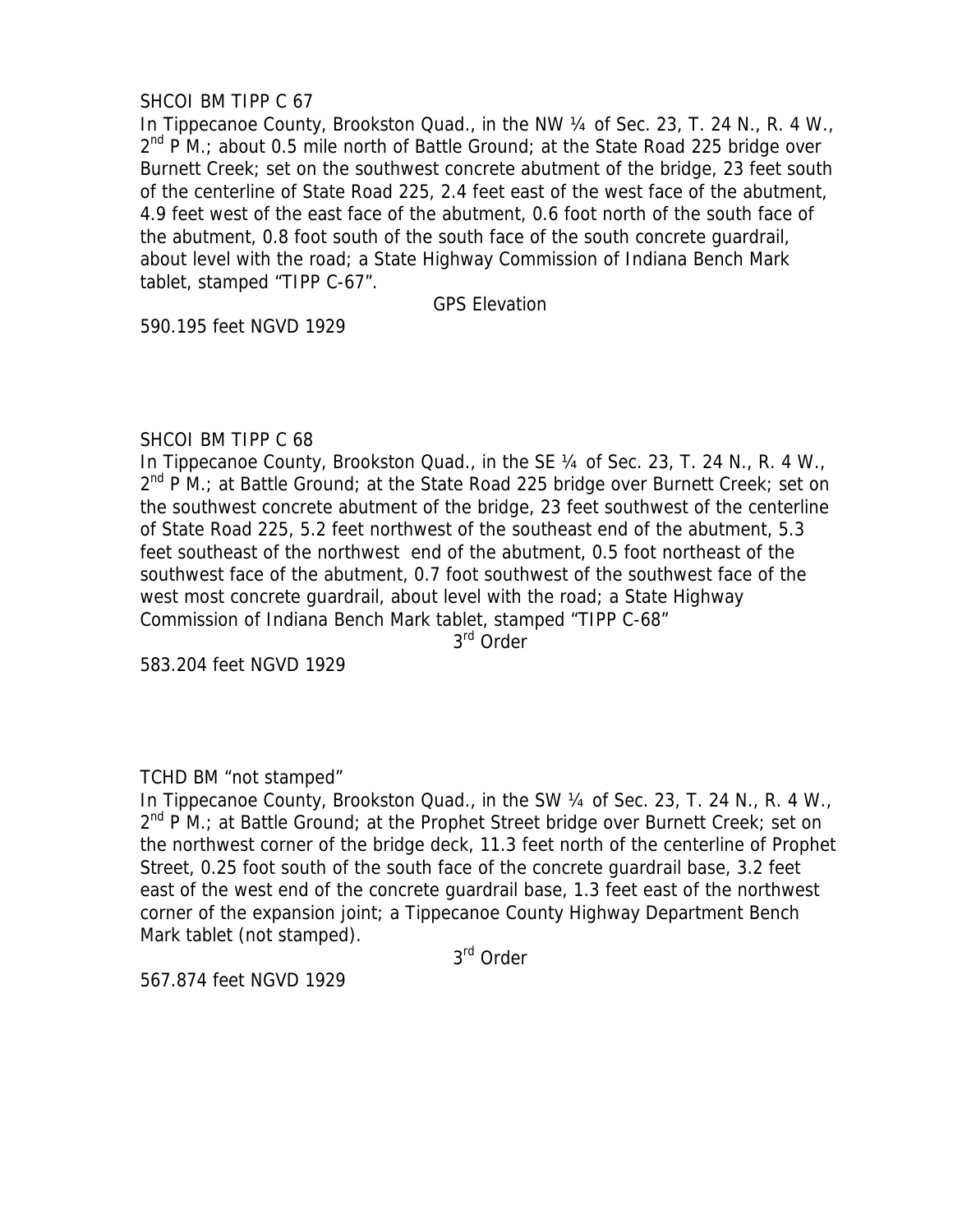SHCOI BM TIPP C 67

In Tippecanoe County, Brookston Quad., in the NW ¼ of Sec. 23, T. 24 N., R. 4 W., 2nd P M.; about 0.5 mile north of Battle Ground; at the State Road 225 bridge over Burnett Creek; set on the southwest concrete abutment of the bridge, 23 feet south of the centerline of State Road 225, 2.4 feet east of the west face of the abutment, 4.9 feet west of the east face of the abutment, 0.6 foot north of the south face of the abutment, 0.8 foot south of the south face of the south concrete guardrail, about level with the road; a State Highway Commission of Indiana Bench Mark tablet, stamped "TIPP C-67".

GPS Elevation

590.195 feet NGVD 1929

SHCOI BM TIPP C 68

In Tippecanoe County, Brookston Quad., in the SE ¼ of Sec. 23, T. 24 N., R. 4 W., 2nd P M.; at Battle Ground; at the State Road 225 bridge over Burnett Creek; set on the southwest concrete abutment of the bridge, 23 feet southwest of the centerline of State Road 225, 5.2 feet northwest of the southeast end of the abutment, 5.3 feet southeast of the northwest end of the abutment, 0.5 foot northeast of the southwest face of the abutment, 0.7 foot southwest of the southwest face of the west most concrete guardrail, about level with the road; a State Highway Commission of Indiana Bench Mark tablet, stamped "TIPP C-68"

3rd Order

583.204 feet NGVD 1929

TCHD BM "not stamped"

In Tippecanoe County, Brookston Quad., in the SW ¼ of Sec. 23, T. 24 N., R. 4 W., 2nd P M.; at Battle Ground; at the Prophet Street bridge over Burnett Creek; set on the northwest corner of the bridge deck, 11.3 feet north of the centerline of Prophet Street, 0.25 foot south of the south face of the concrete guardrail base, 3.2 feet east of the west end of the concrete guardrail base, 1.3 feet east of the northwest corner of the expansion joint; a Tippecanoe County Highway Department Bench Mark tablet (not stamped).

3rd Order

567.874 feet NGVD 1929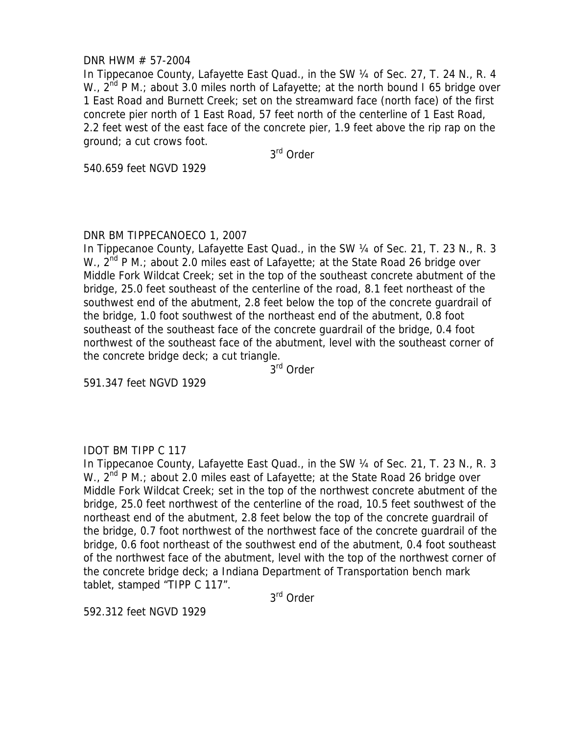DNR HWM # 57-2004

In Tippecanoe County, Lafayette East Quad., in the SW ¼ of Sec. 27, T. 24 N., R. 4 W., 2nd P M.; about 3.0 miles north of Lafayette; at the north bound I 65 bridge over 1 East Road and Burnett Creek; set on the streamward face (north face) of the first concrete pier north of 1 East Road, 57 feet north of the centerline of 1 East Road, 2.2 feet west of the east face of the concrete pier, 1.9 feet above the rip rap on the ground; a cut crows foot.

3rd Order

540.659 feet NGVD 1929

DNR BM TIPPECANOECO 1, 2007

In Tippecanoe County, Lafayette East Quad., in the SW ¼ of Sec. 21, T. 23 N., R. 3 W., 2nd P M.; about 2.0 miles east of Lafayette; at the State Road 26 bridge over Middle Fork Wildcat Creek; set in the top of the southeast concrete abutment of the bridge, 25.0 feet southeast of the centerline of the road, 8.1 feet northeast of the southwest end of the abutment, 2.8 feet below the top of the concrete guardrail of the bridge, 1.0 foot southwest of the northeast end of the abutment, 0.8 foot southeast of the southeast face of the concrete guardrail of the bridge, 0.4 foot northwest of the southeast face of the abutment, level with the southeast corner of the concrete bridge deck; a cut triangle.

3rd Order

591.347 feet NGVD 1929

IDOT BM TIPP C 117

In Tippecanoe County, Lafayette East Quad., in the SW ¼ of Sec. 21, T. 23 N., R. 3 W., 2nd P M.; about 2.0 miles east of Lafayette; at the State Road 26 bridge over Middle Fork Wildcat Creek; set in the top of the northwest concrete abutment of the bridge, 25.0 feet northwest of the centerline of the road, 10.5 feet southwest of the northeast end of the abutment, 2.8 feet below the top of the concrete guardrail of the bridge, 0.7 foot northwest of the northwest face of the concrete guardrail of the bridge, 0.6 foot northeast of the southwest end of the abutment, 0.4 foot southeast of the northwest face of the abutment, level with the top of the northwest corner of the concrete bridge deck; a Indiana Department of Transportation bench mark tablet, stamped "TIPP C 117".

3rd Order

592.312 feet NGVD 1929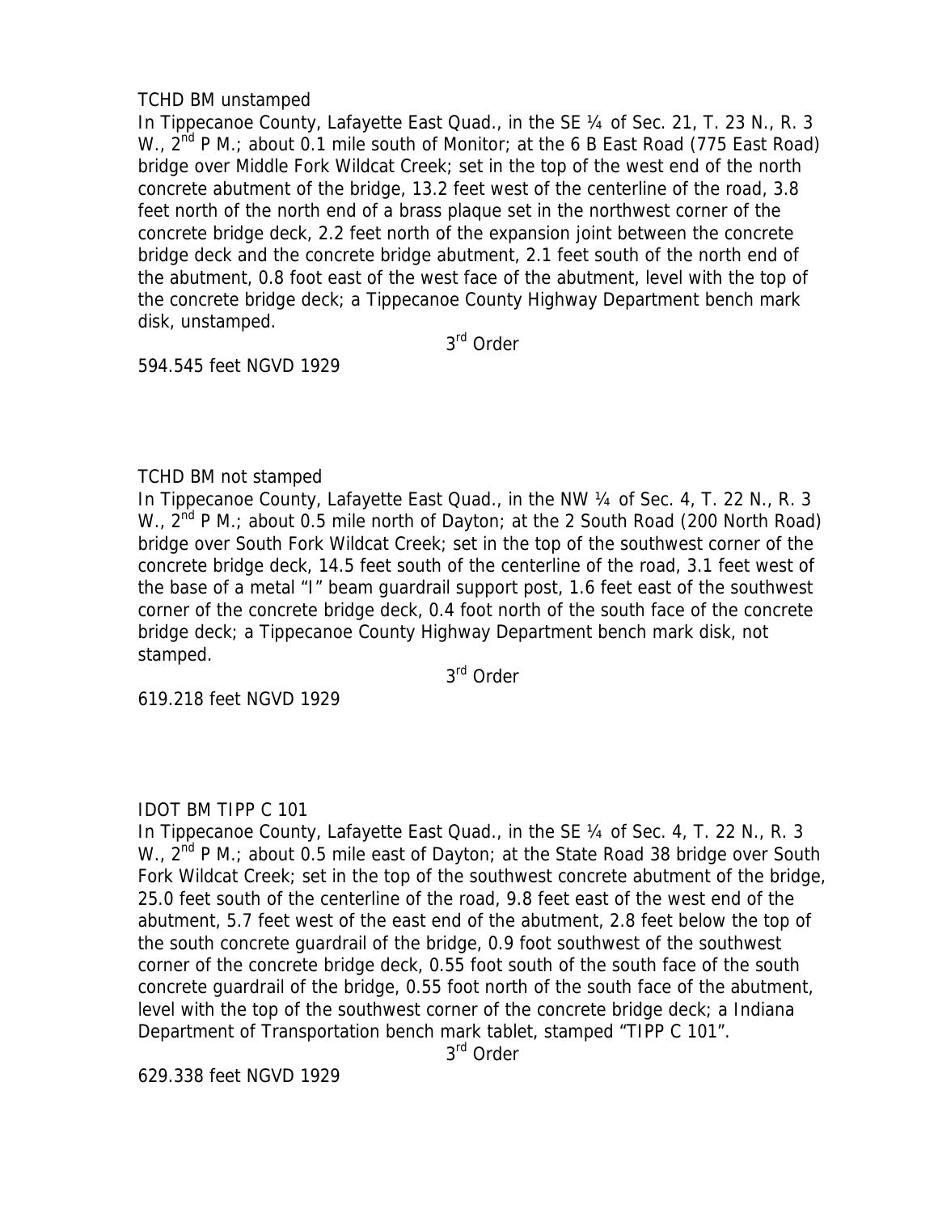TCHD BM unstamped

In Tippecanoe County, Lafayette East Quad., in the SE ¼ of Sec. 21, T. 23 N., R. 3 W., 2nd P M.; about 0.1 mile south of Monitor; at the 6 B East Road (775 East Road) bridge over Middle Fork Wildcat Creek; set in the top of the west end of the north concrete abutment of the bridge, 13.2 feet west of the centerline of the road, 3.8 feet north of the north end of a brass plaque set in the northwest corner of the concrete bridge deck, 2.2 feet north of the expansion joint between the concrete bridge deck and the concrete bridge abutment, 2.1 feet south of the north end of the abutment, 0.8 foot east of the west face of the abutment, level with the top of the concrete bridge deck; a Tippecanoe County Highway Department bench mark disk, unstamped.

3rd Order

594.545 feet NGVD 1929

TCHD BM not stamped

In Tippecanoe County, Lafayette East Quad., in the NW ¼ of Sec. 4, T. 22 N., R. 3 W., 2nd P M.; about 0.5 mile north of Dayton; at the 2 South Road (200 North Road) bridge over South Fork Wildcat Creek; set in the top of the southwest corner of the concrete bridge deck, 14.5 feet south of the centerline of the road, 3.1 feet west of the base of a metal "I" beam guardrail support post, 1.6 feet east of the southwest corner of the concrete bridge deck, 0.4 foot north of the south face of the concrete bridge deck; a Tippecanoe County Highway Department bench mark disk, not stamped.

3rd Order

619.218 feet NGVD 1929

IDOT BM TIPP C 101

In Tippecanoe County, Lafayette East Quad., in the SE ¼ of Sec. 4, T. 22 N., R. 3 W., 2nd P M.; about 0.5 mile east of Dayton; at the State Road 38 bridge over South Fork Wildcat Creek; set in the top of the southwest concrete abutment of the bridge, 25.0 feet south of the centerline of the road, 9.8 feet east of the west end of the abutment, 5.7 feet west of the east end of the abutment, 2.8 feet below the top of the south concrete guardrail of the bridge, 0.9 foot southwest of the southwest corner of the concrete bridge deck, 0.55 foot south of the south face of the south concrete guardrail of the bridge, 0.55 foot north of the south face of the abutment, level with the top of the southwest corner of the concrete bridge deck; a Indiana Department of Transportation bench mark tablet, stamped "TIPP C 101".

3rd Order

629.338 feet NGVD 1929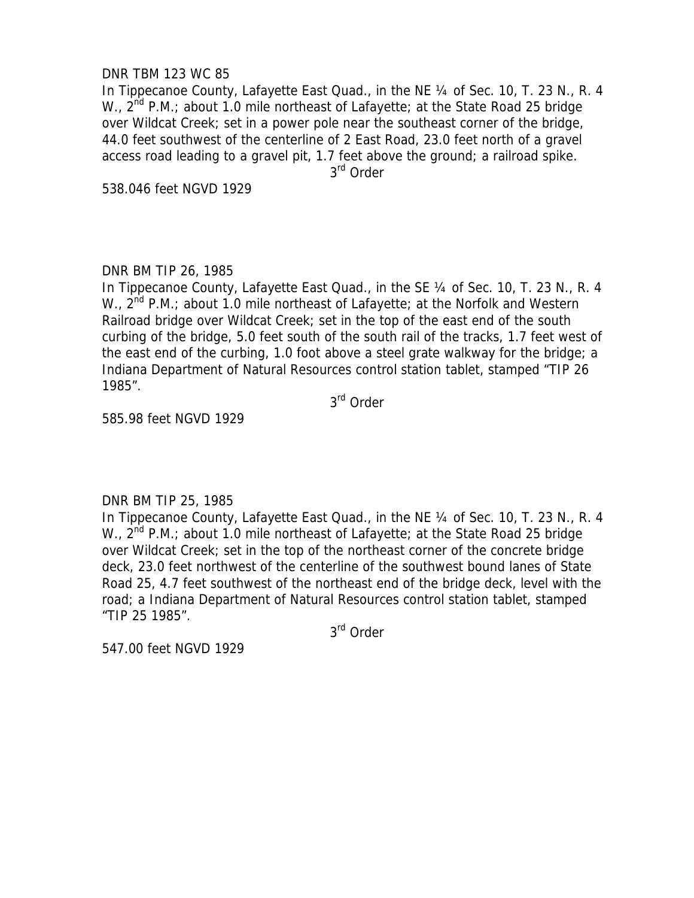DNR TBM 123 WC 85

In Tippecanoe County, Lafayette East Quad., in the NE ¼ of Sec. 10, T. 23 N., R. 4 W., 2nd P.M.; about 1.0 mile northeast of Lafayette; at the State Road 25 bridge over Wildcat Creek; set in a power pole near the southeast corner of the bridge, 44.0 feet southwest of the centerline of 2 East Road, 23.0 feet north of a gravel access road leading to a gravel pit, 1.7 feet above the ground; a railroad spike.

3rd Order

538.046 feet NGVD 1929

DNR BM TIP 26, 1985

In Tippecanoe County, Lafayette East Quad., in the SE ¼ of Sec. 10, T. 23 N., R. 4 W., 2nd P.M.; about 1.0 mile northeast of Lafayette; at the Norfolk and Western Railroad bridge over Wildcat Creek; set in the top of the east end of the south curbing of the bridge, 5.0 feet south of the south rail of the tracks, 1.7 feet west of the east end of the curbing, 1.0 foot above a steel grate walkway for the bridge; a Indiana Department of Natural Resources control station tablet, stamped "TIP 26 1985".

3rd Order

585.98 feet NGVD 1929

DNR BM TIP 25, 1985

In Tippecanoe County, Lafayette East Quad., in the NE ¼ of Sec. 10, T. 23 N., R. 4 W., 2nd P.M.; about 1.0 mile northeast of Lafayette; at the State Road 25 bridge over Wildcat Creek; set in the top of the northeast corner of the concrete bridge deck, 23.0 feet northwest of the centerline of the southwest bound lanes of State Road 25, 4.7 feet southwest of the northeast end of the bridge deck, level with the road; a Indiana Department of Natural Resources control station tablet, stamped "TIP 25 1985".

3rd Order

547.00 feet NGVD 1929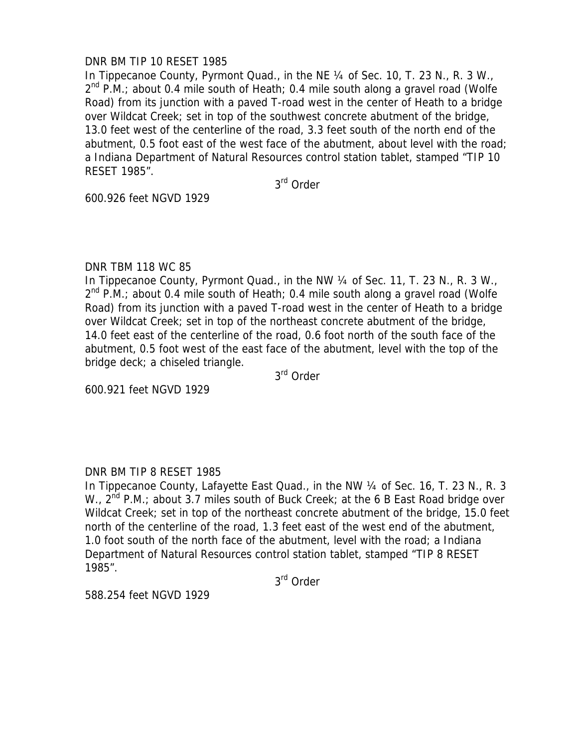DNR BM TIP 10 RESET 1985

In Tippecanoe County, Pyrmont Quad., in the NE ¼ of Sec. 10, T. 23 N., R. 3 W., 2nd P.M.; about 0.4 mile south of Heath; 0.4 mile south along a gravel road (Wolfe Road) from its junction with a paved T-road west in the center of Heath to a bridge over Wildcat Creek; set in top of the southwest concrete abutment of the bridge, 13.0 feet west of the centerline of the road, 3.3 feet south of the north end of the abutment, 0.5 foot east of the west face of the abutment, about level with the road; a Indiana Department of Natural Resources control station tablet, stamped "TIP 10 RESET 1985".

3rd Order

600.926 feet NGVD 1929

DNR TBM 118 WC 85

In Tippecanoe County, Pyrmont Quad., in the NW ¼ of Sec. 11, T. 23 N., R. 3 W., 2nd P.M.; about 0.4 mile south of Heath; 0.4 mile south along a gravel road (Wolfe Road) from its junction with a paved T-road west in the center of Heath to a bridge over Wildcat Creek; set in top of the northeast concrete abutment of the bridge, 14.0 feet east of the centerline of the road, 0.6 foot north of the south face of the abutment, 0.5 foot west of the east face of the abutment, level with the top of the bridge deck; a chiseled triangle.

3rd Order

600.921 feet NGVD 1929

DNR BM TIP 8 RESET 1985

In Tippecanoe County, Lafayette East Quad., in the NW ¼ of Sec. 16, T. 23 N., R. 3 W., 2nd P.M.; about 3.7 miles south of Buck Creek; at the 6 B East Road bridge over Wildcat Creek; set in top of the northeast concrete abutment of the bridge, 15.0 feet north of the centerline of the road, 1.3 feet east of the west end of the abutment, 1.0 foot south of the north face of the abutment, level with the road; a Indiana Department of Natural Resources control station tablet, stamped "TIP 8 RESET 1985".

3rd Order

588.254 feet NGVD 1929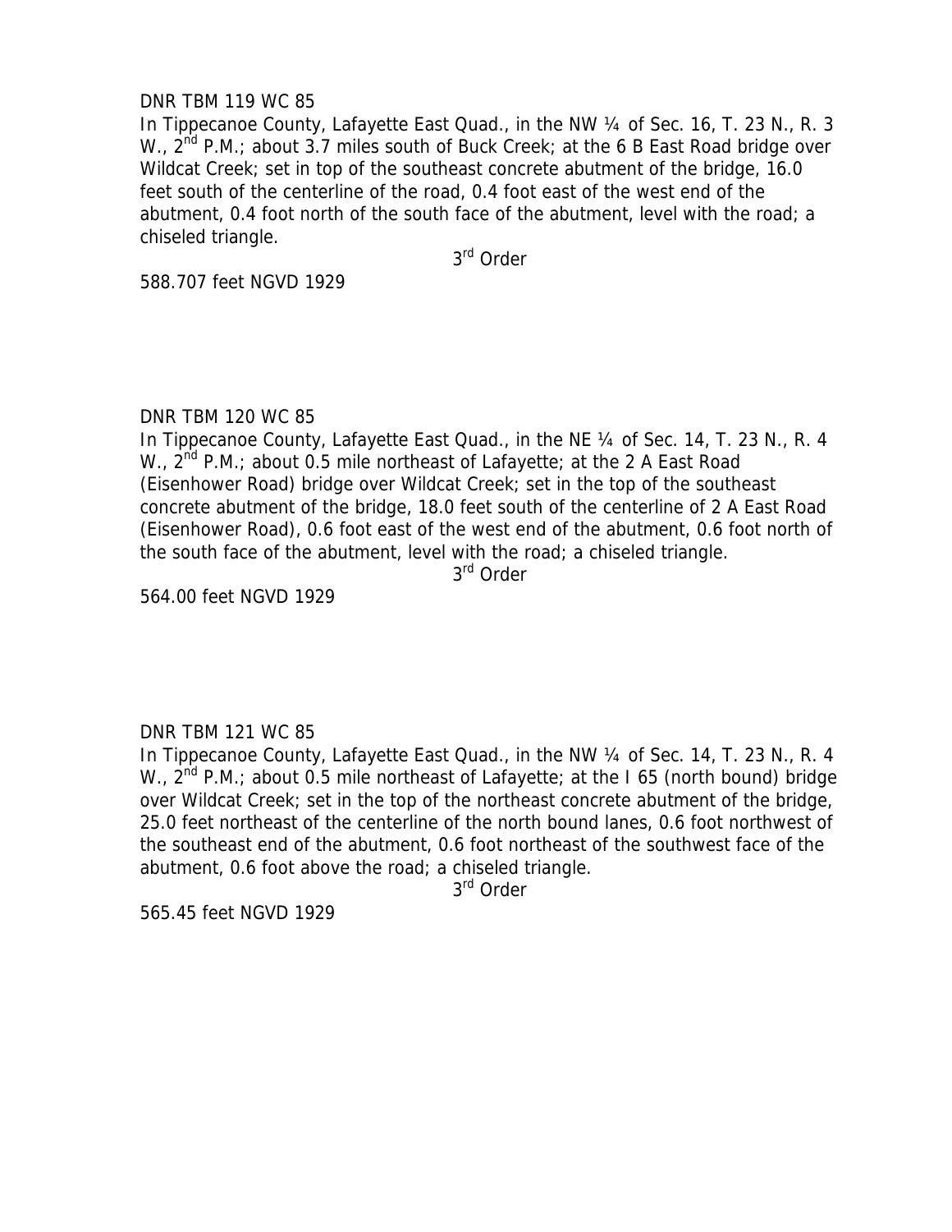DNR TBM 119 WC 85

In Tippecanoe County, Lafayette East Quad., in the NW ¼ of Sec. 16, T. 23 N., R. 3 W., 2nd P.M.; about 3.7 miles south of Buck Creek; at the 6 B East Road bridge over Wildcat Creek; set in top of the southeast concrete abutment of the bridge, 16.0 feet south of the centerline of the road, 0.4 foot east of the west end of the abutment, 0.4 foot north of the south face of the abutment, level with the road; a chiseled triangle.

3rd Order

588.707 feet NGVD 1929

DNR TBM 120 WC 85

In Tippecanoe County, Lafayette East Quad., in the NE ¼ of Sec. 14, T. 23 N., R. 4 W., 2nd P.M.; about 0.5 mile northeast of Lafayette; at the 2 A East Road (Eisenhower Road) bridge over Wildcat Creek; set in the top of the southeast concrete abutment of the bridge, 18.0 feet south of the centerline of 2 A East Road (Eisenhower Road), 0.6 foot east of the west end of the abutment, 0.6 foot north of the south face of the abutment, level with the road; a chiseled triangle.

3rd Order

564.00 feet NGVD 1929

DNR TBM 121 WC 85

In Tippecanoe County, Lafayette East Quad., in the NW ¼ of Sec. 14, T. 23 N., R. 4 W., 2nd P.M.; about 0.5 mile northeast of Lafayette; at the I 65 (north bound) bridge over Wildcat Creek; set in the top of the northeast concrete abutment of the bridge, 25.0 feet northeast of the centerline of the north bound lanes, 0.6 foot northwest of the southeast end of the abutment, 0.6 foot northeast of the southwest face of the abutment, 0.6 foot above the road; a chiseled triangle.

3rd Order

565.45 feet NGVD 1929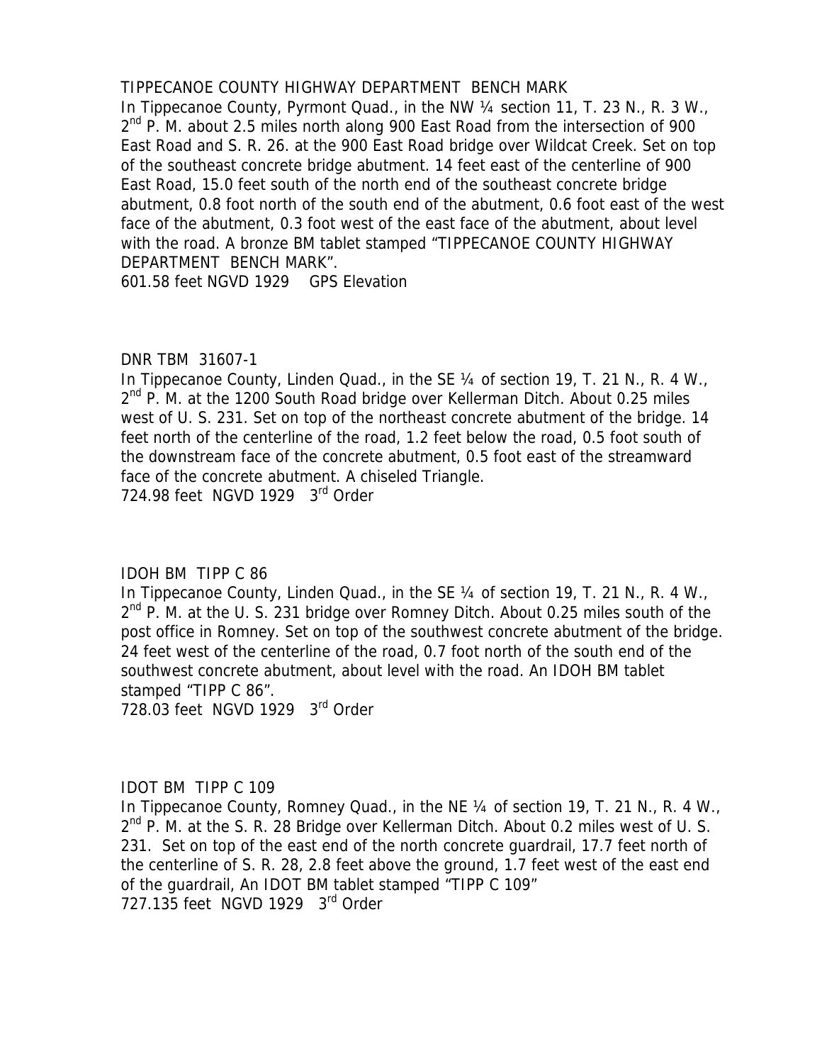TIPPECANOE COUNTY HIGHWAY DEPARTMENT  BENCH MARK

In Tippecanoe County, Pyrmont Quad., in the NW ¼ section 11, T. 23 N., R. 3 W., 2nd P. M. about 2.5 miles north along 900 East Road from the intersection of 900 East Road and S. R. 26. at the 900 East Road bridge over Wildcat Creek. Set on top of the southeast concrete bridge abutment. 14 feet east of the centerline of 900 East Road, 15.0 feet south of the north end of the southeast concrete bridge abutment, 0.8 foot north of the south end of the abutment, 0.6 foot east of the west face of the abutment, 0.3 foot west of the east face of the abutment, about level with the road. A bronze BM tablet stamped "TIPPECANOE COUNTY HIGHWAY DEPARTMENT  BENCH MARK".

601.58 feet NGVD 1929    GPS Elevation

DNR TBM  31607-1

In Tippecanoe County, Linden Quad., in the SE ¼ of section 19, T. 21 N., R. 4 W., 2nd P. M. at the 1200 South Road bridge over Kellerman Ditch. About 0.25 miles west of U. S. 231. Set on top of the northeast concrete abutment of the bridge. 14 feet north of the centerline of the road, 1.2 feet below the road, 0.5 foot south of the downstream face of the concrete abutment, 0.5 foot east of the streamward face of the concrete abutment. A chiseled Triangle.

724.98 feet  NGVD 1929   3rd Order

IDOH BM  TIPP C 86

In Tippecanoe County, Linden Quad., in the SE ¼ of section 19, T. 21 N., R. 4 W., 2nd P. M. at the U. S. 231 bridge over Romney Ditch. About 0.25 miles south of the post office in Romney. Set on top of the southwest concrete abutment of the bridge. 24 feet west of the centerline of the road, 0.7 foot north of the south end of the southwest concrete abutment, about level with the road. An IDOH BM tablet stamped "TIPP C 86".

728.03 feet  NGVD 1929   3rd Order

IDOT BM  TIPP C 109

In Tippecanoe County, Romney Quad., in the NE ¼ of section 19, T. 21 N., R. 4 W., 2nd P. M. at the S. R. 28 Bridge over Kellerman Ditch. About 0.2 miles west of U. S. 231.  Set on top of the east end of the north concrete guardrail, 17.7 feet north of the centerline of S. R. 28, 2.8 feet above the ground, 1.7 feet west of the east end of the guardrail, An IDOT BM tablet stamped "TIPP C 109"

727.135 feet  NGVD 1929   3rd Order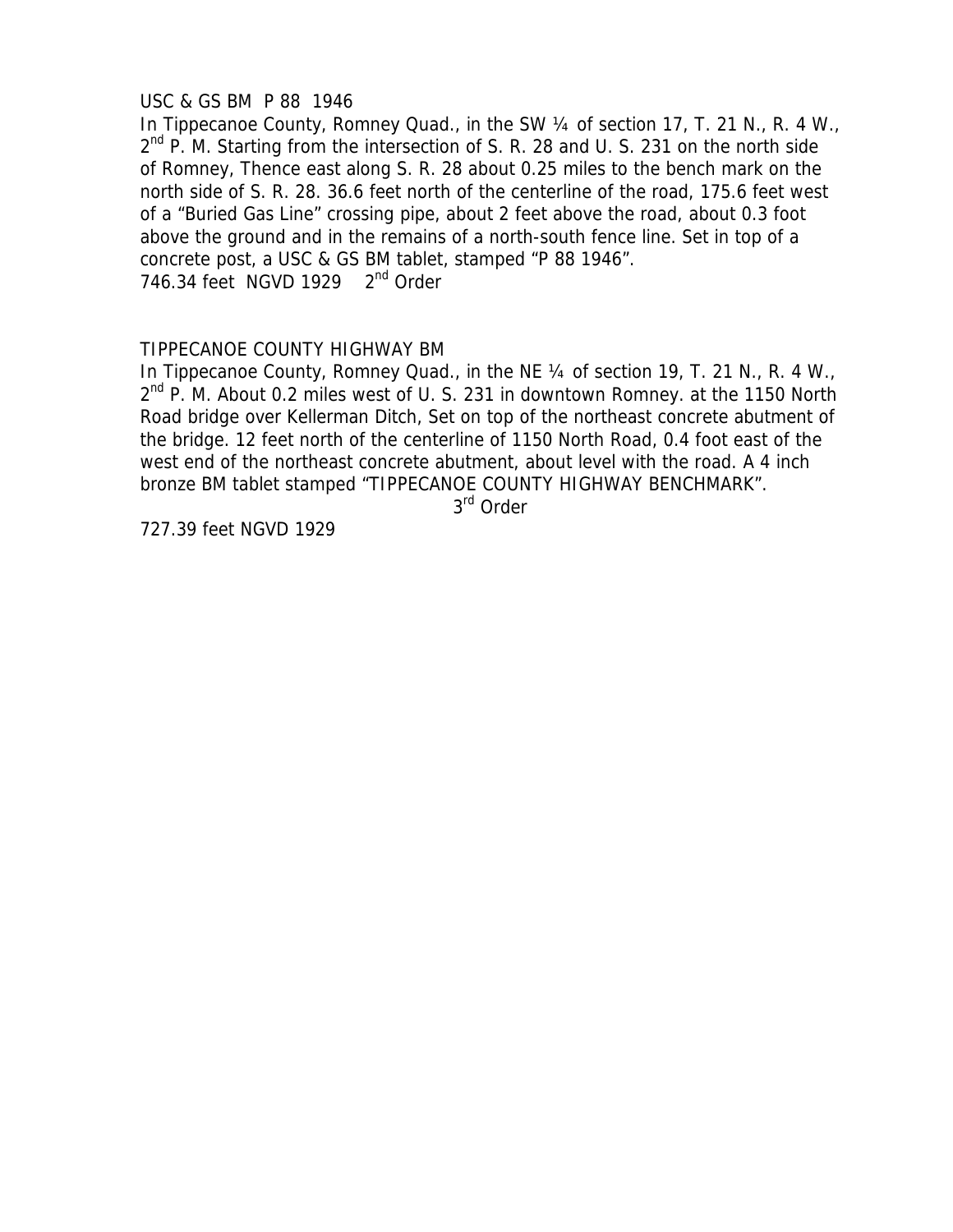USC & GS BM P 88 1946

In Tippecanoe County, Romney Quad., in the SW ¼ of section 17, T. 21 N., R. 4 W., 2nd P. M. Starting from the intersection of S. R. 28 and U. S. 231 on the north side of Romney, Thence east along S. R. 28 about 0.25 miles to the bench mark on the north side of S. R. 28. 36.6 feet north of the centerline of the road, 175.6 feet west of a "Buried Gas Line" crossing pipe, about 2 feet above the road, about 0.3 foot above the ground and in the remains of a north-south fence line. Set in top of a concrete post, a USC & GS BM tablet, stamped "P 88 1946".

746.34 feet NGVD 1929 2nd Order

TIPPECANOE COUNTY HIGHWAY BM

In Tippecanoe County, Romney Quad., in the NE ¼ of section 19, T. 21 N., R. 4 W., 2nd P. M. About 0.2 miles west of U. S. 231 in downtown Romney. at the 1150 North Road bridge over Kellerman Ditch, Set on top of the northeast concrete abutment of the bridge. 12 feet north of the centerline of 1150 North Road, 0.4 foot east of the west end of the northeast concrete abutment, about level with the road. A 4 inch bronze BM tablet stamped "TIPPECANOE COUNTY HIGHWAY BENCHMARK".

3rd Order

727.39 feet NGVD 1929